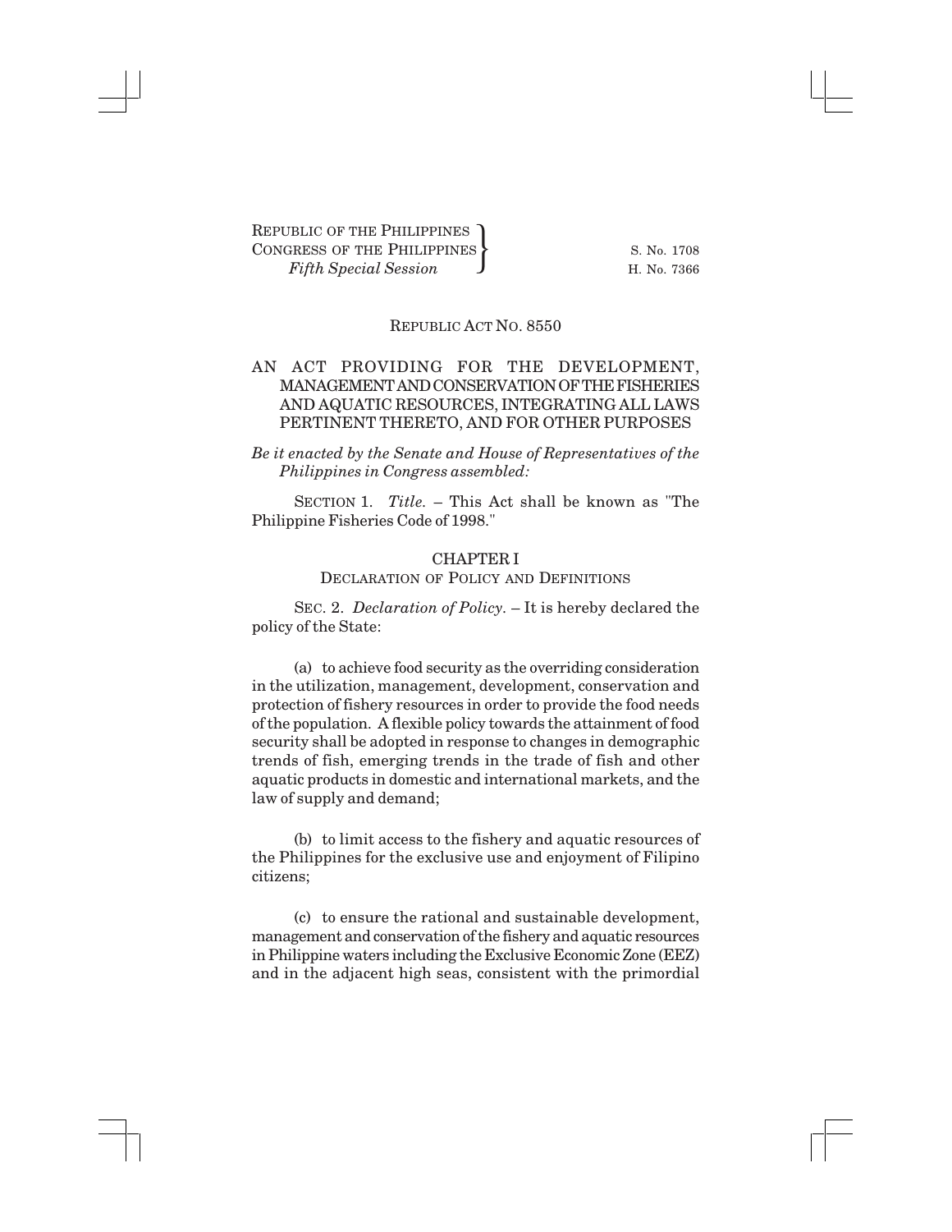REPUBLIC OF THE PHILIPPINES
CONGRESS OF THE PHILIPPINES
*Fifth Special Session*

S. No. 1708
H. No. 7366

REPUBLIC ACT NO. 8550

# AN ACT PROVIDING FOR THE DEVELOPMENT, MANAGEMENT AND CONSERVATION OF THE FISHERIES AND AQUATIC RESOURCES, INTEGRATING ALL LAWS PERTINENT THERETO, AND FOR OTHER PURPOSES

*Be it enacted by the Senate and House of Representatives of the Philippines in Congress assembled:*

SECTION 1. *Title.* – This Act shall be known as "The Philippine Fisheries Code of 1998."

## CHAPTER I
## DECLARATION OF POLICY AND DEFINITIONS

SEC. 2. *Declaration of Policy.* – It is hereby declared the policy of the State:

(a) to achieve food security as the overriding consideration in the utilization, management, development, conservation and protection of fishery resources in order to provide the food needs of the population. A flexible policy towards the attainment of food security shall be adopted in response to changes in demographic trends of fish, emerging trends in the trade of fish and other aquatic products in domestic and international markets, and the law of supply and demand;

(b) to limit access to the fishery and aquatic resources of the Philippines for the exclusive use and enjoyment of Filipino citizens;

(c) to ensure the rational and sustainable development, management and conservation of the fishery and aquatic resources in Philippine waters including the Exclusive Economic Zone (EEZ) and in the adjacent high seas, consistent with the primordial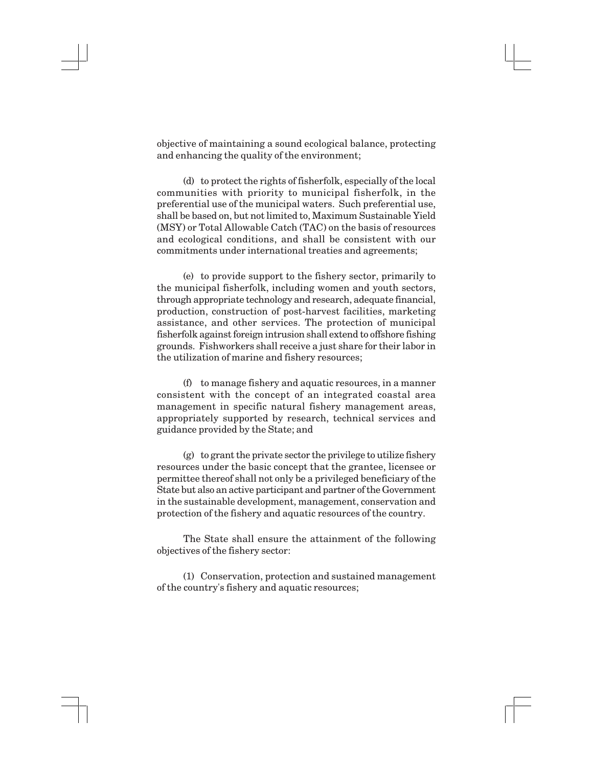objective of maintaining a sound ecological balance, protecting and enhancing the quality of the environment;

(d) to protect the rights of fisherfolk, especially of the local communities with priority to municipal fisherfolk, in the preferential use of the municipal waters. Such preferential use, shall be based on, but not limited to, Maximum Sustainable Yield (MSY) or Total Allowable Catch (TAC) on the basis of resources and ecological conditions, and shall be consistent with our commitments under international treaties and agreements;

(e) to provide support to the fishery sector, primarily to the municipal fisherfolk, including women and youth sectors, through appropriate technology and research, adequate financial, production, construction of post-harvest facilities, marketing assistance, and other services. The protection of municipal fisherfolk against foreign intrusion shall extend to offshore fishing grounds. Fishworkers shall receive a just share for their labor in the utilization of marine and fishery resources;

(f) to manage fishery and aquatic resources, in a manner consistent with the concept of an integrated coastal area management in specific natural fishery management areas, appropriately supported by research, technical services and guidance provided by the State; and

(g) to grant the private sector the privilege to utilize fishery resources under the basic concept that the grantee, licensee or permittee thereof shall not only be a privileged beneficiary of the State but also an active participant and partner of the Government in the sustainable development, management, conservation and protection of the fishery and aquatic resources of the country.

The State shall ensure the attainment of the following objectives of the fishery sector:

(1) Conservation, protection and sustained management of the country's fishery and aquatic resources;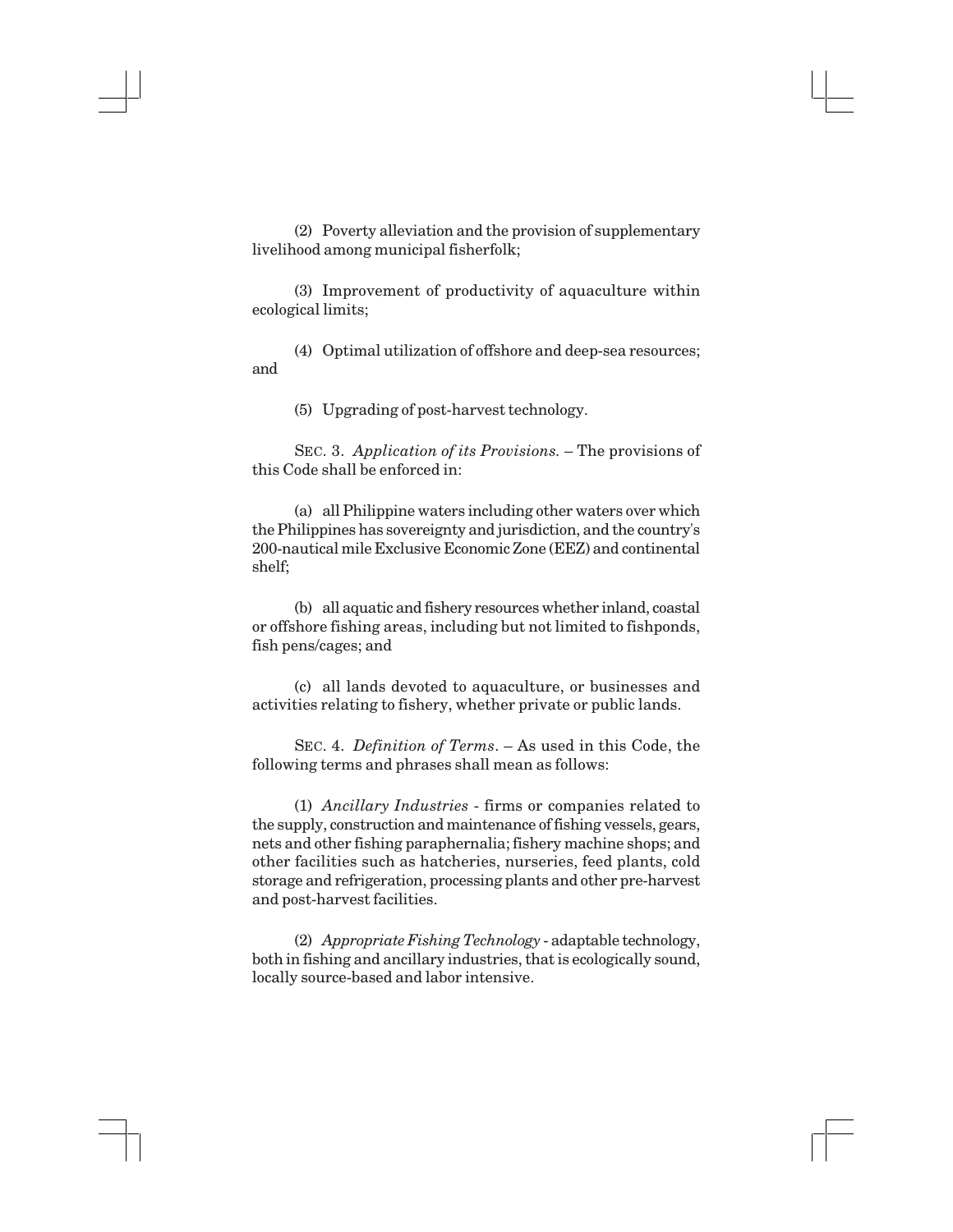(2) Poverty alleviation and the provision of supplementary livelihood among municipal fisherfolk;

(3) Improvement of productivity of aquaculture within ecological limits;

(4) Optimal utilization of offshore and deep-sea resources; and

(5) Upgrading of post-harvest technology.

SEC. 3. *Application of its Provisions.* – The provisions of this Code shall be enforced in:

(a) all Philippine waters including other waters over which the Philippines has sovereignty and jurisdiction, and the country's 200-nautical mile Exclusive Economic Zone (EEZ) and continental shelf;

(b) all aquatic and fishery resources whether inland, coastal or offshore fishing areas, including but not limited to fishponds, fish pens/cages; and

(c) all lands devoted to aquaculture, or businesses and activities relating to fishery, whether private or public lands.

SEC. 4. *Definition of Terms*. – As used in this Code, the following terms and phrases shall mean as follows:

(1) *Ancillary Industries* - firms or companies related to the supply, construction and maintenance of fishing vessels, gears, nets and other fishing paraphernalia; fishery machine shops; and other facilities such as hatcheries, nurseries, feed plants, cold storage and refrigeration, processing plants and other pre-harvest and post-harvest facilities.

(2) *Appropriate Fishing Technology* - adaptable technology, both in fishing and ancillary industries, that is ecologically sound, locally source-based and labor intensive.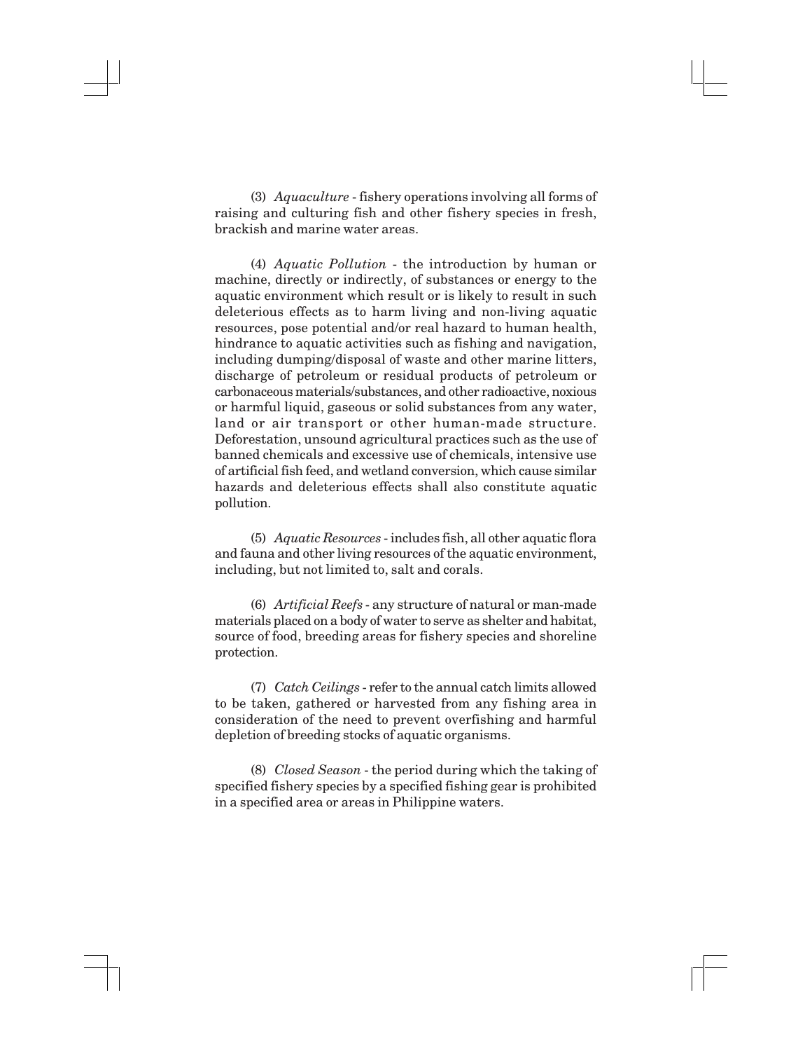(3) *Aquaculture* - fishery operations involving all forms of raising and culturing fish and other fishery species in fresh, brackish and marine water areas.

(4) *Aquatic Pollution* - the introduction by human or machine, directly or indirectly, of substances or energy to the aquatic environment which result or is likely to result in such deleterious effects as to harm living and non-living aquatic resources, pose potential and/or real hazard to human health, hindrance to aquatic activities such as fishing and navigation, including dumping/disposal of waste and other marine litters, discharge of petroleum or residual products of petroleum or carbonaceous materials/substances, and other radioactive, noxious or harmful liquid, gaseous or solid substances from any water, land or air transport or other human-made structure. Deforestation, unsound agricultural practices such as the use of banned chemicals and excessive use of chemicals, intensive use of artificial fish feed, and wetland conversion, which cause similar hazards and deleterious effects shall also constitute aquatic pollution.

(5) *Aquatic Resources* - includes fish, all other aquatic flora and fauna and other living resources of the aquatic environment, including, but not limited to, salt and corals.

(6) *Artificial Reefs* - any structure of natural or man-made materials placed on a body of water to serve as shelter and habitat, source of food, breeding areas for fishery species and shoreline protection.

(7) *Catch Ceilings* - refer to the annual catch limits allowed to be taken, gathered or harvested from any fishing area in consideration of the need to prevent overfishing and harmful depletion of breeding stocks of aquatic organisms.

(8) *Closed Season* - the period during which the taking of specified fishery species by a specified fishing gear is prohibited in a specified area or areas in Philippine waters.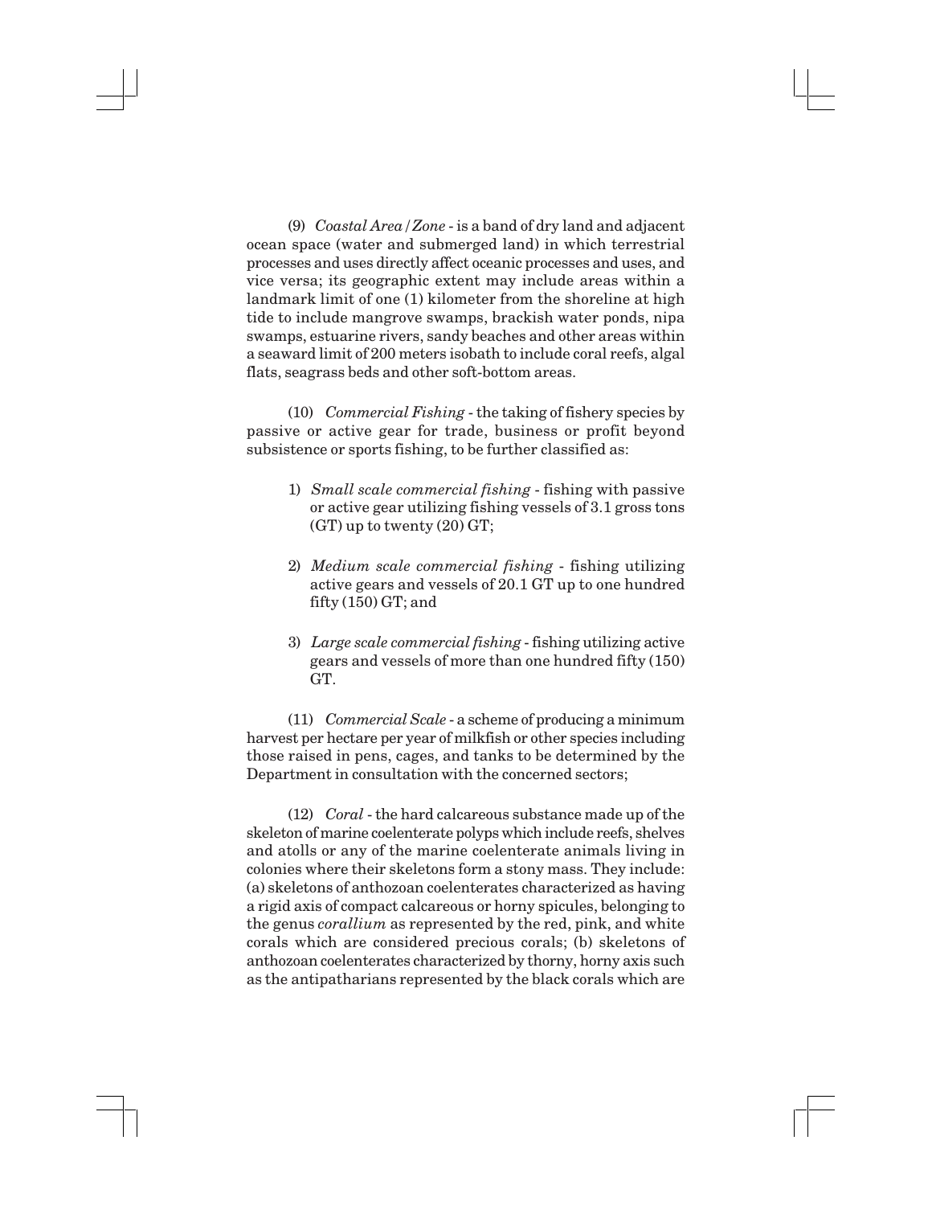(9) *Coastal Area/Zone* - is a band of dry land and adjacent ocean space (water and submerged land) in which terrestrial processes and uses directly affect oceanic processes and uses, and vice versa; its geographic extent may include areas within a landmark limit of one (1) kilometer from the shoreline at high tide to include mangrove swamps, brackish water ponds, nipa swamps, estuarine rivers, sandy beaches and other areas within a seaward limit of 200 meters isobath to include coral reefs, algal flats, seagrass beds and other soft-bottom areas.

(10) *Commercial Fishing* - the taking of fishery species by passive or active gear for trade, business or profit beyond subsistence or sports fishing, to be further classified as:

1) *Small scale commercial fishing* - fishing with passive or active gear utilizing fishing vessels of 3.1 gross tons (GT) up to twenty (20) GT;

2) *Medium scale commercial fishing* - fishing utilizing active gears and vessels of 20.1 GT up to one hundred fifty (150) GT; and

3) *Large scale commercial fishing* - fishing utilizing active gears and vessels of more than one hundred fifty (150) GT.

(11) *Commercial Scale* - a scheme of producing a minimum harvest per hectare per year of milkfish or other species including those raised in pens, cages, and tanks to be determined by the Department in consultation with the concerned sectors;

(12) *Coral* - the hard calcareous substance made up of the skeleton of marine coelenterate polyps which include reefs, shelves and atolls or any of the marine coelenterate animals living in colonies where their skeletons form a stony mass. They include: (a) skeletons of anthozoan coelenterates characterized as having a rigid axis of compact calcareous or horny spicules, belonging to the genus *corallium* as represented by the red, pink, and white corals which are considered precious corals; (b) skeletons of anthozoan coelenterates characterized by thorny, horny axis such as the antipatharians represented by the black corals which are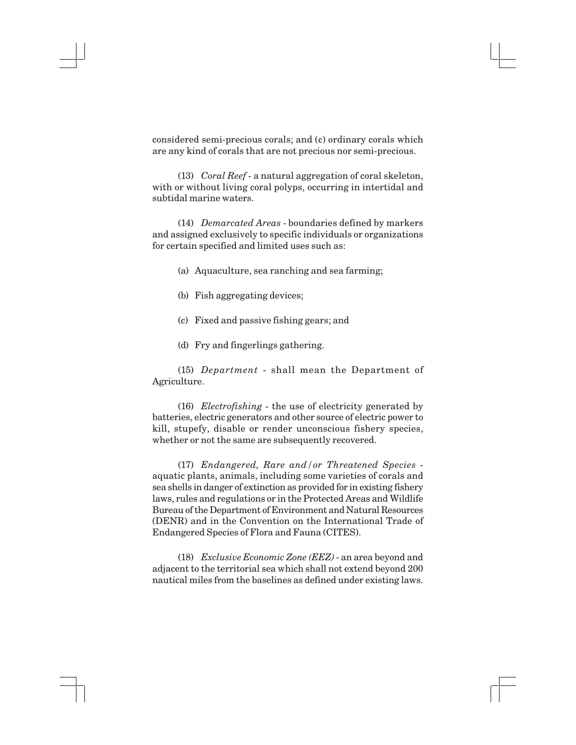considered semi-precious corals; and (c) ordinary corals which are any kind of corals that are not precious nor semi-precious.

(13) *Coral Reef* - a natural aggregation of coral skeleton, with or without living coral polyps, occurring in intertidal and subtidal marine waters.

(14) *Demarcated Areas* - boundaries defined by markers and assigned exclusively to specific individuals or organizations for certain specified and limited uses such as:

(a) Aquaculture, sea ranching and sea farming;

(b) Fish aggregating devices;

(c) Fixed and passive fishing gears; and

(d) Fry and fingerlings gathering.

(15) *Department* - shall mean the Department of Agriculture.

(16) *Electrofishing* - the use of electricity generated by batteries, electric generators and other source of electric power to kill, stupefy, disable or render unconscious fishery species, whether or not the same are subsequently recovered.

(17) *Endangered, Rare and/or Threatened Species* - aquatic plants, animals, including some varieties of corals and sea shells in danger of extinction as provided for in existing fishery laws, rules and regulations or in the Protected Areas and Wildlife Bureau of the Department of Environment and Natural Resources (DENR) and in the Convention on the International Trade of Endangered Species of Flora and Fauna (CITES).

(18) *Exclusive Economic Zone (EEZ)* - an area beyond and adjacent to the territorial sea which shall not extend beyond 200 nautical miles from the baselines as defined under existing laws.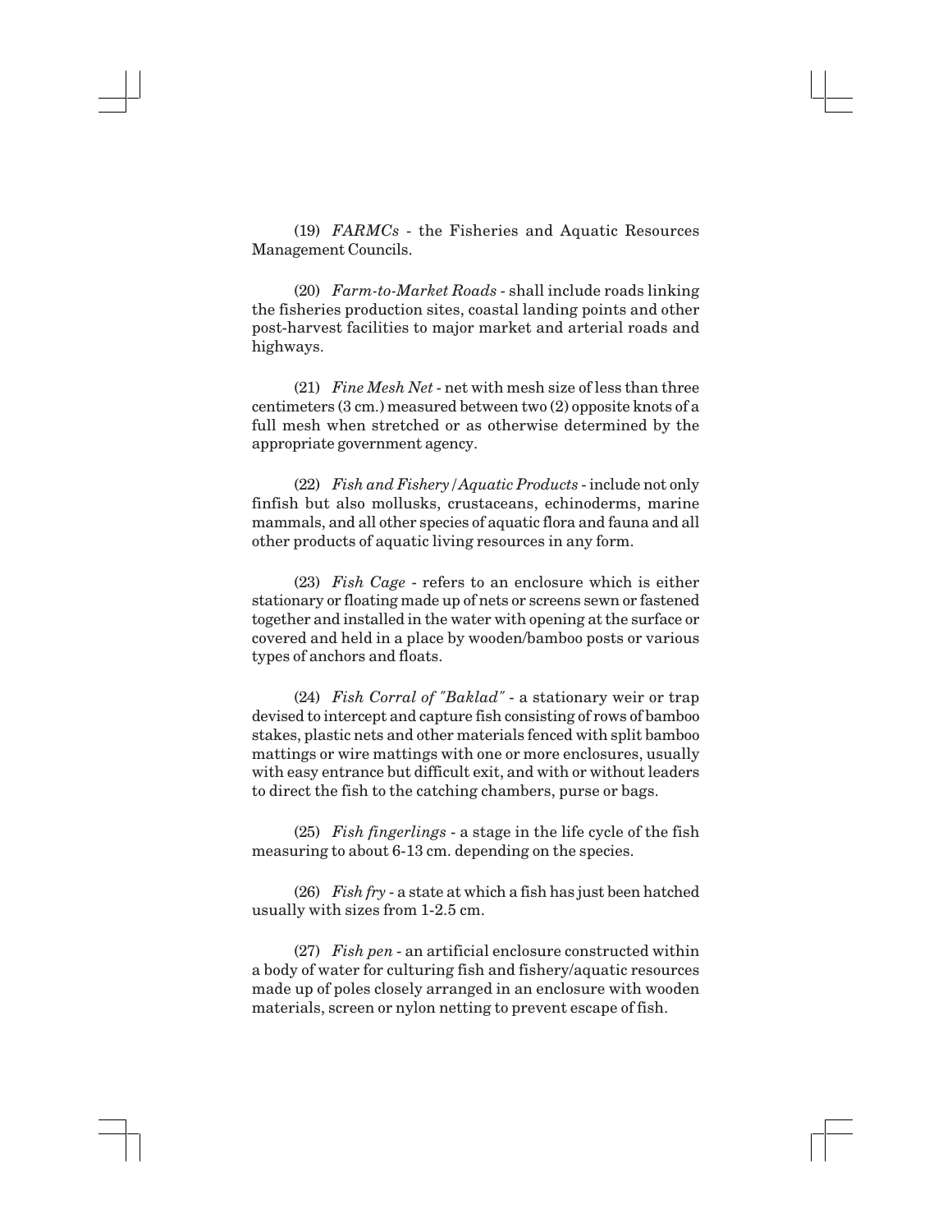(19) *FARMCs* - the Fisheries and Aquatic Resources Management Councils.

(20) *Farm-to-Market Roads* - shall include roads linking the fisheries production sites, coastal landing points and other post-harvest facilities to major market and arterial roads and highways.

(21) *Fine Mesh Net* - net with mesh size of less than three centimeters (3 cm.) measured between two (2) opposite knots of a full mesh when stretched or as otherwise determined by the appropriate government agency.

(22) *Fish and Fishery/Aquatic Products* - include not only finfish but also mollusks, crustaceans, echinoderms, marine mammals, and all other species of aquatic flora and fauna and all other products of aquatic living resources in any form.

(23) *Fish Cage* - refers to an enclosure which is either stationary or floating made up of nets or screens sewn or fastened together and installed in the water with opening at the surface or covered and held in a place by wooden/bamboo posts or various types of anchors and floats.

(24) *Fish Corral of "Baklad"* - a stationary weir or trap devised to intercept and capture fish consisting of rows of bamboo stakes, plastic nets and other materials fenced with split bamboo mattings or wire mattings with one or more enclosures, usually with easy entrance but difficult exit, and with or without leaders to direct the fish to the catching chambers, purse or bags.

(25) *Fish fingerlings* - a stage in the life cycle of the fish measuring to about 6-13 cm. depending on the species.

(26) *Fish fry* - a state at which a fish has just been hatched usually with sizes from 1-2.5 cm.

(27) *Fish pen* - an artificial enclosure constructed within a body of water for culturing fish and fishery/aquatic resources made up of poles closely arranged in an enclosure with wooden materials, screen or nylon netting to prevent escape of fish.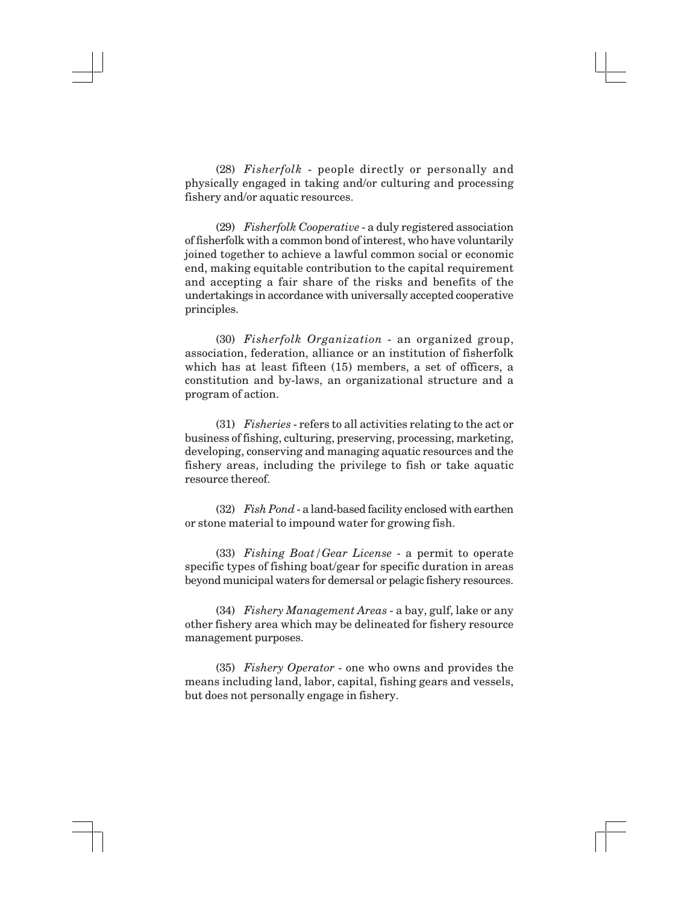(28) *Fisherfolk* - people directly or personally and physically engaged in taking and/or culturing and processing fishery and/or aquatic resources.

(29) *Fisherfolk Cooperative* - a duly registered association of fisherfolk with a common bond of interest, who have voluntarily joined together to achieve a lawful common social or economic end, making equitable contribution to the capital requirement and accepting a fair share of the risks and benefits of the undertakings in accordance with universally accepted cooperative principles.

(30) *Fisherfolk Organization* - an organized group, association, federation, alliance or an institution of fisherfolk which has at least fifteen (15) members, a set of officers, a constitution and by-laws, an organizational structure and a program of action.

(31) *Fisheries* - refers to all activities relating to the act or business of fishing, culturing, preserving, processing, marketing, developing, conserving and managing aquatic resources and the fishery areas, including the privilege to fish or take aquatic resource thereof.

(32) *Fish Pond* - a land-based facility enclosed with earthen or stone material to impound water for growing fish.

(33) *Fishing Boat/Gear License* - a permit to operate specific types of fishing boat/gear for specific duration in areas beyond municipal waters for demersal or pelagic fishery resources.

(34) *Fishery Management Areas* - a bay, gulf, lake or any other fishery area which may be delineated for fishery resource management purposes.

(35) *Fishery Operator* - one who owns and provides the means including land, labor, capital, fishing gears and vessels, but does not personally engage in fishery.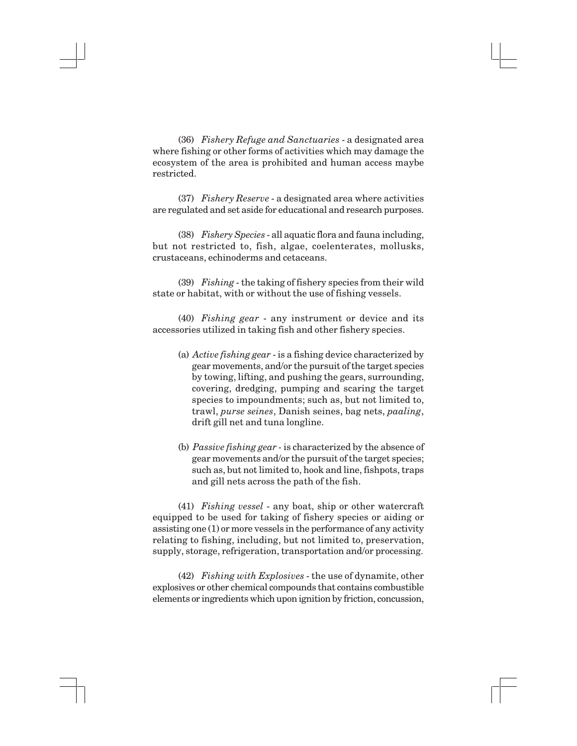(36) *Fishery Refuge and Sanctuaries* - a designated area where fishing or other forms of activities which may damage the ecosystem of the area is prohibited and human access maybe restricted.

(37) *Fishery Reserve* - a designated area where activities are regulated and set aside for educational and research purposes.

(38) *Fishery Species* - all aquatic flora and fauna including, but not restricted to, fish, algae, coelenterates, mollusks, crustaceans, echinoderms and cetaceans.

(39) *Fishing* - the taking of fishery species from their wild state or habitat, with or without the use of fishing vessels.

(40) *Fishing gear* - any instrument or device and its accessories utilized in taking fish and other fishery species.

(a) *Active fishing gear* - is a fishing device characterized by gear movements, and/or the pursuit of the target species by towing, lifting, and pushing the gears, surrounding, covering, dredging, pumping and scaring the target species to impoundments; such as, but not limited to, trawl, *purse seines*, Danish seines, bag nets, *paaling*, drift gill net and tuna longline.

(b) *Passive fishing gear* - is characterized by the absence of gear movements and/or the pursuit of the target species; such as, but not limited to, hook and line, fishpots, traps and gill nets across the path of the fish.

(41) *Fishing vessel* - any boat, ship or other watercraft equipped to be used for taking of fishery species or aiding or assisting one (1) or more vessels in the performance of any activity relating to fishing, including, but not limited to, preservation, supply, storage, refrigeration, transportation and/or processing.

(42) *Fishing with Explosives* - the use of dynamite, other explosives or other chemical compounds that contains combustible elements or ingredients which upon ignition by friction, concussion,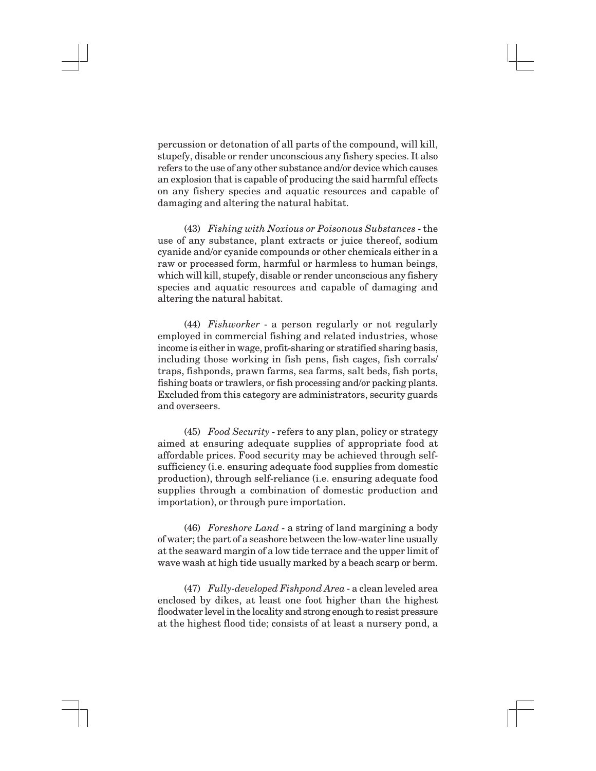percussion or detonation of all parts of the compound, will kill, stupefy, disable or render unconscious any fishery species. It also refers to the use of any other substance and/or device which causes an explosion that is capable of producing the said harmful effects on any fishery species and aquatic resources and capable of damaging and altering the natural habitat.

(43) *Fishing with Noxious or Poisonous Substances* - the use of any substance, plant extracts or juice thereof, sodium cyanide and/or cyanide compounds or other chemicals either in a raw or processed form, harmful or harmless to human beings, which will kill, stupefy, disable or render unconscious any fishery species and aquatic resources and capable of damaging and altering the natural habitat.

(44) *Fishworker* - a person regularly or not regularly employed in commercial fishing and related industries, whose income is either in wage, profit-sharing or stratified sharing basis, including those working in fish pens, fish cages, fish corrals/ traps, fishponds, prawn farms, sea farms, salt beds, fish ports, fishing boats or trawlers, or fish processing and/or packing plants. Excluded from this category are administrators, security guards and overseers.

(45) *Food Security* - refers to any plan, policy or strategy aimed at ensuring adequate supplies of appropriate food at affordable prices. Food security may be achieved through self-sufficiency (i.e. ensuring adequate food supplies from domestic production), through self-reliance (i.e. ensuring adequate food supplies through a combination of domestic production and importation), or through pure importation.

(46) *Foreshore Land* - a string of land margining a body of water; the part of a seashore between the low-water line usually at the seaward margin of a low tide terrace and the upper limit of wave wash at high tide usually marked by a beach scarp or berm.

(47) *Fully-developed Fishpond Area* - a clean leveled area enclosed by dikes, at least one foot higher than the highest floodwater level in the locality and strong enough to resist pressure at the highest flood tide; consists of at least a nursery pond, a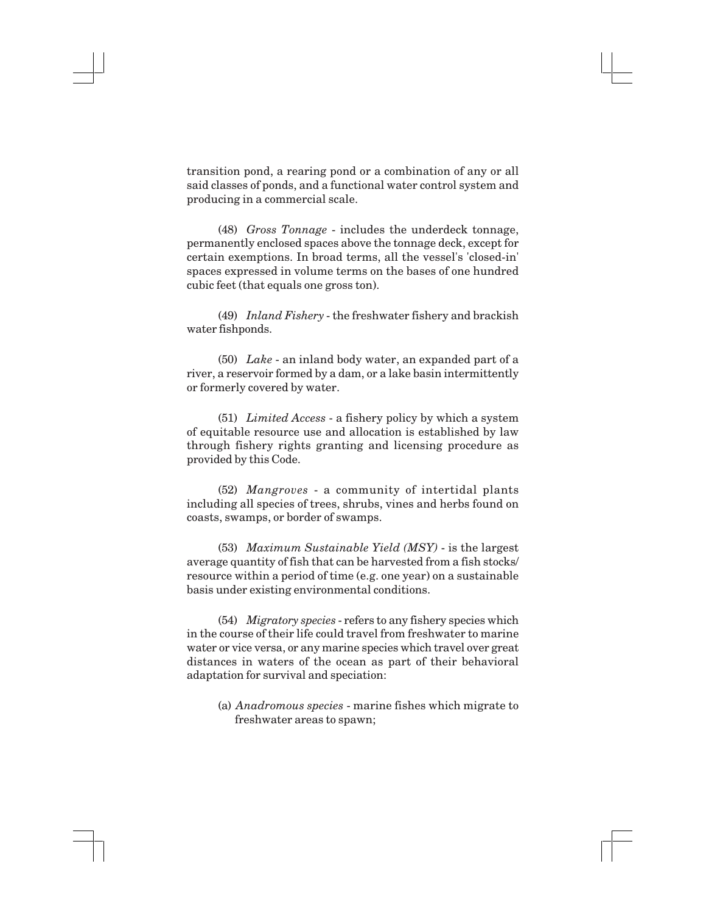transition pond, a rearing pond or a combination of any or all said classes of ponds, and a functional water control system and producing in a commercial scale.

(48) *Gross Tonnage* - includes the underdeck tonnage, permanently enclosed spaces above the tonnage deck, except for certain exemptions. In broad terms, all the vessel's 'closed-in' spaces expressed in volume terms on the bases of one hundred cubic feet (that equals one gross ton).

(49) *Inland Fishery* - the freshwater fishery and brackish water fishponds.

(50) *Lake* - an inland body water, an expanded part of a river, a reservoir formed by a dam, or a lake basin intermittently or formerly covered by water.

(51) *Limited Access* - a fishery policy by which a system of equitable resource use and allocation is established by law through fishery rights granting and licensing procedure as provided by this Code.

(52) *Mangroves* - a community of intertidal plants including all species of trees, shrubs, vines and herbs found on coasts, swamps, or border of swamps.

(53) *Maximum Sustainable Yield (MSY)* - is the largest average quantity of fish that can be harvested from a fish stocks/ resource within a period of time (e.g. one year) on a sustainable basis under existing environmental conditions.

(54) *Migratory species* - refers to any fishery species which in the course of their life could travel from freshwater to marine water or vice versa, or any marine species which travel over great distances in waters of the ocean as part of their behavioral adaptation for survival and speciation:

(a) *Anadromous species* - marine fishes which migrate to freshwater areas to spawn;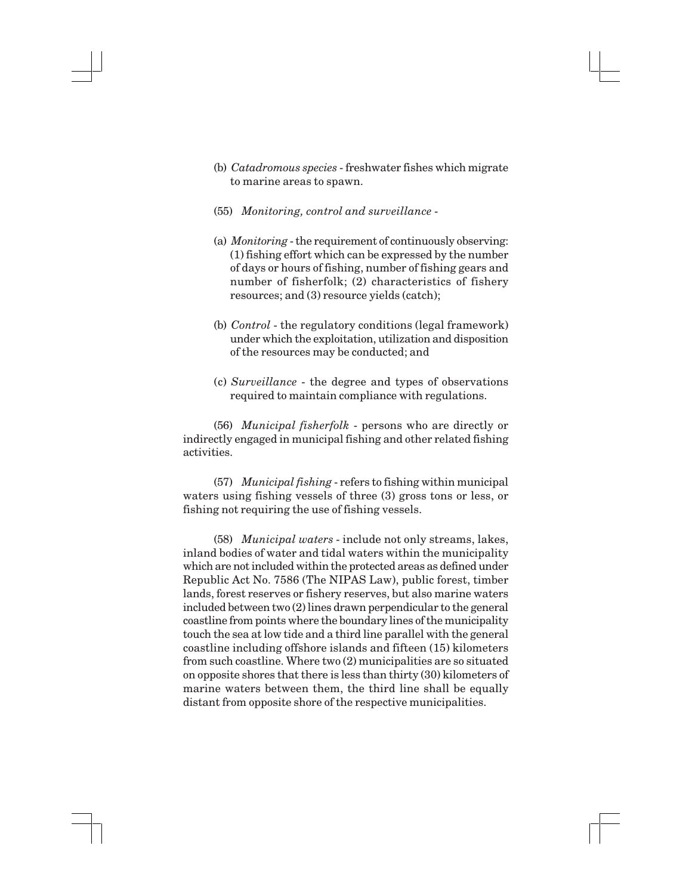(b) *Catadromous species* - freshwater fishes which migrate to marine areas to spawn.

(55) *Monitoring, control and surveillance* -

(a) *Monitoring* - the requirement of continuously observing: (1) fishing effort which can be expressed by the number of days or hours of fishing, number of fishing gears and number of fisherfolk; (2) characteristics of fishery resources; and (3) resource yields (catch);

(b) *Control* - the regulatory conditions (legal framework) under which the exploitation, utilization and disposition of the resources may be conducted; and

(c) *Surveillance* - the degree and types of observations required to maintain compliance with regulations.

(56) *Municipal fisherfolk* - persons who are directly or indirectly engaged in municipal fishing and other related fishing activities.

(57) *Municipal fishing* - refers to fishing within municipal waters using fishing vessels of three (3) gross tons or less, or fishing not requiring the use of fishing vessels.

(58) *Municipal waters* - include not only streams, lakes, inland bodies of water and tidal waters within the municipality which are not included within the protected areas as defined under Republic Act No. 7586 (The NIPAS Law), public forest, timber lands, forest reserves or fishery reserves, but also marine waters included between two (2) lines drawn perpendicular to the general coastline from points where the boundary lines of the municipality touch the sea at low tide and a third line parallel with the general coastline including offshore islands and fifteen (15) kilometers from such coastline. Where two (2) municipalities are so situated on opposite shores that there is less than thirty (30) kilometers of marine waters between them, the third line shall be equally distant from opposite shore of the respective municipalities.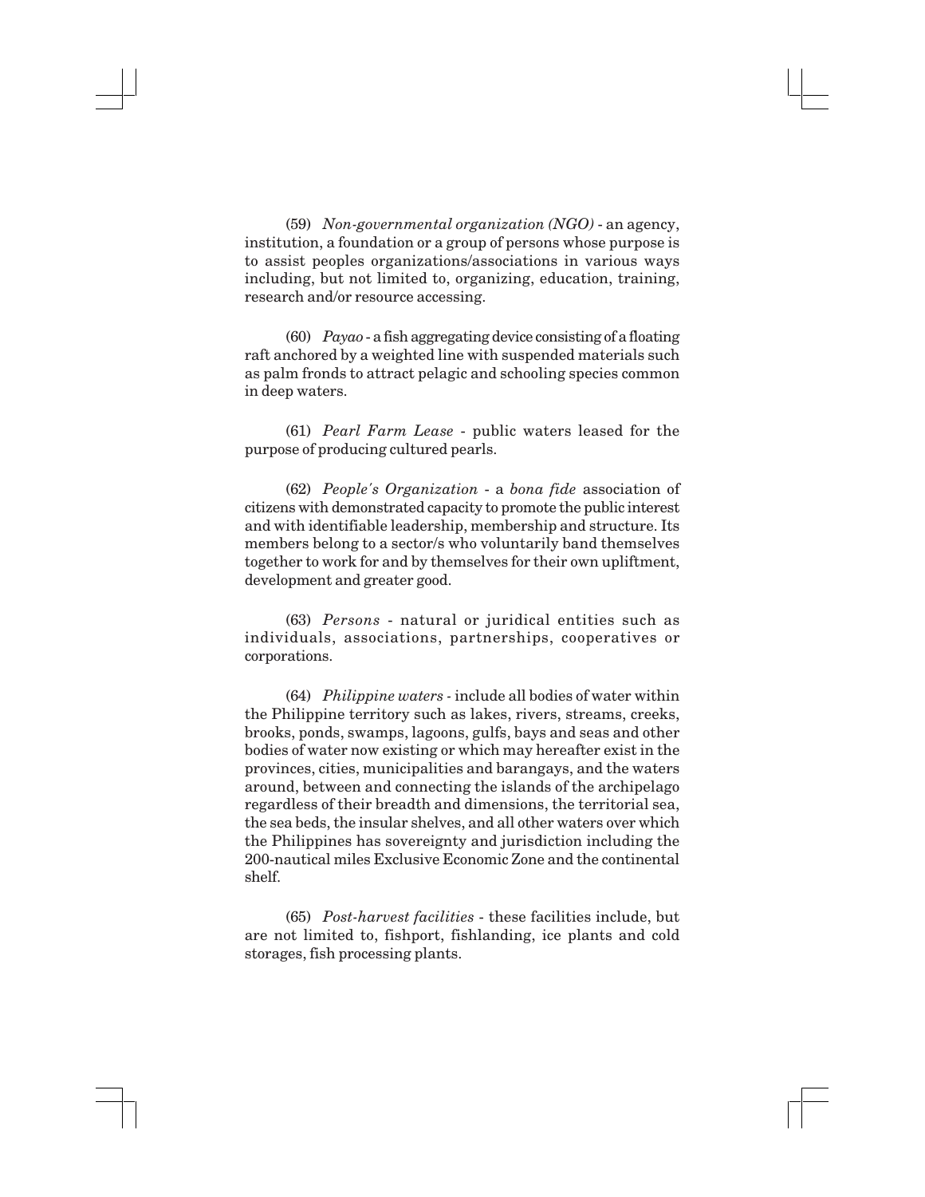(59) *Non-governmental organization (NGO)* - an agency, institution, a foundation or a group of persons whose purpose is to assist peoples organizations/associations in various ways including, but not limited to, organizing, education, training, research and/or resource accessing.

(60) *Payao* - a fish aggregating device consisting of a floating raft anchored by a weighted line with suspended materials such as palm fronds to attract pelagic and schooling species common in deep waters.

(61) *Pearl Farm Lease* - public waters leased for the purpose of producing cultured pearls.

(62) *People's Organization* - a *bona fide* association of citizens with demonstrated capacity to promote the public interest and with identifiable leadership, membership and structure. Its members belong to a sector/s who voluntarily band themselves together to work for and by themselves for their own upliftment, development and greater good.

(63) *Persons* - natural or juridical entities such as individuals, associations, partnerships, cooperatives or corporations.

(64) *Philippine waters* - include all bodies of water within the Philippine territory such as lakes, rivers, streams, creeks, brooks, ponds, swamps, lagoons, gulfs, bays and seas and other bodies of water now existing or which may hereafter exist in the provinces, cities, municipalities and barangays, and the waters around, between and connecting the islands of the archipelago regardless of their breadth and dimensions, the territorial sea, the sea beds, the insular shelves, and all other waters over which the Philippines has sovereignty and jurisdiction including the 200-nautical miles Exclusive Economic Zone and the continental shelf.

(65) *Post-harvest facilities* - these facilities include, but are not limited to, fishport, fishlanding, ice plants and cold storages, fish processing plants.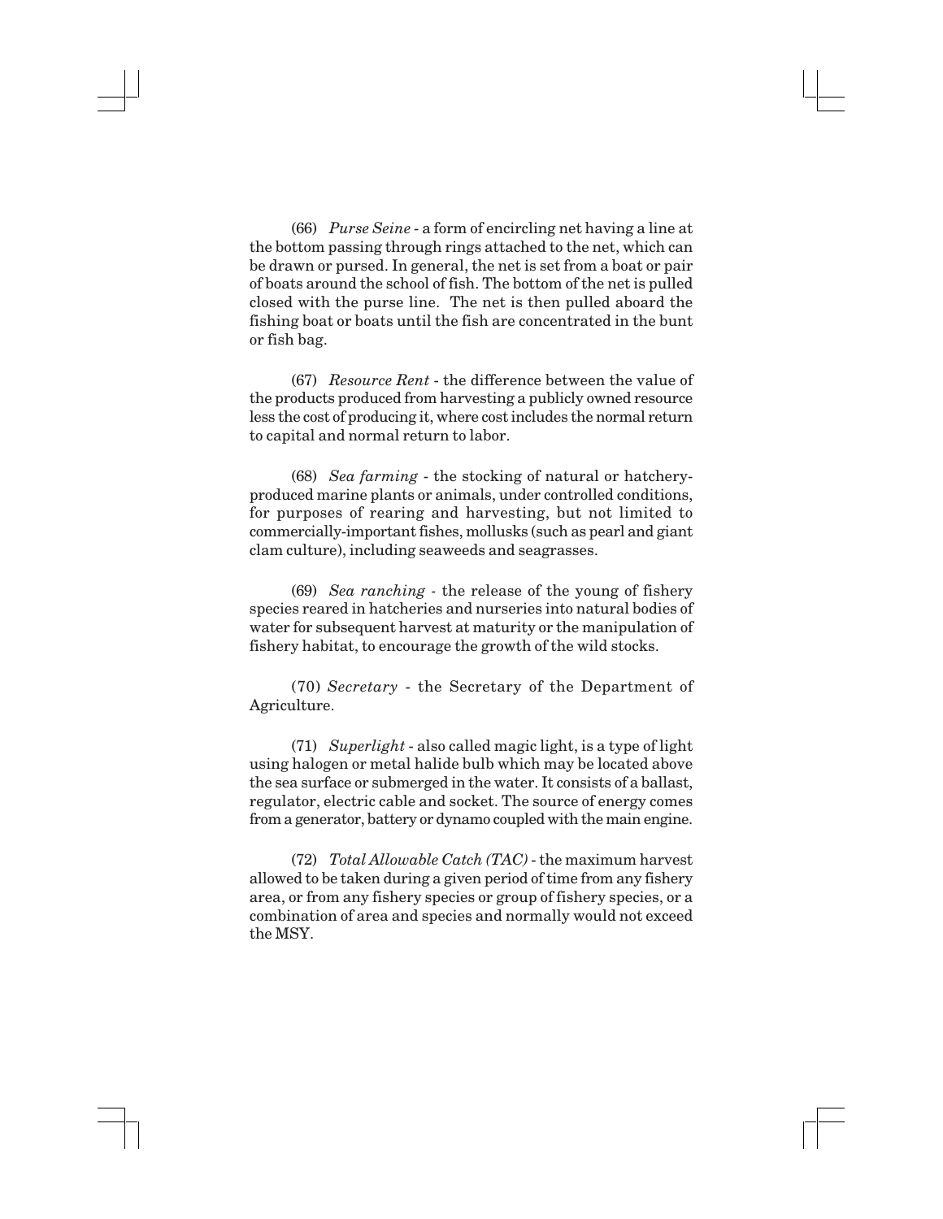(66) *Purse Seine* - a form of encircling net having a line at the bottom passing through rings attached to the net, which can be drawn or pursed. In general, the net is set from a boat or pair of boats around the school of fish. The bottom of the net is pulled closed with the purse line. The net is then pulled aboard the fishing boat or boats until the fish are concentrated in the bunt or fish bag.

(67) *Resource Rent* - the difference between the value of the products produced from harvesting a publicly owned resource less the cost of producing it, where cost includes the normal return to capital and normal return to labor.

(68) *Sea farming* - the stocking of natural or hatchery-produced marine plants or animals, under controlled conditions, for purposes of rearing and harvesting, but not limited to commercially-important fishes, mollusks (such as pearl and giant clam culture), including seaweeds and seagrasses.

(69) *Sea ranching* - the release of the young of fishery species reared in hatcheries and nurseries into natural bodies of water for subsequent harvest at maturity or the manipulation of fishery habitat, to encourage the growth of the wild stocks.

(70) *Secretary* - the Secretary of the Department of Agriculture.

(71) *Superlight* - also called magic light, is a type of light using halogen or metal halide bulb which may be located above the sea surface or submerged in the water. It consists of a ballast, regulator, electric cable and socket. The source of energy comes from a generator, battery or dynamo coupled with the main engine.

(72) *Total Allowable Catch (TAC)* - the maximum harvest allowed to be taken during a given period of time from any fishery area, or from any fishery species or group of fishery species, or a combination of area and species and normally would not exceed the MSY.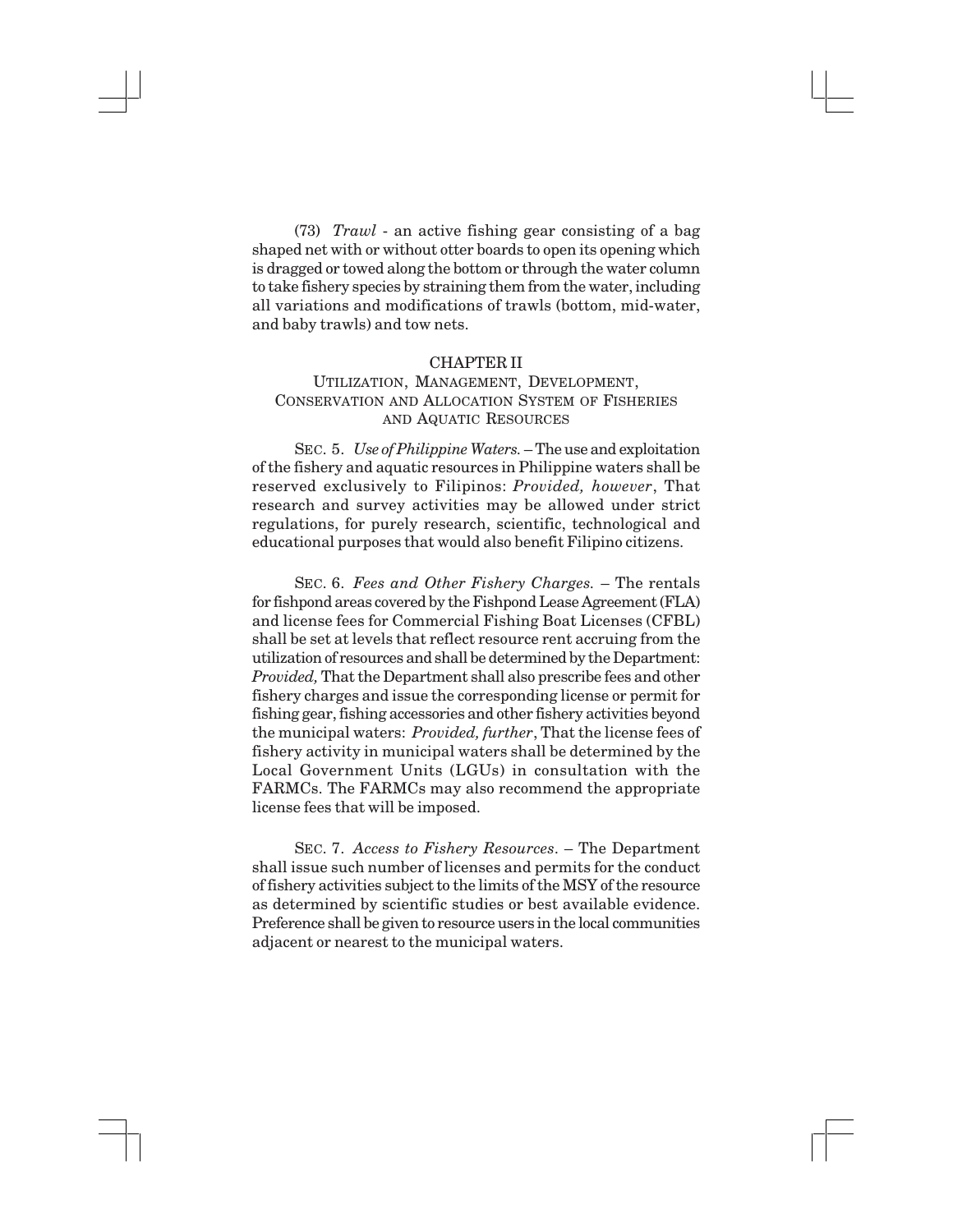(73) *Trawl* - an active fishing gear consisting of a bag shaped net with or without otter boards to open its opening which is dragged or towed along the bottom or through the water column to take fishery species by straining them from the water, including all variations and modifications of trawls (bottom, mid-water, and baby trawls) and tow nets.

## CHAPTER II

## UTILIZATION, MANAGEMENT, DEVELOPMENT, CONSERVATION AND ALLOCATION SYSTEM OF FISHERIES AND AQUATIC RESOURCES

SEC. 5. *Use of Philippine Waters.* – The use and exploitation of the fishery and aquatic resources in Philippine waters shall be reserved exclusively to Filipinos: *Provided, however*, That research and survey activities may be allowed under strict regulations, for purely research, scientific, technological and educational purposes that would also benefit Filipino citizens.

SEC. 6. *Fees and Other Fishery Charges.* – The rentals for fishpond areas covered by the Fishpond Lease Agreement (FLA) and license fees for Commercial Fishing Boat Licenses (CFBL) shall be set at levels that reflect resource rent accruing from the utilization of resources and shall be determined by the Department: *Provided,* That the Department shall also prescribe fees and other fishery charges and issue the corresponding license or permit for fishing gear, fishing accessories and other fishery activities beyond the municipal waters: *Provided, further*, That the license fees of fishery activity in municipal waters shall be determined by the Local Government Units (LGUs) in consultation with the FARMCs. The FARMCs may also recommend the appropriate license fees that will be imposed.

SEC. 7. *Access to Fishery Resources*. – The Department shall issue such number of licenses and permits for the conduct of fishery activities subject to the limits of the MSY of the resource as determined by scientific studies or best available evidence. Preference shall be given to resource users in the local communities adjacent or nearest to the municipal waters.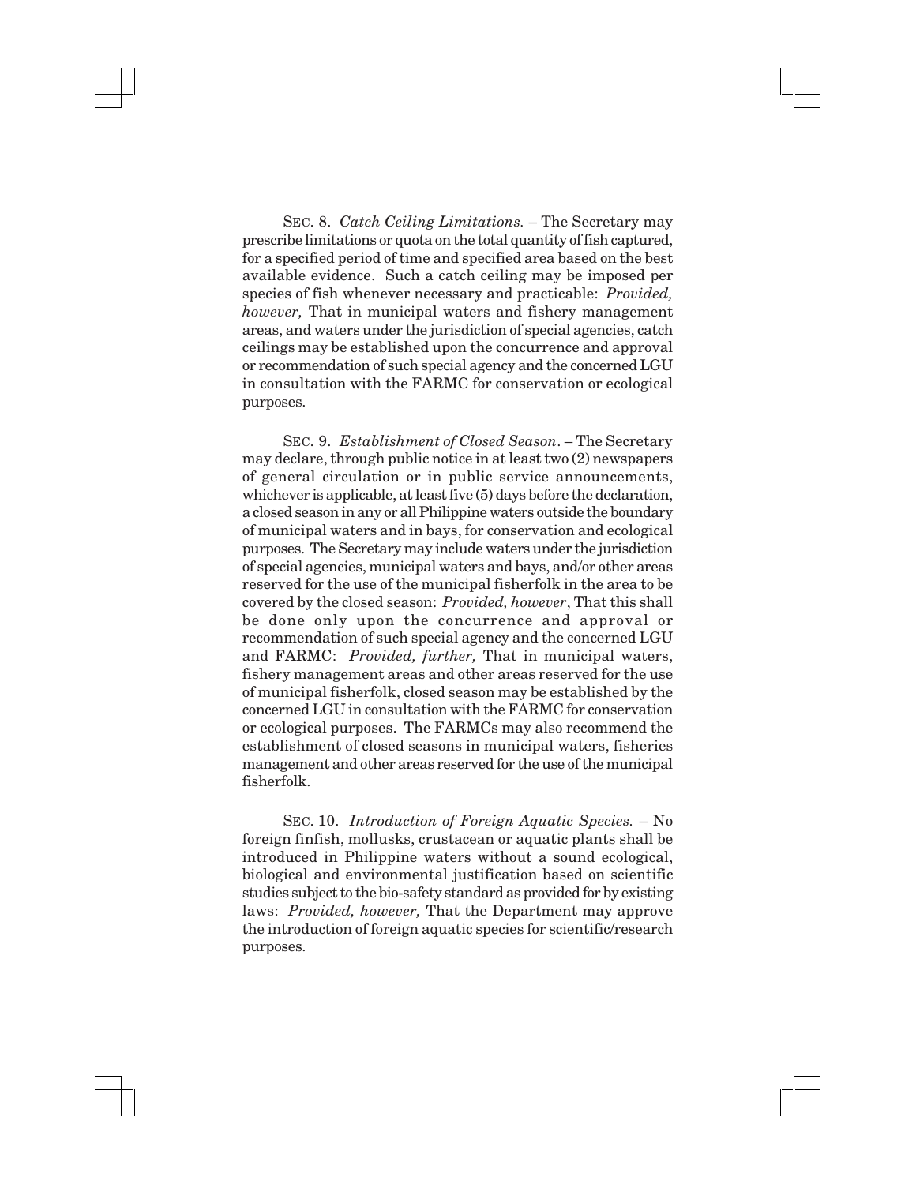SEC. 8. *Catch Ceiling Limitations.* – The Secretary may prescribe limitations or quota on the total quantity of fish captured, for a specified period of time and specified area based on the best available evidence. Such a catch ceiling may be imposed per species of fish whenever necessary and practicable: *Provided, however,* That in municipal waters and fishery management areas, and waters under the jurisdiction of special agencies, catch ceilings may be established upon the concurrence and approval or recommendation of such special agency and the concerned LGU in consultation with the FARMC for conservation or ecological purposes.

SEC. 9. *Establishment of Closed Season*. – The Secretary may declare, through public notice in at least two (2) newspapers of general circulation or in public service announcements, whichever is applicable, at least five (5) days before the declaration, a closed season in any or all Philippine waters outside the boundary of municipal waters and in bays, for conservation and ecological purposes. The Secretary may include waters under the jurisdiction of special agencies, municipal waters and bays, and/or other areas reserved for the use of the municipal fisherfolk in the area to be covered by the closed season: *Provided, however*, That this shall be done only upon the concurrence and approval or recommendation of such special agency and the concerned LGU and FARMC: *Provided, further,* That in municipal waters, fishery management areas and other areas reserved for the use of municipal fisherfolk, closed season may be established by the concerned LGU in consultation with the FARMC for conservation or ecological purposes. The FARMCs may also recommend the establishment of closed seasons in municipal waters, fisheries management and other areas reserved for the use of the municipal fisherfolk.

SEC. 10. *Introduction of Foreign Aquatic Species.* – No foreign finfish, mollusks, crustacean or aquatic plants shall be introduced in Philippine waters without a sound ecological, biological and environmental justification based on scientific studies subject to the bio-safety standard as provided for by existing laws: *Provided, however,* That the Department may approve the introduction of foreign aquatic species for scientific/research purposes.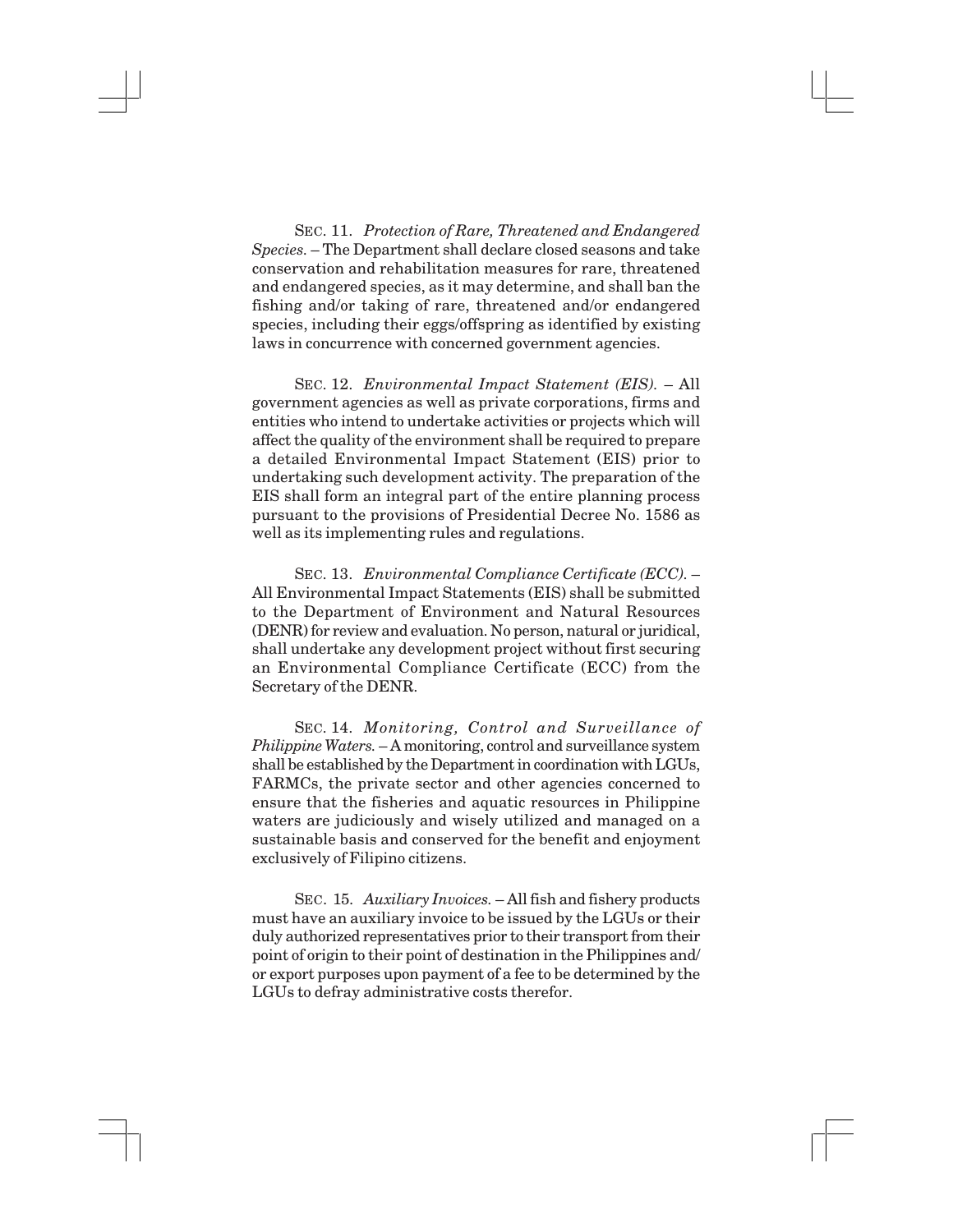SEC. 11. *Protection of Rare, Threatened and Endangered Species.* – The Department shall declare closed seasons and take conservation and rehabilitation measures for rare, threatened and endangered species, as it may determine, and shall ban the fishing and/or taking of rare, threatened and/or endangered species, including their eggs/offspring as identified by existing laws in concurrence with concerned government agencies.

SEC. 12. *Environmental Impact Statement (EIS).* – All government agencies as well as private corporations, firms and entities who intend to undertake activities or projects which will affect the quality of the environment shall be required to prepare a detailed Environmental Impact Statement (EIS) prior to undertaking such development activity. The preparation of the EIS shall form an integral part of the entire planning process pursuant to the provisions of Presidential Decree No. 1586 as well as its implementing rules and regulations.

SEC. 13. *Environmental Compliance Certificate (ECC).* – All Environmental Impact Statements (EIS) shall be submitted to the Department of Environment and Natural Resources (DENR) for review and evaluation. No person, natural or juridical, shall undertake any development project without first securing an Environmental Compliance Certificate (ECC) from the Secretary of the DENR.

SEC. 14. *Monitoring, Control and Surveillance of Philippine Waters.* – A monitoring, control and surveillance system shall be established by the Department in coordination with LGUs, FARMCs, the private sector and other agencies concerned to ensure that the fisheries and aquatic resources in Philippine waters are judiciously and wisely utilized and managed on a sustainable basis and conserved for the benefit and enjoyment exclusively of Filipino citizens.

SEC. 15. *Auxiliary Invoices.* – All fish and fishery products must have an auxiliary invoice to be issued by the LGUs or their duly authorized representatives prior to their transport from their point of origin to their point of destination in the Philippines and/or export purposes upon payment of a fee to be determined by the LGUs to defray administrative costs therefor.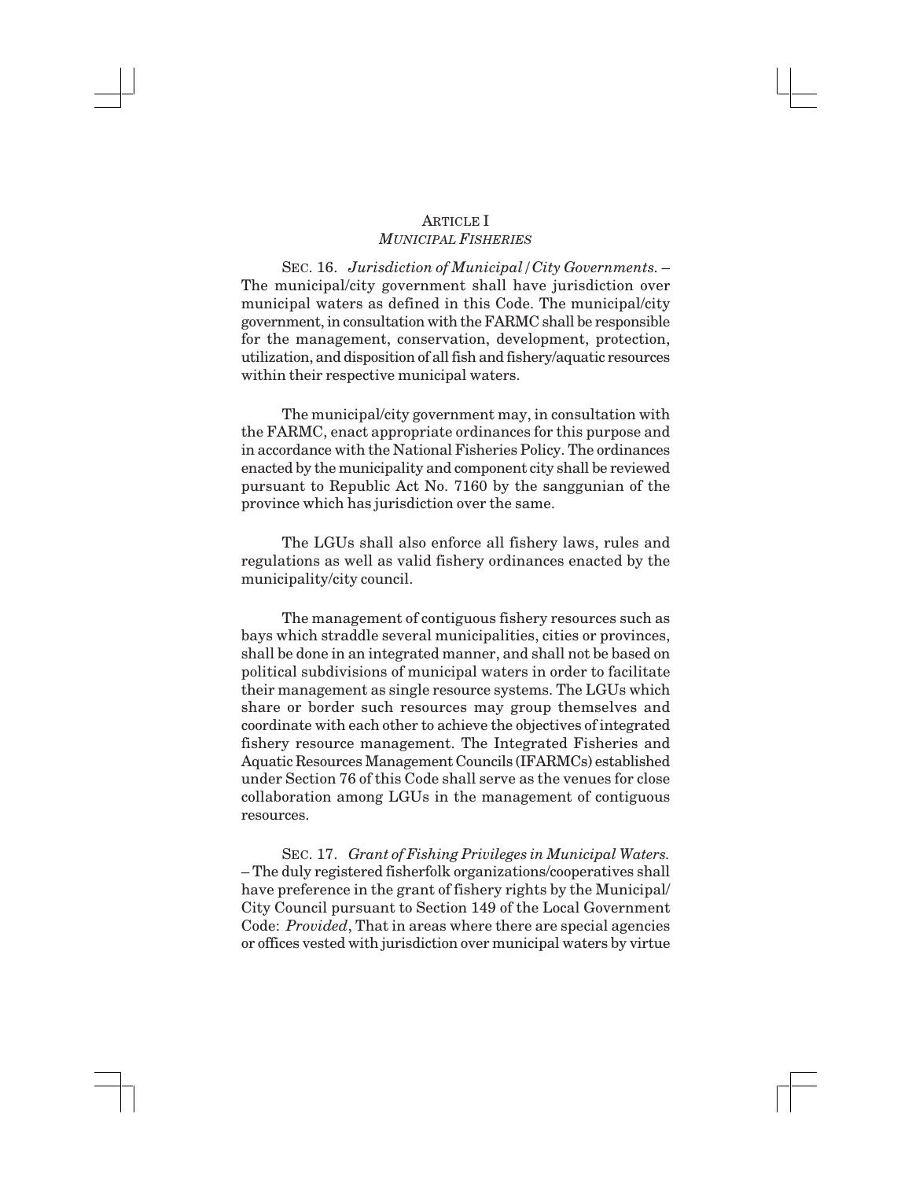## ARTICLE I
### *MUNICIPAL FISHERIES*

SEC. 16. *Jurisdiction of Municipal / City Governments.* – The municipal/city government shall have jurisdiction over municipal waters as defined in this Code. The municipal/city government, in consultation with the FARMC shall be responsible for the management, conservation, development, protection, utilization, and disposition of all fish and fishery/aquatic resources within their respective municipal waters.

The municipal/city government may, in consultation with the FARMC, enact appropriate ordinances for this purpose and in accordance with the National Fisheries Policy. The ordinances enacted by the municipality and component city shall be reviewed pursuant to Republic Act No. 7160 by the sanggunian of the province which has jurisdiction over the same.

The LGUs shall also enforce all fishery laws, rules and regulations as well as valid fishery ordinances enacted by the municipality/city council.

The management of contiguous fishery resources such as bays which straddle several municipalities, cities or provinces, shall be done in an integrated manner, and shall not be based on political subdivisions of municipal waters in order to facilitate their management as single resource systems. The LGUs which share or border such resources may group themselves and coordinate with each other to achieve the objectives of integrated fishery resource management. The Integrated Fisheries and Aquatic Resources Management Councils (IFARMCs) established under Section 76 of this Code shall serve as the venues for close collaboration among LGUs in the management of contiguous resources.

SEC. 17. *Grant of Fishing Privileges in Municipal Waters.* – The duly registered fisherfolk organizations/cooperatives shall have preference in the grant of fishery rights by the Municipal/ City Council pursuant to Section 149 of the Local Government Code: *Provided*, That in areas where there are special agencies or offices vested with jurisdiction over municipal waters by virtue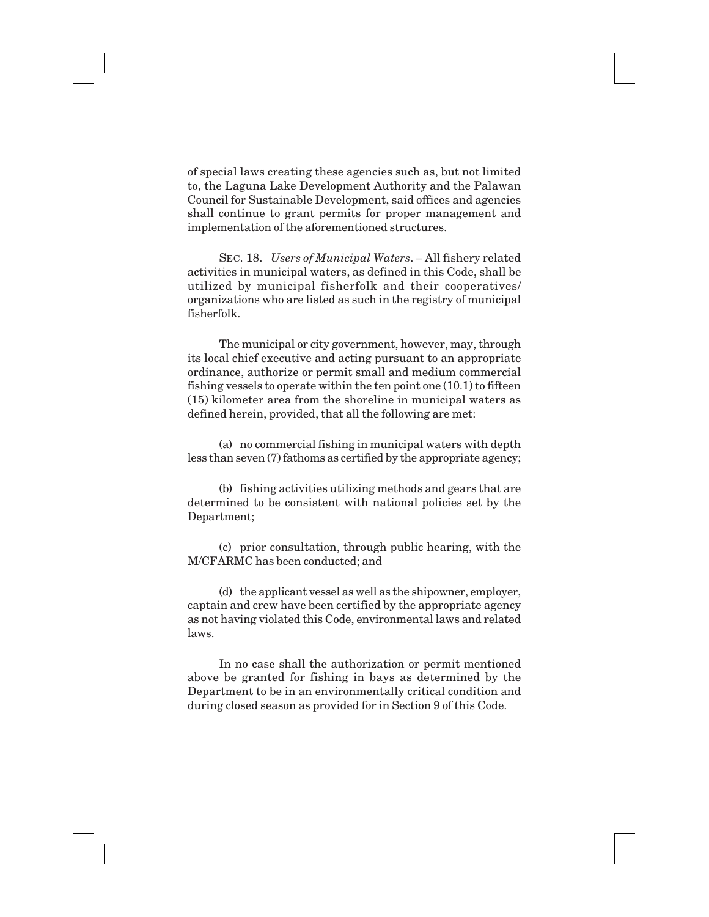of special laws creating these agencies such as, but not limited to, the Laguna Lake Development Authority and the Palawan Council for Sustainable Development, said offices and agencies shall continue to grant permits for proper management and implementation of the aforementioned structures.

SEC. 18. *Users of Municipal Waters*. – All fishery related activities in municipal waters, as defined in this Code, shall be utilized by municipal fisherfolk and their cooperatives/ organizations who are listed as such in the registry of municipal fisherfolk.

The municipal or city government, however, may, through its local chief executive and acting pursuant to an appropriate ordinance, authorize or permit small and medium commercial fishing vessels to operate within the ten point one (10.1) to fifteen (15) kilometer area from the shoreline in municipal waters as defined herein, provided, that all the following are met:

(a) no commercial fishing in municipal waters with depth less than seven (7) fathoms as certified by the appropriate agency;

(b) fishing activities utilizing methods and gears that are determined to be consistent with national policies set by the Department;

(c) prior consultation, through public hearing, with the M/CFARMC has been conducted; and

(d) the applicant vessel as well as the shipowner, employer, captain and crew have been certified by the appropriate agency as not having violated this Code, environmental laws and related laws.

In no case shall the authorization or permit mentioned above be granted for fishing in bays as determined by the Department to be in an environmentally critical condition and during closed season as provided for in Section 9 of this Code.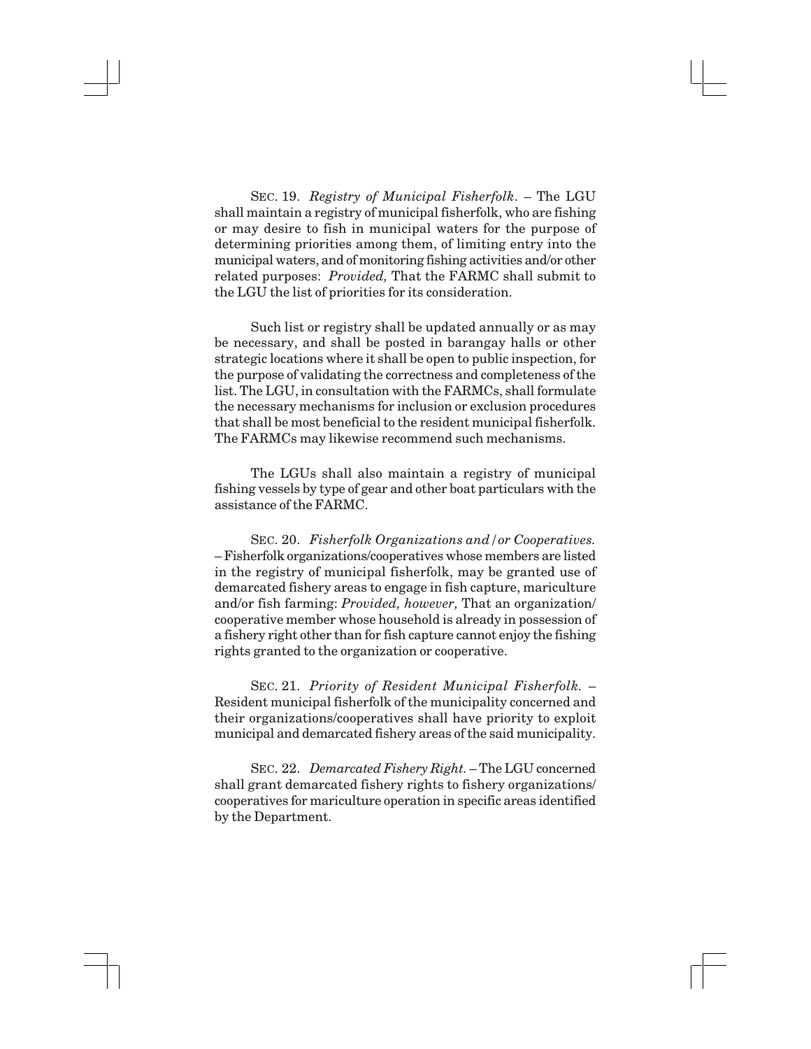SEC. 19. *Registry of Municipal Fisherfolk*. – The LGU shall maintain a registry of municipal fisherfolk, who are fishing or may desire to fish in municipal waters for the purpose of determining priorities among them, of limiting entry into the municipal waters, and of monitoring fishing activities and/or other related purposes: *Provided,* That the FARMC shall submit to the LGU the list of priorities for its consideration.

Such list or registry shall be updated annually or as may be necessary, and shall be posted in barangay halls or other strategic locations where it shall be open to public inspection, for the purpose of validating the correctness and completeness of the list. The LGU, in consultation with the FARMCs, shall formulate the necessary mechanisms for inclusion or exclusion procedures that shall be most beneficial to the resident municipal fisherfolk. The FARMCs may likewise recommend such mechanisms.

The LGUs shall also maintain a registry of municipal fishing vessels by type of gear and other boat particulars with the assistance of the FARMC.

SEC. 20. *Fisherfolk Organizations and/or Cooperatives.* – Fisherfolk organizations/cooperatives whose members are listed in the registry of municipal fisherfolk, may be granted use of demarcated fishery areas to engage in fish capture, mariculture and/or fish farming: *Provided, however,* That an organization/ cooperative member whose household is already in possession of a fishery right other than for fish capture cannot enjoy the fishing rights granted to the organization or cooperative.

SEC. 21. *Priority of Resident Municipal Fisherfolk.* – Resident municipal fisherfolk of the municipality concerned and their organizations/cooperatives shall have priority to exploit municipal and demarcated fishery areas of the said municipality.

SEC. 22. *Demarcated Fishery Right.* – The LGU concerned shall grant demarcated fishery rights to fishery organizations/ cooperatives for mariculture operation in specific areas identified by the Department.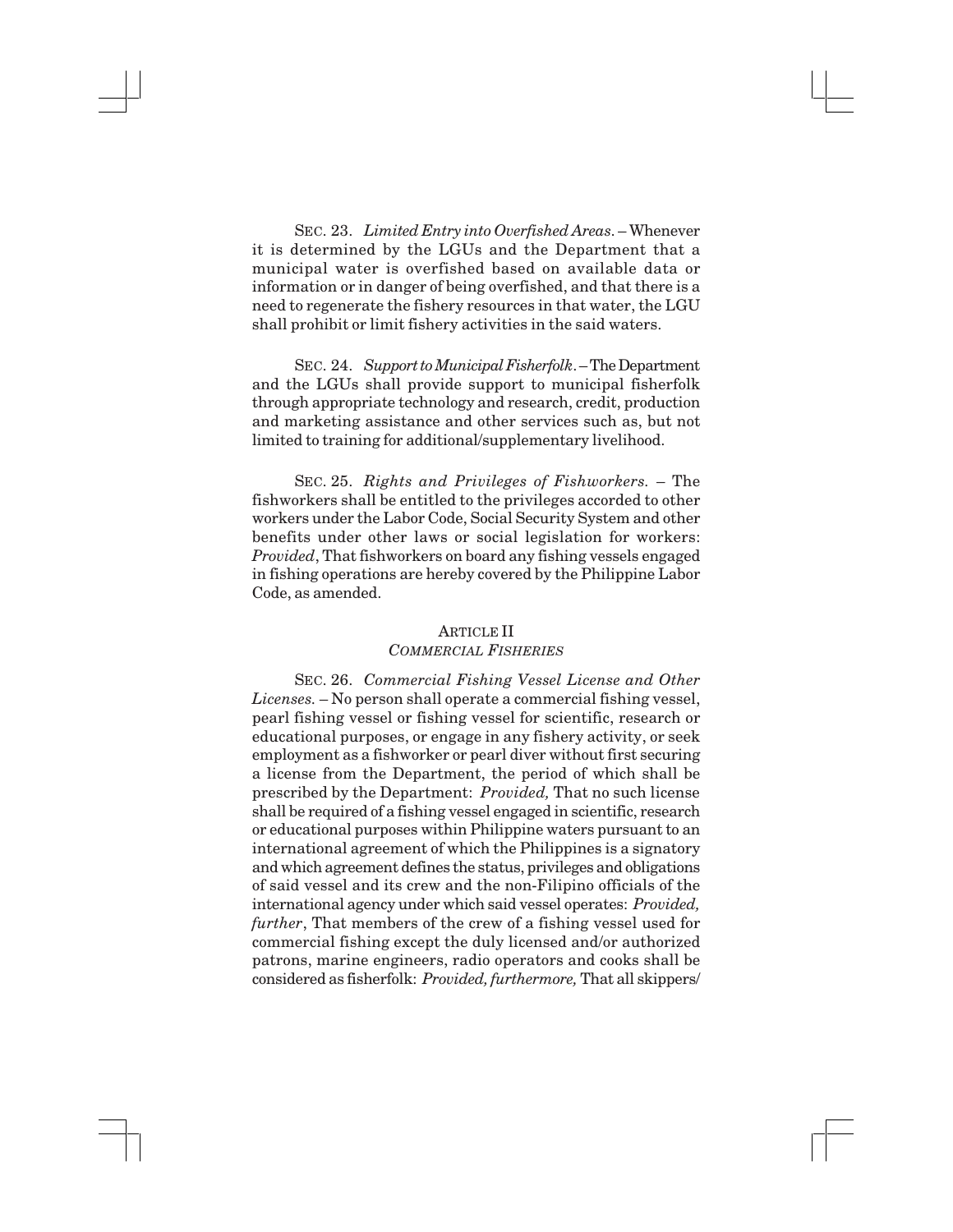SEC. 23. *Limited Entry into Overfished Areas*. – Whenever it is determined by the LGUs and the Department that a municipal water is overfished based on available data or information or in danger of being overfished, and that there is a need to regenerate the fishery resources in that water, the LGU shall prohibit or limit fishery activities in the said waters.

SEC. 24. *Support to Municipal Fisherfolk*. – The Department and the LGUs shall provide support to municipal fisherfolk through appropriate technology and research, credit, production and marketing assistance and other services such as, but not limited to training for additional/supplementary livelihood.

SEC. 25. *Rights and Privileges of Fishworkers*. – The fishworkers shall be entitled to the privileges accorded to other workers under the Labor Code, Social Security System and other benefits under other laws or social legislation for workers: *Provided*, That fishworkers on board any fishing vessels engaged in fishing operations are hereby covered by the Philippine Labor Code, as amended.

## ARTICLE II
### *COMMERCIAL FISHERIES*

SEC. 26. *Commercial Fishing Vessel License and Other Licenses.* – No person shall operate a commercial fishing vessel, pearl fishing vessel or fishing vessel for scientific, research or educational purposes, or engage in any fishery activity, or seek employment as a fishworker or pearl diver without first securing a license from the Department, the period of which shall be prescribed by the Department: *Provided,* That no such license shall be required of a fishing vessel engaged in scientific, research or educational purposes within Philippine waters pursuant to an international agreement of which the Philippines is a signatory and which agreement defines the status, privileges and obligations of said vessel and its crew and the non-Filipino officials of the international agency under which said vessel operates: *Provided, further*, That members of the crew of a fishing vessel used for commercial fishing except the duly licensed and/or authorized patrons, marine engineers, radio operators and cooks shall be considered as fisherfolk: *Provided, furthermore,* That all skippers/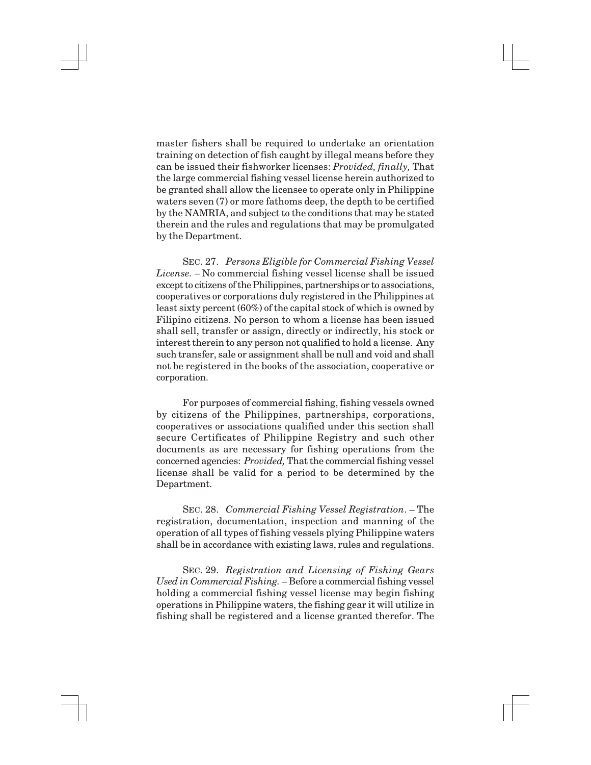master fishers shall be required to undertake an orientation training on detection of fish caught by illegal means before they can be issued their fishworker licenses: *Provided, finally,* That the large commercial fishing vessel license herein authorized to be granted shall allow the licensee to operate only in Philippine waters seven (7) or more fathoms deep, the depth to be certified by the NAMRIA, and subject to the conditions that may be stated therein and the rules and regulations that may be promulgated by the Department.

SEC. 27. *Persons Eligible for Commercial Fishing Vessel License.* – No commercial fishing vessel license shall be issued except to citizens of the Philippines, partnerships or to associations, cooperatives or corporations duly registered in the Philippines at least sixty percent (60%) of the capital stock of which is owned by Filipino citizens. No person to whom a license has been issued shall sell, transfer or assign, directly or indirectly, his stock or interest therein to any person not qualified to hold a license. Any such transfer, sale or assignment shall be null and void and shall not be registered in the books of the association, cooperative or corporation.

For purposes of commercial fishing, fishing vessels owned by citizens of the Philippines, partnerships, corporations, cooperatives or associations qualified under this section shall secure Certificates of Philippine Registry and such other documents as are necessary for fishing operations from the concerned agencies: *Provided,* That the commercial fishing vessel license shall be valid for a period to be determined by the Department.

SEC. 28. *Commercial Fishing Vessel Registration*. – The registration, documentation, inspection and manning of the operation of all types of fishing vessels plying Philippine waters shall be in accordance with existing laws, rules and regulations.

SEC. 29. *Registration and Licensing of Fishing Gears Used in Commercial Fishing.* – Before a commercial fishing vessel holding a commercial fishing vessel license may begin fishing operations in Philippine waters, the fishing gear it will utilize in fishing shall be registered and a license granted therefor. The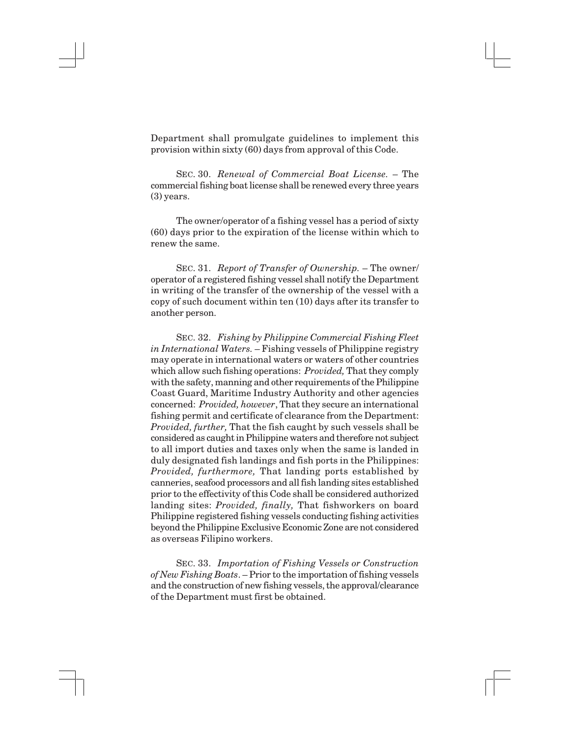Department shall promulgate guidelines to implement this provision within sixty (60) days from approval of this Code.

SEC. 30. *Renewal of Commercial Boat License.* – The commercial fishing boat license shall be renewed every three years (3) years.

The owner/operator of a fishing vessel has a period of sixty (60) days prior to the expiration of the license within which to renew the same.

SEC. 31. *Report of Transfer of Ownership.* – The owner/operator of a registered fishing vessel shall notify the Department in writing of the transfer of the ownership of the vessel with a copy of such document within ten (10) days after its transfer to another person.

SEC. 32. *Fishing by Philippine Commercial Fishing Fleet in International Waters.* – Fishing vessels of Philippine registry may operate in international waters or waters of other countries which allow such fishing operations: *Provided,* That they comply with the safety, manning and other requirements of the Philippine Coast Guard, Maritime Industry Authority and other agencies concerned: *Provided, however*, That they secure an international fishing permit and certificate of clearance from the Department: *Provided, further,* That the fish caught by such vessels shall be considered as caught in Philippine waters and therefore not subject to all import duties and taxes only when the same is landed in duly designated fish landings and fish ports in the Philippines: *Provided, furthermore,* That landing ports established by canneries, seafood processors and all fish landing sites established prior to the effectivity of this Code shall be considered authorized landing sites: *Provided, finally,* That fishworkers on board Philippine registered fishing vessels conducting fishing activities beyond the Philippine Exclusive Economic Zone are not considered as overseas Filipino workers.

SEC. 33. *Importation of Fishing Vessels or Construction of New Fishing Boats*. – Prior to the importation of fishing vessels and the construction of new fishing vessels, the approval/clearance of the Department must first be obtained.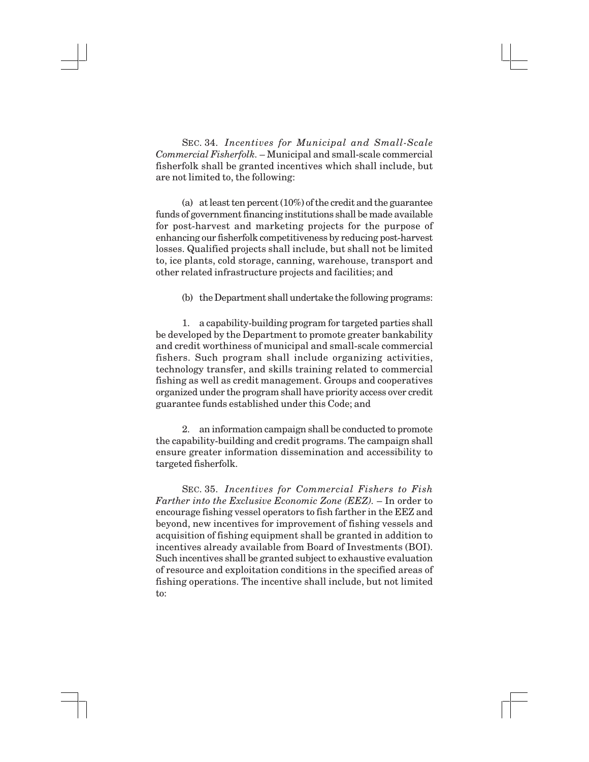SEC. 34. *Incentives for Municipal and Small-Scale Commercial Fisherfolk.* – Municipal and small-scale commercial fisherfolk shall be granted incentives which shall include, but are not limited to, the following:

(a) at least ten percent (10%) of the credit and the guarantee funds of government financing institutions shall be made available for post-harvest and marketing projects for the purpose of enhancing our fisherfolk competitiveness by reducing post-harvest losses. Qualified projects shall include, but shall not be limited to, ice plants, cold storage, canning, warehouse, transport and other related infrastructure projects and facilities; and

(b) the Department shall undertake the following programs:

1. a capability-building program for targeted parties shall be developed by the Department to promote greater bankability and credit worthiness of municipal and small-scale commercial fishers. Such program shall include organizing activities, technology transfer, and skills training related to commercial fishing as well as credit management. Groups and cooperatives organized under the program shall have priority access over credit guarantee funds established under this Code; and

2. an information campaign shall be conducted to promote the capability-building and credit programs. The campaign shall ensure greater information dissemination and accessibility to targeted fisherfolk.

SEC. 35. *Incentives for Commercial Fishers to Fish Farther into the Exclusive Economic Zone (EEZ).* – In order to encourage fishing vessel operators to fish farther in the EEZ and beyond, new incentives for improvement of fishing vessels and acquisition of fishing equipment shall be granted in addition to incentives already available from Board of Investments (BOI). Such incentives shall be granted subject to exhaustive evaluation of resource and exploitation conditions in the specified areas of fishing operations. The incentive shall include, but not limited to: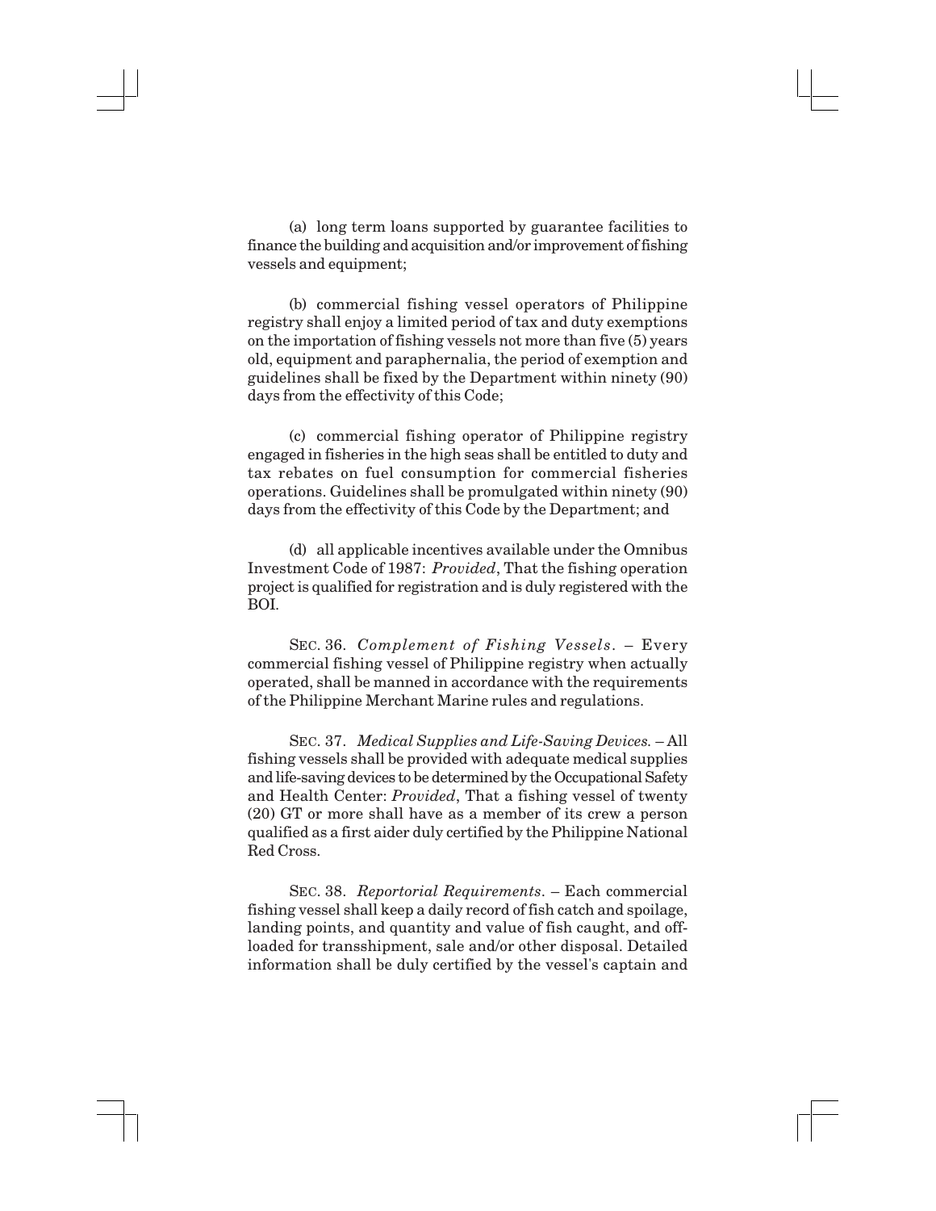(a) long term loans supported by guarantee facilities to finance the building and acquisition and/or improvement of fishing vessels and equipment;

(b) commercial fishing vessel operators of Philippine registry shall enjoy a limited period of tax and duty exemptions on the importation of fishing vessels not more than five (5) years old, equipment and paraphernalia, the period of exemption and guidelines shall be fixed by the Department within ninety (90) days from the effectivity of this Code;

(c) commercial fishing operator of Philippine registry engaged in fisheries in the high seas shall be entitled to duty and tax rebates on fuel consumption for commercial fisheries operations. Guidelines shall be promulgated within ninety (90) days from the effectivity of this Code by the Department; and

(d) all applicable incentives available under the Omnibus Investment Code of 1987: *Provided*, That the fishing operation project is qualified for registration and is duly registered with the BOI.

SEC. 36. *Complement of Fishing Vessels*. – Every commercial fishing vessel of Philippine registry when actually operated, shall be manned in accordance with the requirements of the Philippine Merchant Marine rules and regulations.

SEC. 37. *Medical Supplies and Life-Saving Devices.* – All fishing vessels shall be provided with adequate medical supplies and life-saving devices to be determined by the Occupational Safety and Health Center: *Provided*, That a fishing vessel of twenty (20) GT or more shall have as a member of its crew a person qualified as a first aider duly certified by the Philippine National Red Cross.

SEC. 38. *Reportorial Requirements*. – Each commercial fishing vessel shall keep a daily record of fish catch and spoilage, landing points, and quantity and value of fish caught, and off-loaded for transshipment, sale and/or other disposal. Detailed information shall be duly certified by the vessel's captain and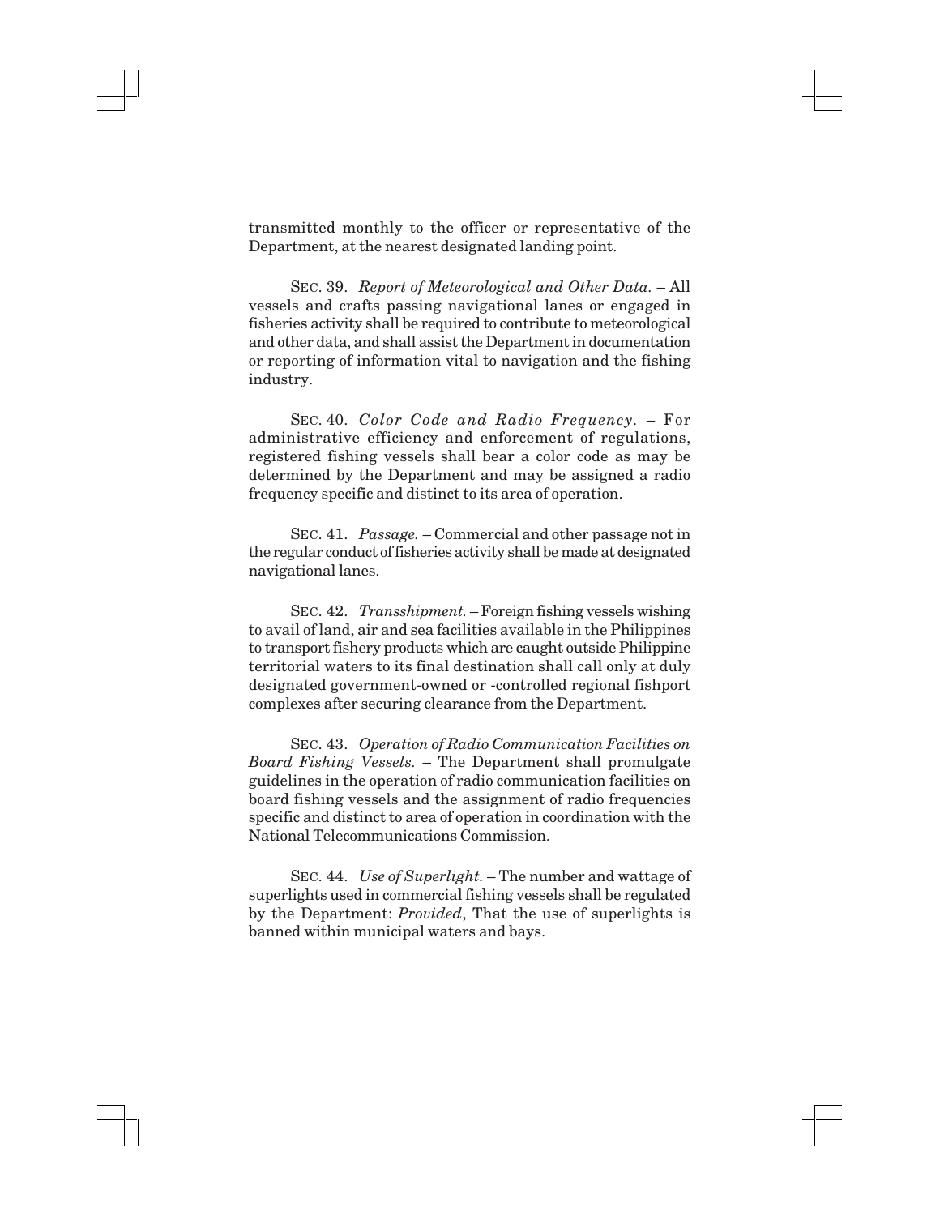transmitted monthly to the officer or representative of the Department, at the nearest designated landing point.

SEC. 39. *Report of Meteorological and Other Data.* – All vessels and crafts passing navigational lanes or engaged in fisheries activity shall be required to contribute to meteorological and other data, and shall assist the Department in documentation or reporting of information vital to navigation and the fishing industry.

SEC. 40. *Color Code and Radio Frequency.* – For administrative efficiency and enforcement of regulations, registered fishing vessels shall bear a color code as may be determined by the Department and may be assigned a radio frequency specific and distinct to its area of operation.

SEC. 41. *Passage.* – Commercial and other passage not in the regular conduct of fisheries activity shall be made at designated navigational lanes.

SEC. 42. *Transshipment.* – Foreign fishing vessels wishing to avail of land, air and sea facilities available in the Philippines to transport fishery products which are caught outside Philippine territorial waters to its final destination shall call only at duly designated government-owned or -controlled regional fishport complexes after securing clearance from the Department.

SEC. 43. *Operation of Radio Communication Facilities on Board Fishing Vessels.* – The Department shall promulgate guidelines in the operation of radio communication facilities on board fishing vessels and the assignment of radio frequencies specific and distinct to area of operation in coordination with the National Telecommunications Commission.

SEC. 44. *Use of Superlight.* – The number and wattage of superlights used in commercial fishing vessels shall be regulated by the Department: *Provided*, That the use of superlights is banned within municipal waters and bays.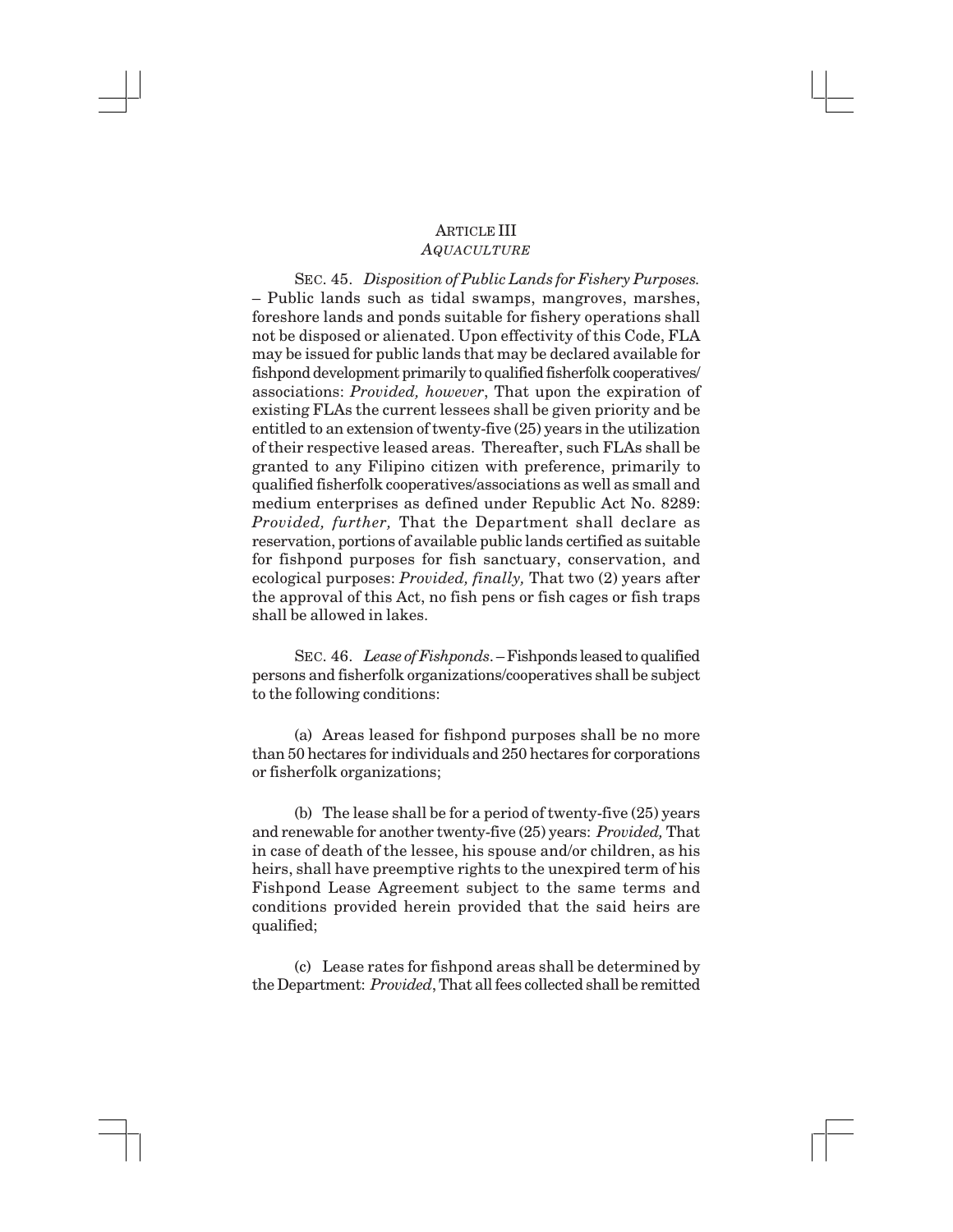## ARTICLE III
### *AQUACULTURE*

SEC. 45. *Disposition of Public Lands for Fishery Purposes.* – Public lands such as tidal swamps, mangroves, marshes, foreshore lands and ponds suitable for fishery operations shall not be disposed or alienated. Upon effectivity of this Code, FLA may be issued for public lands that may be declared available for fishpond development primarily to qualified fisherfolk cooperatives/associations: *Provided, however*, That upon the expiration of existing FLAs the current lessees shall be given priority and be entitled to an extension of twenty-five (25) years in the utilization of their respective leased areas. Thereafter, such FLAs shall be granted to any Filipino citizen with preference, primarily to qualified fisherfolk cooperatives/associations as well as small and medium enterprises as defined under Republic Act No. 8289: *Provided, further,* That the Department shall declare as reservation, portions of available public lands certified as suitable for fishpond purposes for fish sanctuary, conservation, and ecological purposes: *Provided, finally,* That two (2) years after the approval of this Act, no fish pens or fish cages or fish traps shall be allowed in lakes.

SEC. 46. *Lease of Fishponds*. – Fishponds leased to qualified persons and fisherfolk organizations/cooperatives shall be subject to the following conditions:

(a) Areas leased for fishpond purposes shall be no more than 50 hectares for individuals and 250 hectares for corporations or fisherfolk organizations;

(b) The lease shall be for a period of twenty-five (25) years and renewable for another twenty-five (25) years: *Provided,* That in case of death of the lessee, his spouse and/or children, as his heirs, shall have preemptive rights to the unexpired term of his Fishpond Lease Agreement subject to the same terms and conditions provided herein provided that the said heirs are qualified;

(c) Lease rates for fishpond areas shall be determined by the Department: *Provided*, That all fees collected shall be remitted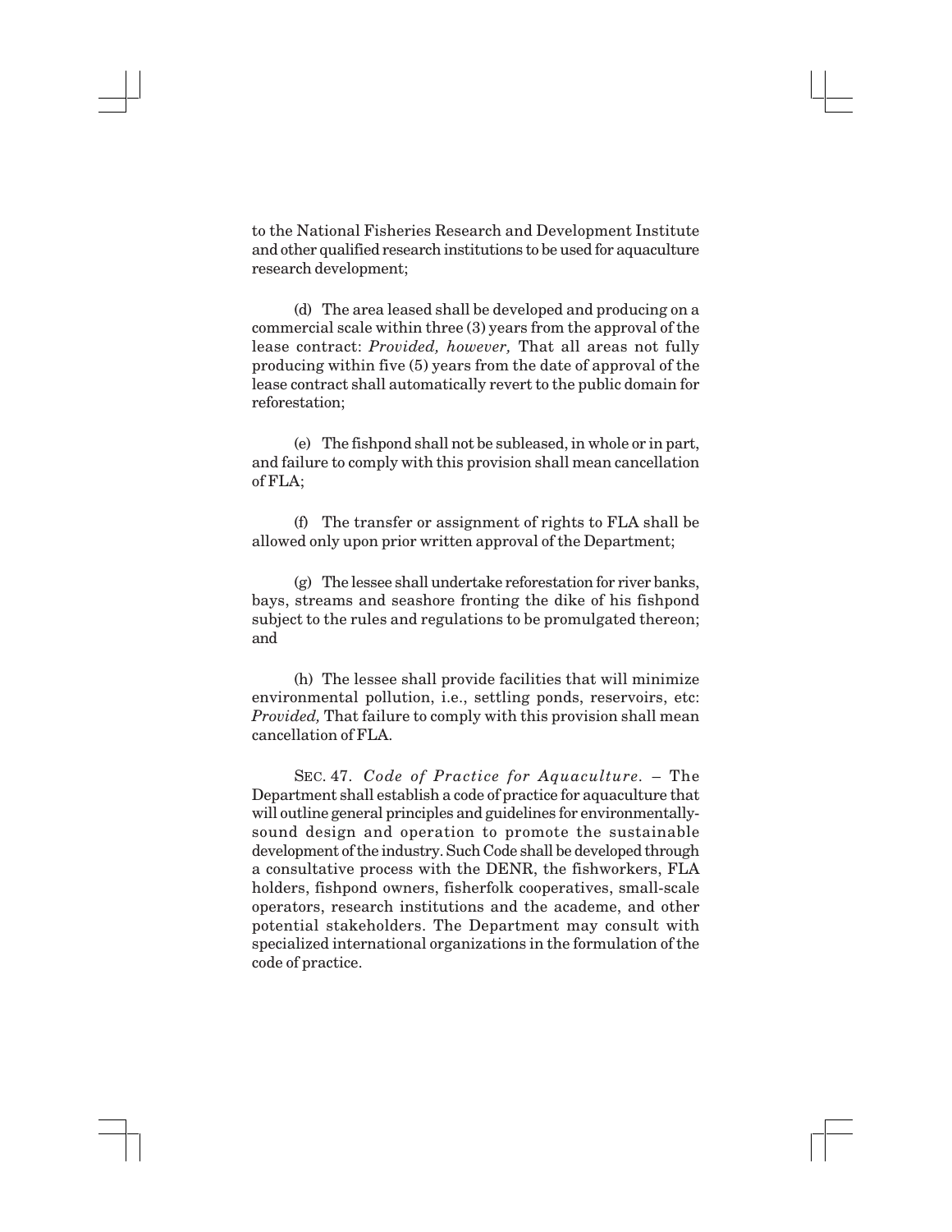to the National Fisheries Research and Development Institute and other qualified research institutions to be used for aquaculture research development;

(d) The area leased shall be developed and producing on a commercial scale within three (3) years from the approval of the lease contract: *Provided, however,* That all areas not fully producing within five (5) years from the date of approval of the lease contract shall automatically revert to the public domain for reforestation;

(e) The fishpond shall not be subleased, in whole or in part, and failure to comply with this provision shall mean cancellation of FLA;

(f) The transfer or assignment of rights to FLA shall be allowed only upon prior written approval of the Department;

(g) The lessee shall undertake reforestation for river banks, bays, streams and seashore fronting the dike of his fishpond subject to the rules and regulations to be promulgated thereon; and

(h) The lessee shall provide facilities that will minimize environmental pollution, i.e., settling ponds, reservoirs, etc: *Provided,* That failure to comply with this provision shall mean cancellation of FLA.

SEC. 47. *Code of Practice for Aquaculture.* – The Department shall establish a code of practice for aquaculture that will outline general principles and guidelines for environmentally-sound design and operation to promote the sustainable development of the industry. Such Code shall be developed through a consultative process with the DENR, the fishworkers, FLA holders, fishpond owners, fisherfolk cooperatives, small-scale operators, research institutions and the academe, and other potential stakeholders. The Department may consult with specialized international organizations in the formulation of the code of practice.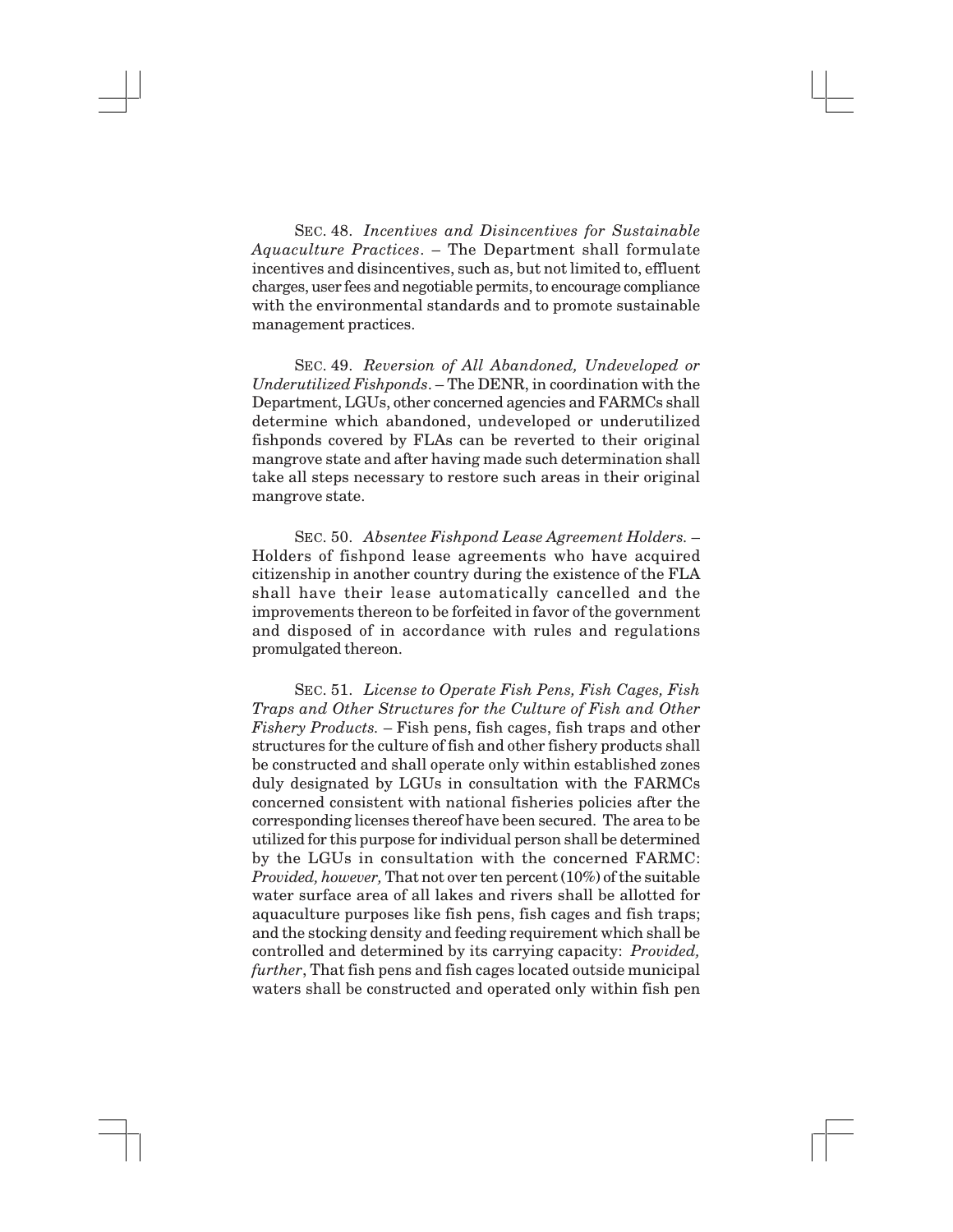SEC. 48. *Incentives and Disincentives for Sustainable Aquaculture Practices*. – The Department shall formulate incentives and disincentives, such as, but not limited to, effluent charges, user fees and negotiable permits, to encourage compliance with the environmental standards and to promote sustainable management practices.

SEC. 49. *Reversion of All Abandoned, Undeveloped or Underutilized Fishponds*. – The DENR, in coordination with the Department, LGUs, other concerned agencies and FARMCs shall determine which abandoned, undeveloped or underutilized fishponds covered by FLAs can be reverted to their original mangrove state and after having made such determination shall take all steps necessary to restore such areas in their original mangrove state.

SEC. 50. *Absentee Fishpond Lease Agreement Holders*. – Holders of fishpond lease agreements who have acquired citizenship in another country during the existence of the FLA shall have their lease automatically cancelled and the improvements thereon to be forfeited in favor of the government and disposed of in accordance with rules and regulations promulgated thereon.

SEC. 51. *License to Operate Fish Pens, Fish Cages, Fish Traps and Other Structures for the Culture of Fish and Other Fishery Products*. – Fish pens, fish cages, fish traps and other structures for the culture of fish and other fishery products shall be constructed and shall operate only within established zones duly designated by LGUs in consultation with the FARMCs concerned consistent with national fisheries policies after the corresponding licenses thereof have been secured. The area to be utilized for this purpose for individual person shall be determined by the LGUs in consultation with the concerned FARMC: *Provided, however,* That not over ten percent (10%) of the suitable water surface area of all lakes and rivers shall be allotted for aquaculture purposes like fish pens, fish cages and fish traps; and the stocking density and feeding requirement which shall be controlled and determined by its carrying capacity: *Provided, further*, That fish pens and fish cages located outside municipal waters shall be constructed and operated only within fish pen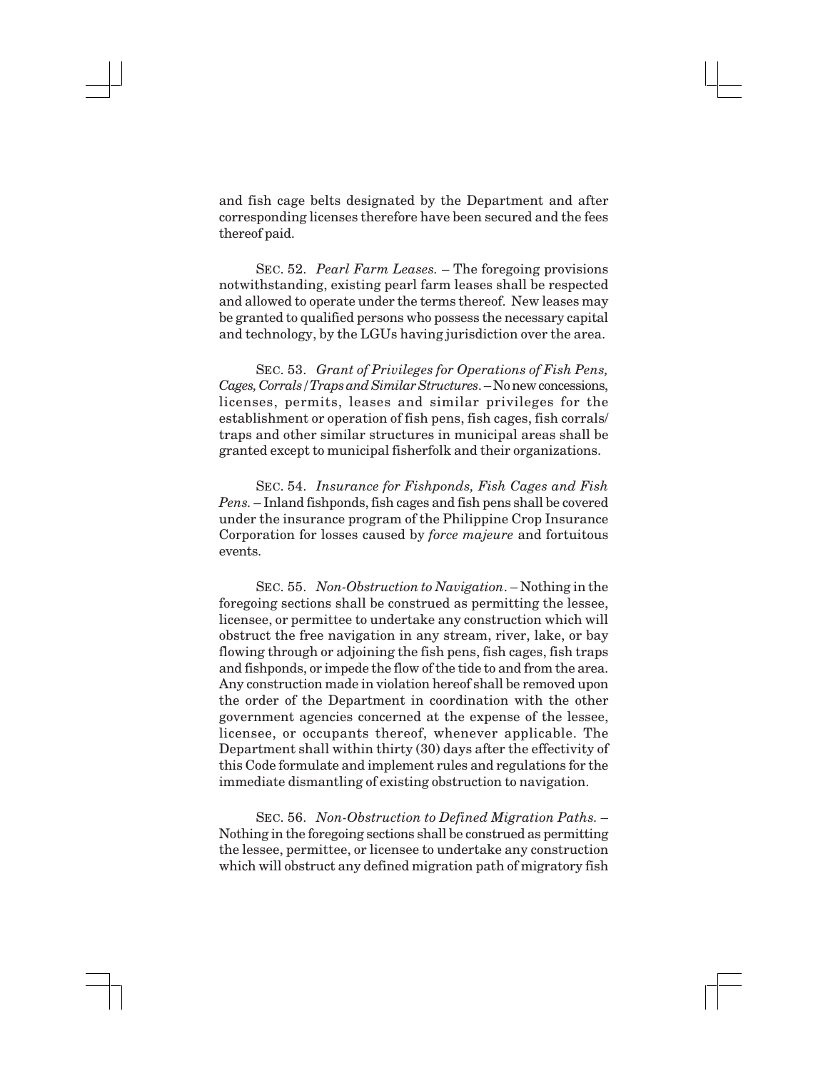and fish cage belts designated by the Department and after corresponding licenses therefore have been secured and the fees thereof paid.

SEC. 52. *Pearl Farm Leases.* – The foregoing provisions notwithstanding, existing pearl farm leases shall be respected and allowed to operate under the terms thereof. New leases may be granted to qualified persons who possess the necessary capital and technology, by the LGUs having jurisdiction over the area.

SEC. 53. *Grant of Privileges for Operations of Fish Pens, Cages, Corrals/Traps and Similar Structures.* – No new concessions, licenses, permits, leases and similar privileges for the establishment or operation of fish pens, fish cages, fish corrals/traps and other similar structures in municipal areas shall be granted except to municipal fisherfolk and their organizations.

SEC. 54. *Insurance for Fishponds, Fish Cages and Fish Pens.* – Inland fishponds, fish cages and fish pens shall be covered under the insurance program of the Philippine Crop Insurance Corporation for losses caused by *force majeure* and fortuitous events.

SEC. 55. *Non-Obstruction to Navigation.* – Nothing in the foregoing sections shall be construed as permitting the lessee, licensee, or permittee to undertake any construction which will obstruct the free navigation in any stream, river, lake, or bay flowing through or adjoining the fish pens, fish cages, fish traps and fishponds, or impede the flow of the tide to and from the area. Any construction made in violation hereof shall be removed upon the order of the Department in coordination with the other government agencies concerned at the expense of the lessee, licensee, or occupants thereof, whenever applicable. The Department shall within thirty (30) days after the effectivity of this Code formulate and implement rules and regulations for the immediate dismantling of existing obstruction to navigation.

SEC. 56. *Non-Obstruction to Defined Migration Paths.* – Nothing in the foregoing sections shall be construed as permitting the lessee, permittee, or licensee to undertake any construction which will obstruct any defined migration path of migratory fish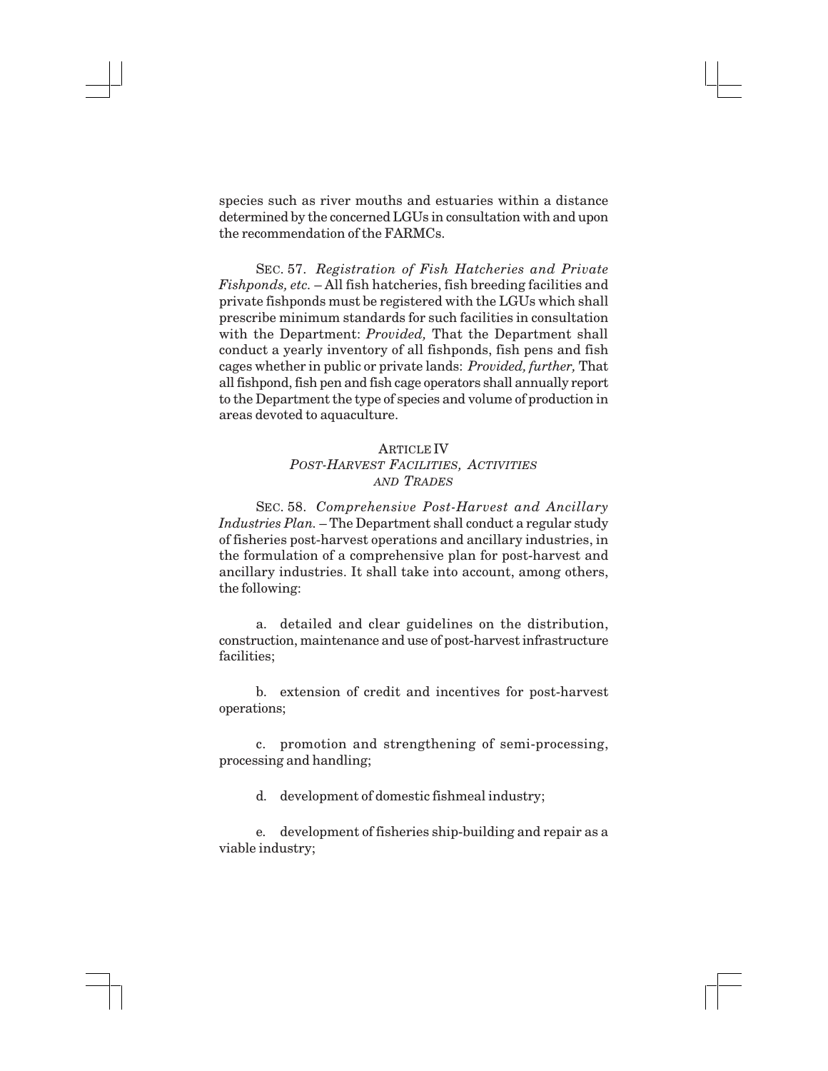species such as river mouths and estuaries within a distance determined by the concerned LGUs in consultation with and upon the recommendation of the FARMCs.

SEC. 57. *Registration of Fish Hatcheries and Private Fishponds, etc.* – All fish hatcheries, fish breeding facilities and private fishponds must be registered with the LGUs which shall prescribe minimum standards for such facilities in consultation with the Department: *Provided,* That the Department shall conduct a yearly inventory of all fishponds, fish pens and fish cages whether in public or private lands: *Provided, further,* That all fishpond, fish pen and fish cage operators shall annually report to the Department the type of species and volume of production in areas devoted to aquaculture.

### ARTICLE IV
### *POST-HARVEST FACILITIES, ACTIVITIES AND TRADES*

SEC. 58. *Comprehensive Post-Harvest and Ancillary Industries Plan.* – The Department shall conduct a regular study of fisheries post-harvest operations and ancillary industries, in the formulation of a comprehensive plan for post-harvest and ancillary industries. It shall take into account, among others, the following:

a. detailed and clear guidelines on the distribution, construction, maintenance and use of post-harvest infrastructure facilities;

b. extension of credit and incentives for post-harvest operations;

c. promotion and strengthening of semi-processing, processing and handling;

d. development of domestic fishmeal industry;

e. development of fisheries ship-building and repair as a viable industry;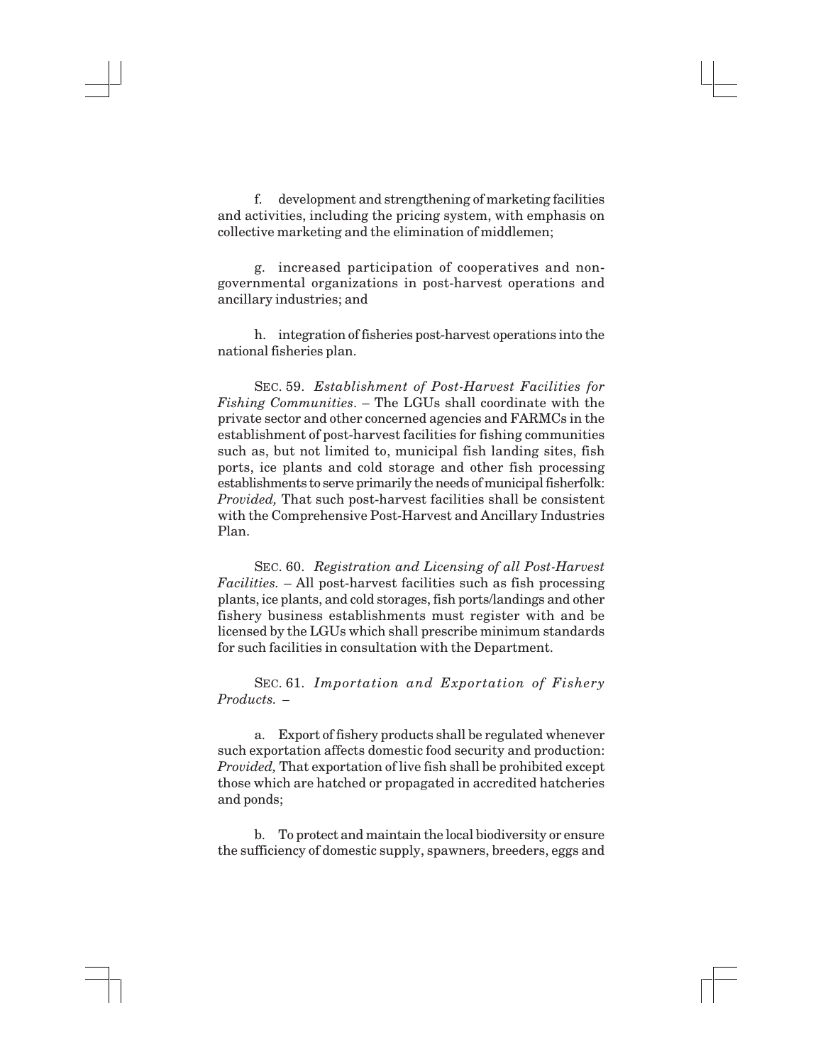f. development and strengthening of marketing facilities and activities, including the pricing system, with emphasis on collective marketing and the elimination of middlemen;

g. increased participation of cooperatives and non-governmental organizations in post-harvest operations and ancillary industries; and

h. integration of fisheries post-harvest operations into the national fisheries plan.

SEC. 59. *Establishment of Post-Harvest Facilities for Fishing Communities*. – The LGUs shall coordinate with the private sector and other concerned agencies and FARMCs in the establishment of post-harvest facilities for fishing communities such as, but not limited to, municipal fish landing sites, fish ports, ice plants and cold storage and other fish processing establishments to serve primarily the needs of municipal fisherfolk: *Provided,* That such post-harvest facilities shall be consistent with the Comprehensive Post-Harvest and Ancillary Industries Plan.

SEC. 60. *Registration and Licensing of all Post-Harvest Facilities.* – All post-harvest facilities such as fish processing plants, ice plants, and cold storages, fish ports/landings and other fishery business establishments must register with and be licensed by the LGUs which shall prescribe minimum standards for such facilities in consultation with the Department.

SEC. 61. *Importation and Exportation of Fishery Products.* –

a. Export of fishery products shall be regulated whenever such exportation affects domestic food security and production: *Provided,* That exportation of live fish shall be prohibited except those which are hatched or propagated in accredited hatcheries and ponds;

b. To protect and maintain the local biodiversity or ensure the sufficiency of domestic supply, spawners, breeders, eggs and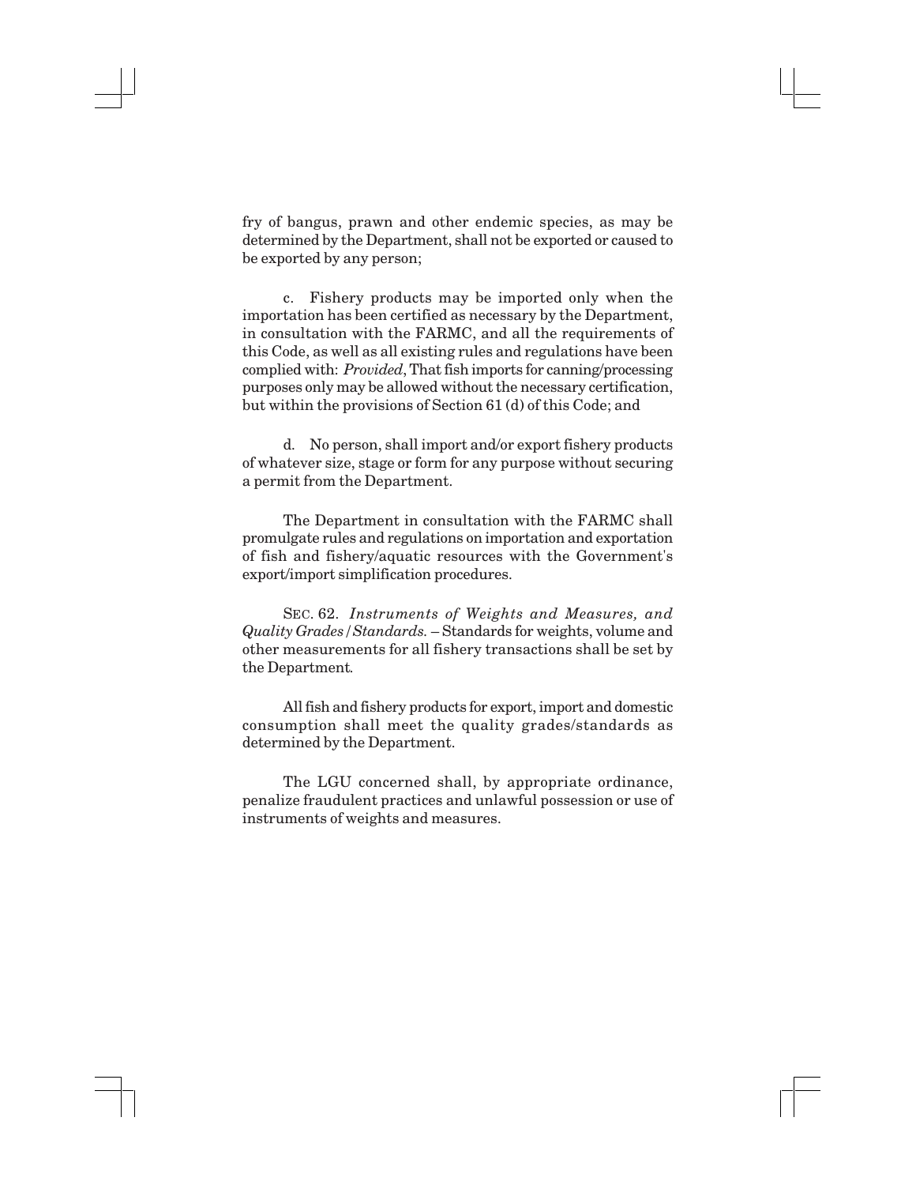fry of bangus, prawn and other endemic species, as may be determined by the Department, shall not be exported or caused to be exported by any person;

c. Fishery products may be imported only when the importation has been certified as necessary by the Department, in consultation with the FARMC, and all the requirements of this Code, as well as all existing rules and regulations have been complied with: *Provided*, That fish imports for canning/processing purposes only may be allowed without the necessary certification, but within the provisions of Section 61 (d) of this Code; and

d. No person, shall import and/or export fishery products of whatever size, stage or form for any purpose without securing a permit from the Department.

The Department in consultation with the FARMC shall promulgate rules and regulations on importation and exportation of fish and fishery/aquatic resources with the Government's export/import simplification procedures.

SEC. 62. *Instruments of Weights and Measures, and Quality Grades/Standards.* – Standards for weights, volume and other measurements for all fishery transactions shall be set by the Department.

All fish and fishery products for export, import and domestic consumption shall meet the quality grades/standards as determined by the Department.

The LGU concerned shall, by appropriate ordinance, penalize fraudulent practices and unlawful possession or use of instruments of weights and measures.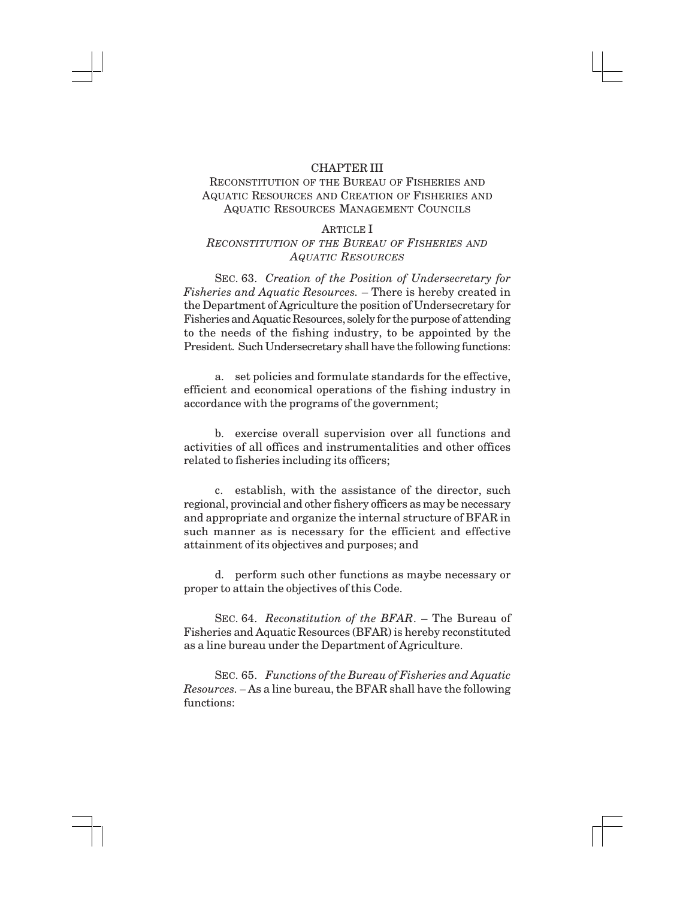## CHAPTER III

## Reconstitution of the Bureau of Fisheries and Aquatic Resources and Creation of Fisheries and Aquatic Resources Management Councils

### Article I
### *Reconstitution of the Bureau of Fisheries and Aquatic Resources*

SEC. 63. *Creation of the Position of Undersecretary for Fisheries and Aquatic Resources.* – There is hereby created in the Department of Agriculture the position of Undersecretary for Fisheries and Aquatic Resources, solely for the purpose of attending to the needs of the fishing industry, to be appointed by the President. Such Undersecretary shall have the following functions:

a. set policies and formulate standards for the effective, efficient and economical operations of the fishing industry in accordance with the programs of the government;

b. exercise overall supervision over all functions and activities of all offices and instrumentalities and other offices related to fisheries including its officers;

c. establish, with the assistance of the director, such regional, provincial and other fishery officers as may be necessary and appropriate and organize the internal structure of BFAR in such manner as is necessary for the efficient and effective attainment of its objectives and purposes; and

d. perform such other functions as maybe necessary or proper to attain the objectives of this Code.

SEC. 64. *Reconstitution of the BFAR*. – The Bureau of Fisheries and Aquatic Resources (BFAR) is hereby reconstituted as a line bureau under the Department of Agriculture.

SEC. 65. *Functions of the Bureau of Fisheries and Aquatic Resources.* – As a line bureau, the BFAR shall have the following functions: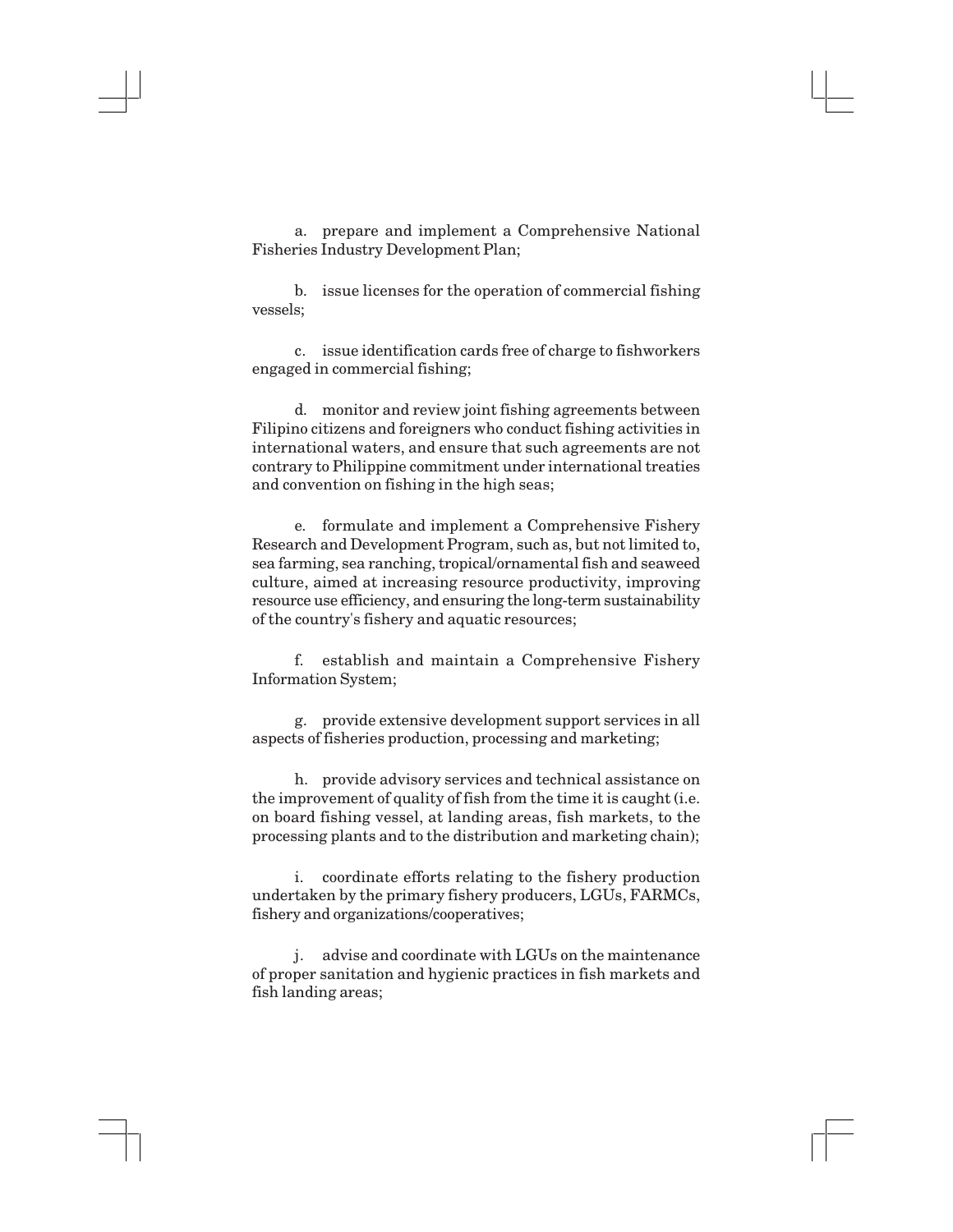a. prepare and implement a Comprehensive National Fisheries Industry Development Plan;

b. issue licenses for the operation of commercial fishing vessels;

c. issue identification cards free of charge to fishworkers engaged in commercial fishing;

d. monitor and review joint fishing agreements between Filipino citizens and foreigners who conduct fishing activities in international waters, and ensure that such agreements are not contrary to Philippine commitment under international treaties and convention on fishing in the high seas;

e. formulate and implement a Comprehensive Fishery Research and Development Program, such as, but not limited to, sea farming, sea ranching, tropical/ornamental fish and seaweed culture, aimed at increasing resource productivity, improving resource use efficiency, and ensuring the long-term sustainability of the country's fishery and aquatic resources;

f. establish and maintain a Comprehensive Fishery Information System;

g. provide extensive development support services in all aspects of fisheries production, processing and marketing;

h. provide advisory services and technical assistance on the improvement of quality of fish from the time it is caught (i.e. on board fishing vessel, at landing areas, fish markets, to the processing plants and to the distribution and marketing chain);

i. coordinate efforts relating to the fishery production undertaken by the primary fishery producers, LGUs, FARMCs, fishery and organizations/cooperatives;

j. advise and coordinate with LGUs on the maintenance of proper sanitation and hygienic practices in fish markets and fish landing areas;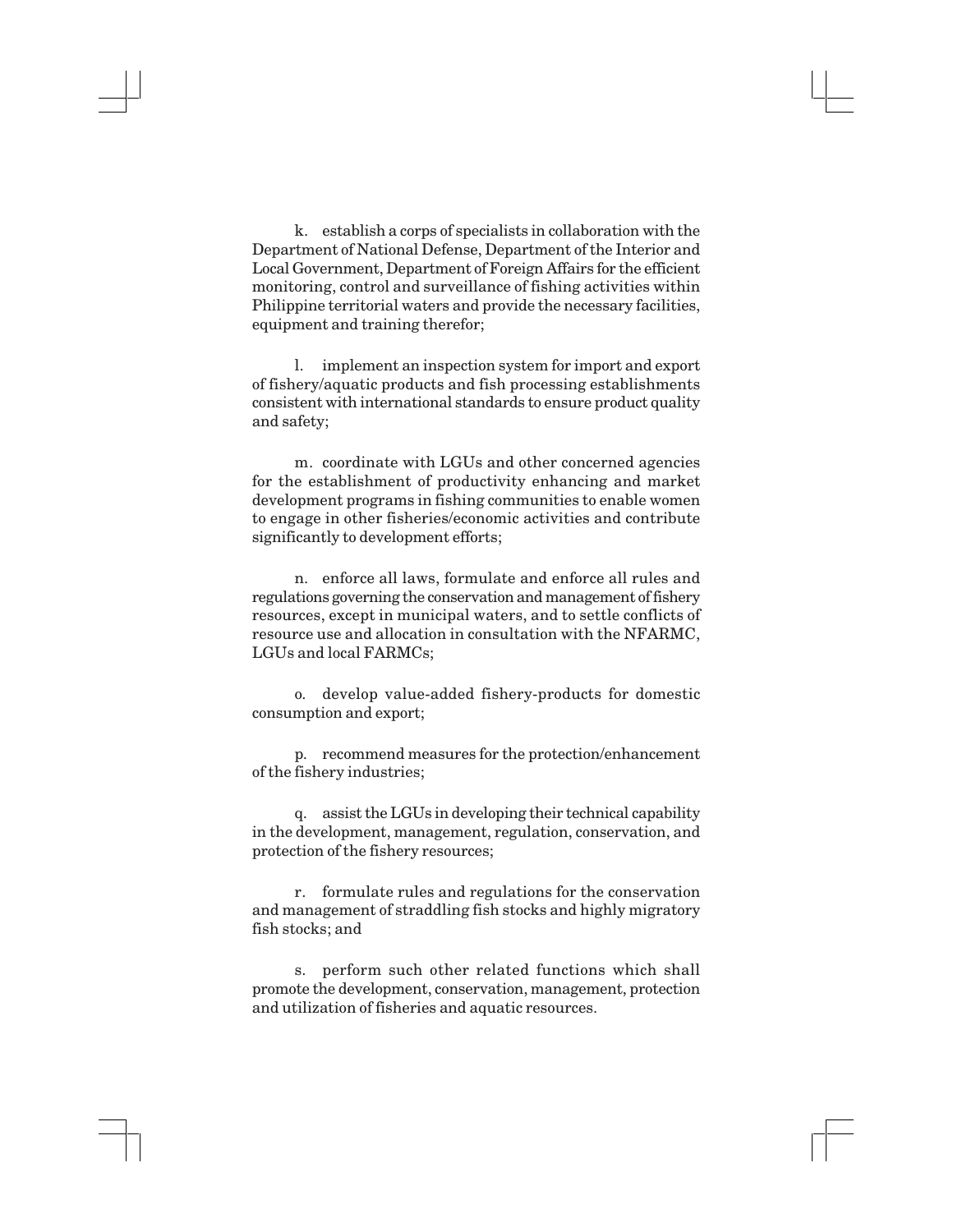k. establish a corps of specialists in collaboration with the Department of National Defense, Department of the Interior and Local Government, Department of Foreign Affairs for the efficient monitoring, control and surveillance of fishing activities within Philippine territorial waters and provide the necessary facilities, equipment and training therefor;

l. implement an inspection system for import and export of fishery/aquatic products and fish processing establishments consistent with international standards to ensure product quality and safety;

m. coordinate with LGUs and other concerned agencies for the establishment of productivity enhancing and market development programs in fishing communities to enable women to engage in other fisheries/economic activities and contribute significantly to development efforts;

n. enforce all laws, formulate and enforce all rules and regulations governing the conservation and management of fishery resources, except in municipal waters, and to settle conflicts of resource use and allocation in consultation with the NFARMC, LGUs and local FARMCs;

o. develop value-added fishery-products for domestic consumption and export;

p. recommend measures for the protection/enhancement of the fishery industries;

q. assist the LGUs in developing their technical capability in the development, management, regulation, conservation, and protection of the fishery resources;

r. formulate rules and regulations for the conservation and management of straddling fish stocks and highly migratory fish stocks; and

s. perform such other related functions which shall promote the development, conservation, management, protection and utilization of fisheries and aquatic resources.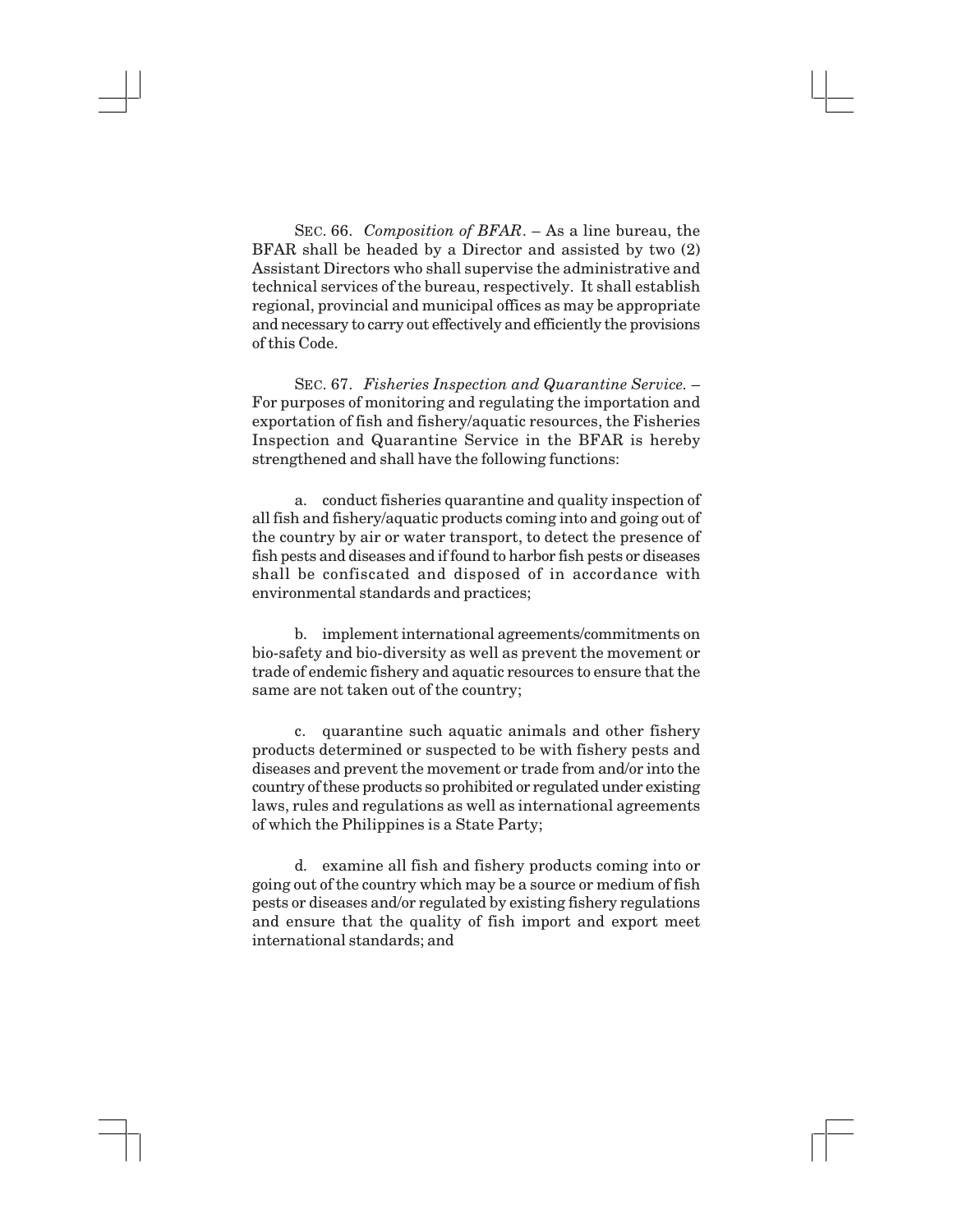SEC. 66. *Composition of BFAR*. – As a line bureau, the BFAR shall be headed by a Director and assisted by two (2) Assistant Directors who shall supervise the administrative and technical services of the bureau, respectively. It shall establish regional, provincial and municipal offices as may be appropriate and necessary to carry out effectively and efficiently the provisions of this Code.

SEC. 67. *Fisheries Inspection and Quarantine Service.* – For purposes of monitoring and regulating the importation and exportation of fish and fishery/aquatic resources, the Fisheries Inspection and Quarantine Service in the BFAR is hereby strengthened and shall have the following functions:

a. conduct fisheries quarantine and quality inspection of all fish and fishery/aquatic products coming into and going out of the country by air or water transport, to detect the presence of fish pests and diseases and if found to harbor fish pests or diseases shall be confiscated and disposed of in accordance with environmental standards and practices;

b. implement international agreements/commitments on bio-safety and bio-diversity as well as prevent the movement or trade of endemic fishery and aquatic resources to ensure that the same are not taken out of the country;

c. quarantine such aquatic animals and other fishery products determined or suspected to be with fishery pests and diseases and prevent the movement or trade from and/or into the country of these products so prohibited or regulated under existing laws, rules and regulations as well as international agreements of which the Philippines is a State Party;

d. examine all fish and fishery products coming into or going out of the country which may be a source or medium of fish pests or diseases and/or regulated by existing fishery regulations and ensure that the quality of fish import and export meet international standards; and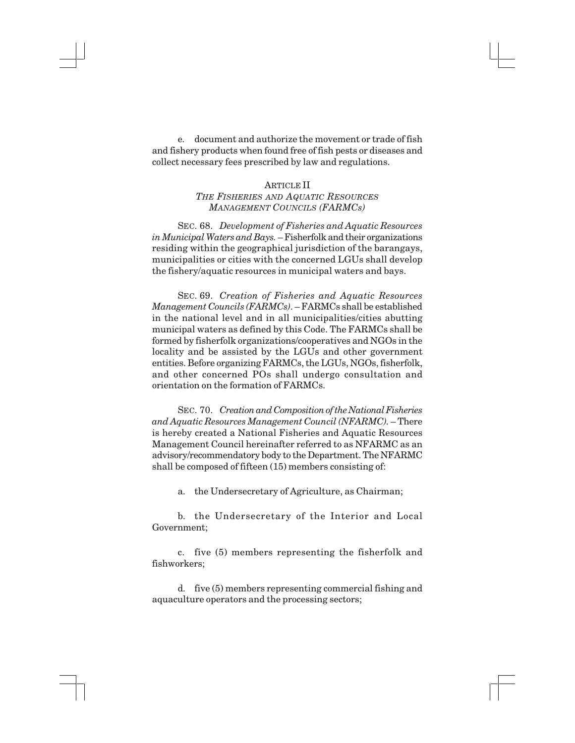e. document and authorize the movement or trade of fish and fishery products when found free of fish pests or diseases and collect necessary fees prescribed by law and regulations.

## ARTICLE II
## *THE FISHERIES AND AQUATIC RESOURCES MANAGEMENT COUNCILS (FARMCS)*

SEC. 68. *Development of Fisheries and Aquatic Resources in Municipal Waters and Bays.* – Fisherfolk and their organizations residing within the geographical jurisdiction of the barangays, municipalities or cities with the concerned LGUs shall develop the fishery/aquatic resources in municipal waters and bays.

SEC. 69. *Creation of Fisheries and Aquatic Resources Management Councils (FARMCs).* – FARMCs shall be established in the national level and in all municipalities/cities abutting municipal waters as defined by this Code. The FARMCs shall be formed by fisherfolk organizations/cooperatives and NGOs in the locality and be assisted by the LGUs and other government entities. Before organizing FARMCs, the LGUs, NGOs, fisherfolk, and other concerned POs shall undergo consultation and orientation on the formation of FARMCs.

SEC. 70. *Creation and Composition of the National Fisheries and Aquatic Resources Management Council (NFARMC).* – There is hereby created a National Fisheries and Aquatic Resources Management Council hereinafter referred to as NFARMC as an advisory/recommendatory body to the Department. The NFARMC shall be composed of fifteen (15) members consisting of:

a. the Undersecretary of Agriculture, as Chairman;

b. the Undersecretary of the Interior and Local Government;

c. five (5) members representing the fisherfolk and fishworkers;

d. five (5) members representing commercial fishing and aquaculture operators and the processing sectors;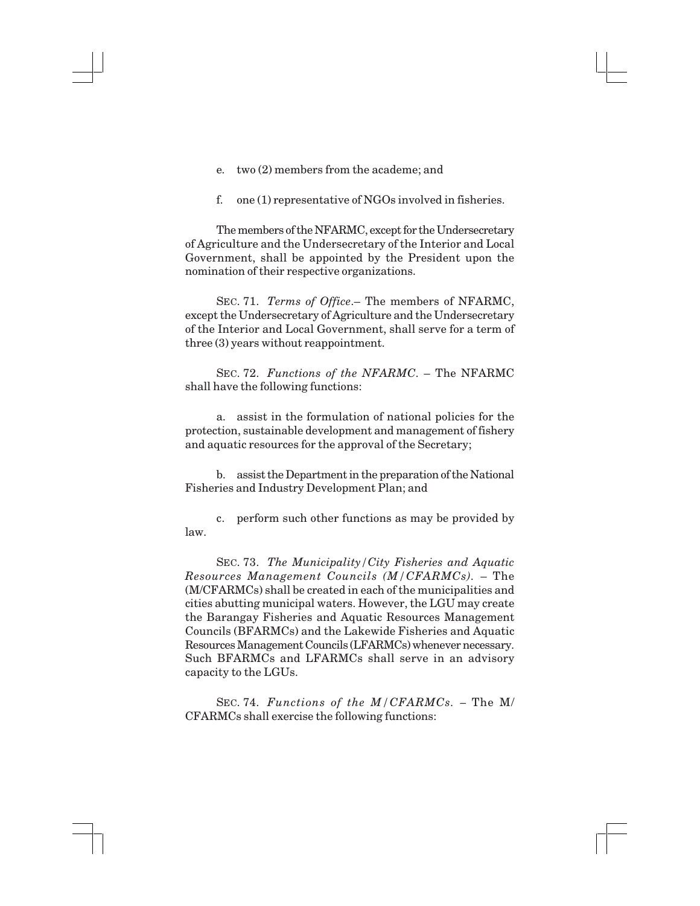e. two (2) members from the academe; and

f. one (1) representative of NGOs involved in fisheries.

The members of the NFARMC, except for the Undersecretary of Agriculture and the Undersecretary of the Interior and Local Government, shall be appointed by the President upon the nomination of their respective organizations.

SEC. 71. *Terms of Office*.– The members of NFARMC, except the Undersecretary of Agriculture and the Undersecretary of the Interior and Local Government, shall serve for a term of three (3) years without reappointment.

SEC. 72. *Functions of the NFARMC*. – The NFARMC shall have the following functions:

a. assist in the formulation of national policies for the protection, sustainable development and management of fishery and aquatic resources for the approval of the Secretary;

b. assist the Department in the preparation of the National Fisheries and Industry Development Plan; and

c. perform such other functions as may be provided by law.

SEC. 73. *The Municipality/City Fisheries and Aquatic Resources Management Councils (M/CFARMCs)*. – The (M/CFARMCs) shall be created in each of the municipalities and cities abutting municipal waters. However, the LGU may create the Barangay Fisheries and Aquatic Resources Management Councils (BFARMCs) and the Lakewide Fisheries and Aquatic Resources Management Councils (LFARMCs) whenever necessary. Such BFARMCs and LFARMCs shall serve in an advisory capacity to the LGUs.

SEC. 74. *Functions of the M/CFARMCs*. – The M/CFARMCs shall exercise the following functions: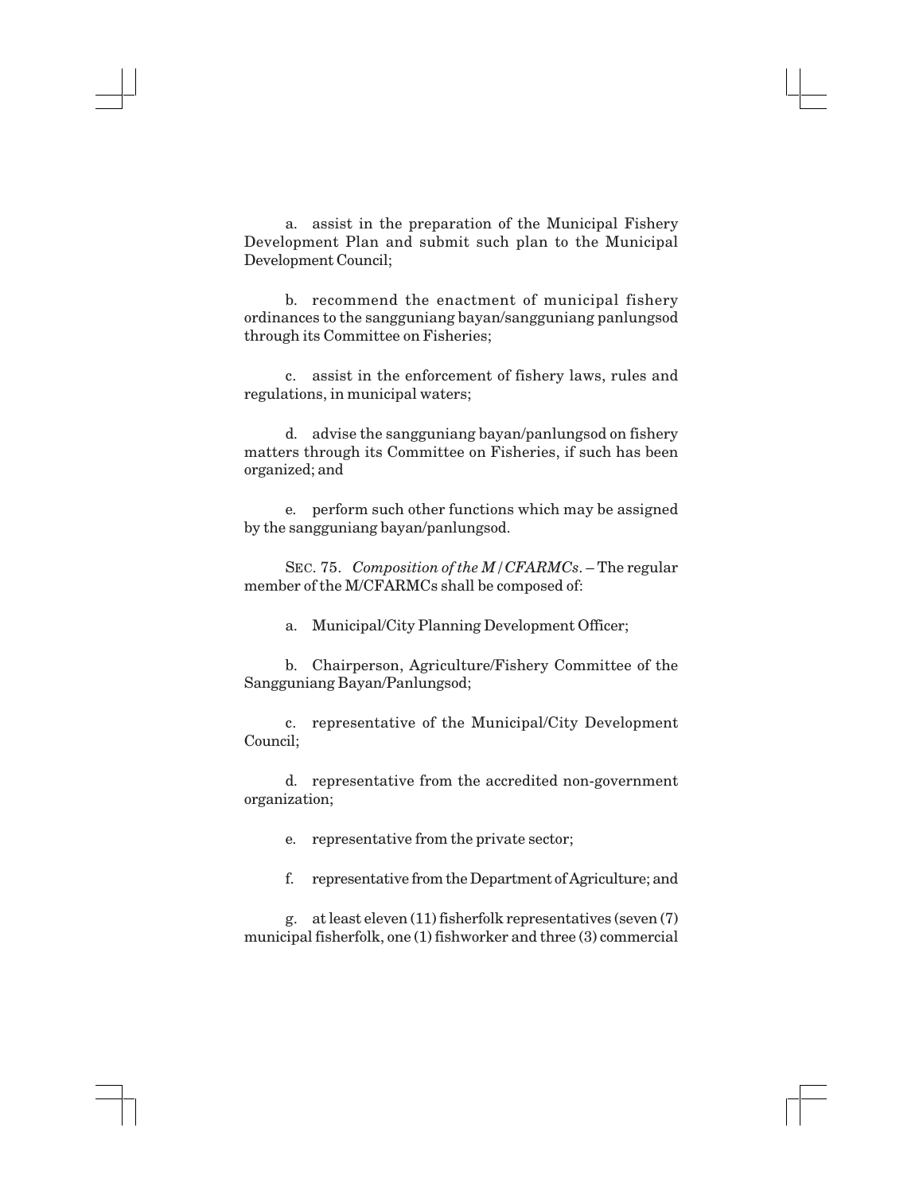a. assist in the preparation of the Municipal Fishery Development Plan and submit such plan to the Municipal Development Council;

b. recommend the enactment of municipal fishery ordinances to the sangguniang bayan/sangguniang panlungsod through its Committee on Fisheries;

c. assist in the enforcement of fishery laws, rules and regulations, in municipal waters;

d. advise the sangguniang bayan/panlungsod on fishery matters through its Committee on Fisheries, if such has been organized; and

e. perform such other functions which may be assigned by the sangguniang bayan/panlungsod.

SEC. 75. *Composition of the M/CFARMCs*. – The regular member of the M/CFARMCs shall be composed of:

a. Municipal/City Planning Development Officer;

b. Chairperson, Agriculture/Fishery Committee of the Sangguniang Bayan/Panlungsod;

c. representative of the Municipal/City Development Council;

d. representative from the accredited non-government organization;

e. representative from the private sector;

f. representative from the Department of Agriculture; and

g. at least eleven (11) fisherfolk representatives (seven (7) municipal fisherfolk, one (1) fishworker and three (3) commercial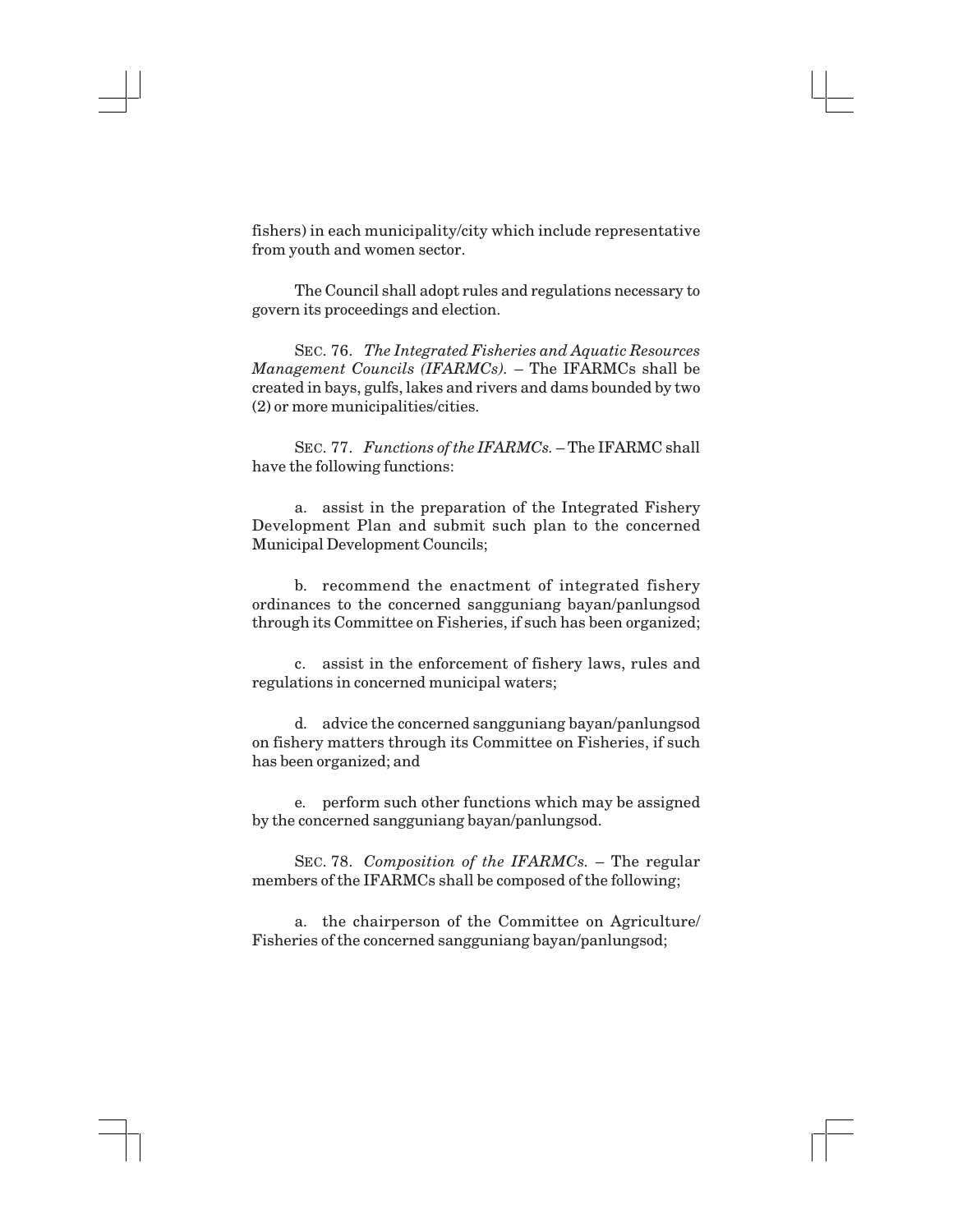fishers) in each municipality/city which include representative from youth and women sector.

The Council shall adopt rules and regulations necessary to govern its proceedings and election.

SEC. 76. *The Integrated Fisheries and Aquatic Resources Management Councils (IFARMCs).* – The IFARMCs shall be created in bays, gulfs, lakes and rivers and dams bounded by two (2) or more municipalities/cities.

SEC. 77. *Functions of the IFARMCs.* – The IFARMC shall have the following functions:

a. assist in the preparation of the Integrated Fishery Development Plan and submit such plan to the concerned Municipal Development Councils;

b. recommend the enactment of integrated fishery ordinances to the concerned sangguniang bayan/panlungsod through its Committee on Fisheries, if such has been organized;

c. assist in the enforcement of fishery laws, rules and regulations in concerned municipal waters;

d. advice the concerned sangguniang bayan/panlungsod on fishery matters through its Committee on Fisheries, if such has been organized; and

e. perform such other functions which may be assigned by the concerned sangguniang bayan/panlungsod.

SEC. 78. *Composition of the IFARMCs.* – The regular members of the IFARMCs shall be composed of the following;

a. the chairperson of the Committee on Agriculture/ Fisheries of the concerned sangguniang bayan/panlungsod;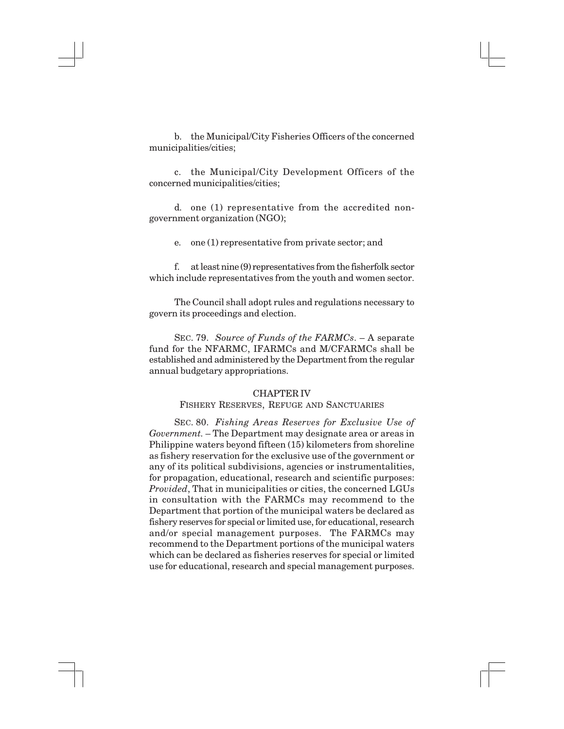b. the Municipal/City Fisheries Officers of the concerned municipalities/cities;

c. the Municipal/City Development Officers of the concerned municipalities/cities;

d. one (1) representative from the accredited non-government organization (NGO);

e. one (1) representative from private sector; and

f. at least nine (9) representatives from the fisherfolk sector which include representatives from the youth and women sector.

The Council shall adopt rules and regulations necessary to govern its proceedings and election.

SEC. 79. *Source of Funds of the FARMCs*. – A separate fund for the NFARMC, IFARMCs and M/CFARMCs shall be established and administered by the Department from the regular annual budgetary appropriations.

## CHAPTER IV
## FISHERY RESERVES, REFUGE AND SANCTUARIES

SEC. 80. *Fishing Areas Reserves for Exclusive Use of Government.* – The Department may designate area or areas in Philippine waters beyond fifteen (15) kilometers from shoreline as fishery reservation for the exclusive use of the government or any of its political subdivisions, agencies or instrumentalities, for propagation, educational, research and scientific purposes: *Provided*, That in municipalities or cities, the concerned LGUs in consultation with the FARMCs may recommend to the Department that portion of the municipal waters be declared as fishery reserves for special or limited use, for educational, research and/or special management purposes. The FARMCs may recommend to the Department portions of the municipal waters which can be declared as fisheries reserves for special or limited use for educational, research and special management purposes.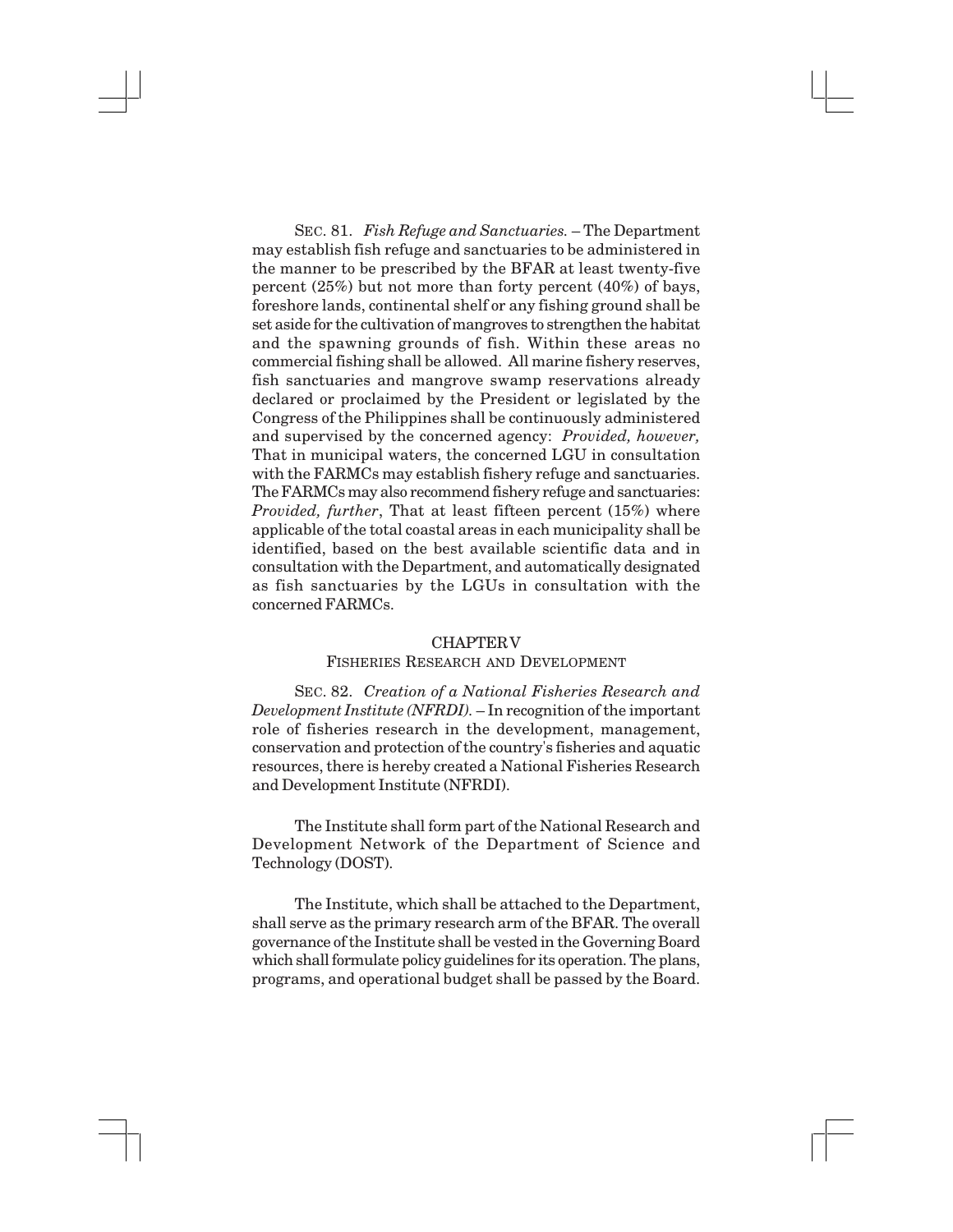SEC. 81. *Fish Refuge and Sanctuaries.* – The Department may establish fish refuge and sanctuaries to be administered in the manner to be prescribed by the BFAR at least twenty-five percent (25%) but not more than forty percent (40%) of bays, foreshore lands, continental shelf or any fishing ground shall be set aside for the cultivation of mangroves to strengthen the habitat and the spawning grounds of fish. Within these areas no commercial fishing shall be allowed. All marine fishery reserves, fish sanctuaries and mangrove swamp reservations already declared or proclaimed by the President or legislated by the Congress of the Philippines shall be continuously administered and supervised by the concerned agency: *Provided, however,* That in municipal waters, the concerned LGU in consultation with the FARMCs may establish fishery refuge and sanctuaries. The FARMCs may also recommend fishery refuge and sanctuaries: *Provided, further*, That at least fifteen percent (15%) where applicable of the total coastal areas in each municipality shall be identified, based on the best available scientific data and in consultation with the Department, and automatically designated as fish sanctuaries by the LGUs in consultation with the concerned FARMCs.

## CHAPTER V
## FISHERIES RESEARCH AND DEVELOPMENT

SEC. 82. *Creation of a National Fisheries Research and Development Institute (NFRDI).* – In recognition of the important role of fisheries research in the development, management, conservation and protection of the country's fisheries and aquatic resources, there is hereby created a National Fisheries Research and Development Institute (NFRDI).

The Institute shall form part of the National Research and Development Network of the Department of Science and Technology (DOST).

The Institute, which shall be attached to the Department, shall serve as the primary research arm of the BFAR. The overall governance of the Institute shall be vested in the Governing Board which shall formulate policy guidelines for its operation. The plans, programs, and operational budget shall be passed by the Board.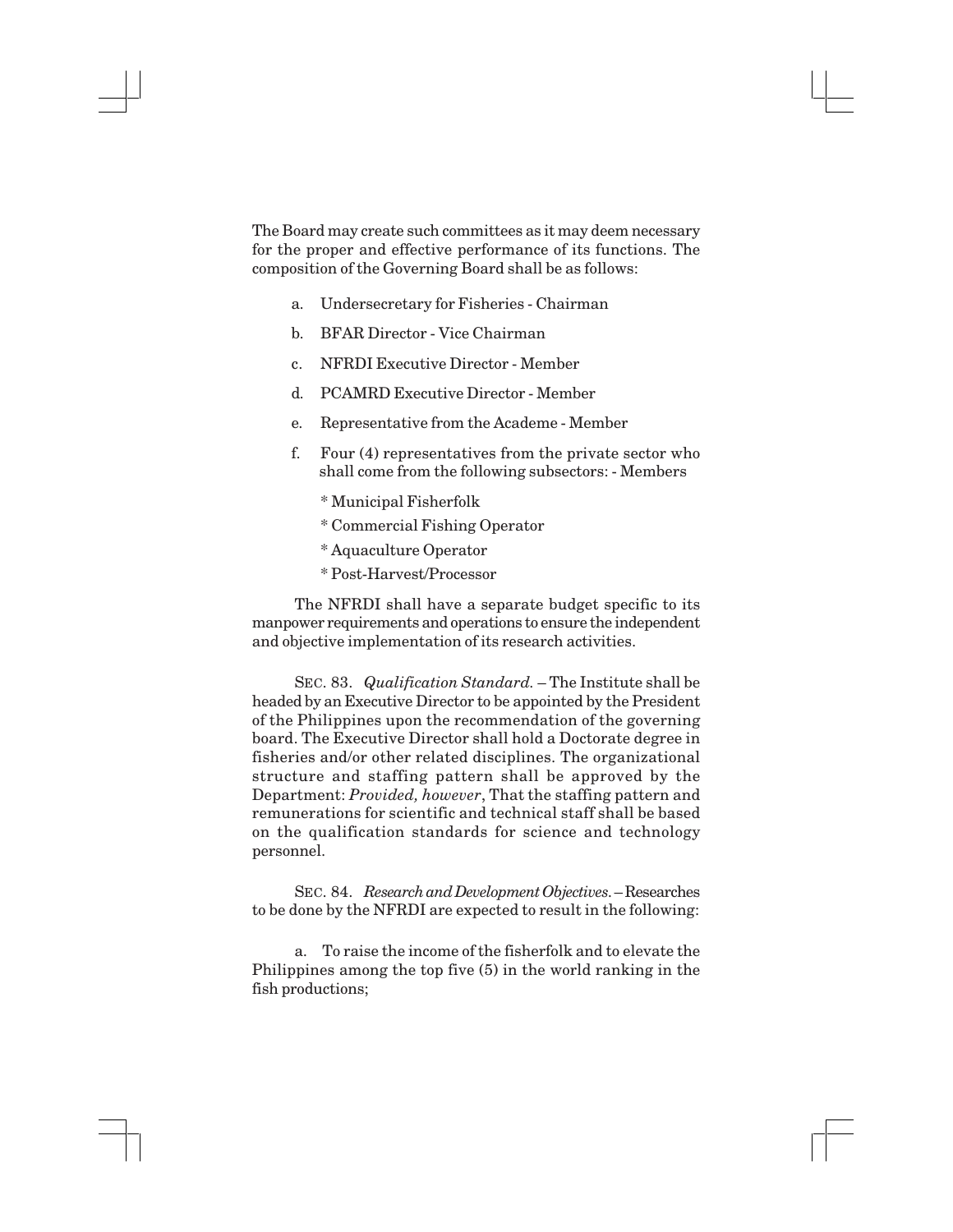The Board may create such committees as it may deem necessary for the proper and effective performance of its functions. The composition of the Governing Board shall be as follows:

a. Undersecretary for Fisheries - Chairman

b. BFAR Director - Vice Chairman

c. NFRDI Executive Director - Member

d. PCAMRD Executive Director - Member

e. Representative from the Academe - Member

f. Four (4) representatives from the private sector who shall come from the following subsectors: - Members

   * Municipal Fisherfolk
   * Commercial Fishing Operator
   * Aquaculture Operator
   * Post-Harvest/Processor

The NFRDI shall have a separate budget specific to its manpower requirements and operations to ensure the independent and objective implementation of its research activities.

SEC. 83. *Qualification Standard.* – The Institute shall be headed by an Executive Director to be appointed by the President of the Philippines upon the recommendation of the governing board. The Executive Director shall hold a Doctorate degree in fisheries and/or other related disciplines. The organizational structure and staffing pattern shall be approved by the Department: *Provided, however*, That the staffing pattern and remunerations for scientific and technical staff shall be based on the qualification standards for science and technology personnel.

SEC. 84. *Research and Development Objectives.* – Researches to be done by the NFRDI are expected to result in the following:

a. To raise the income of the fisherfolk and to elevate the Philippines among the top five (5) in the world ranking in the fish productions;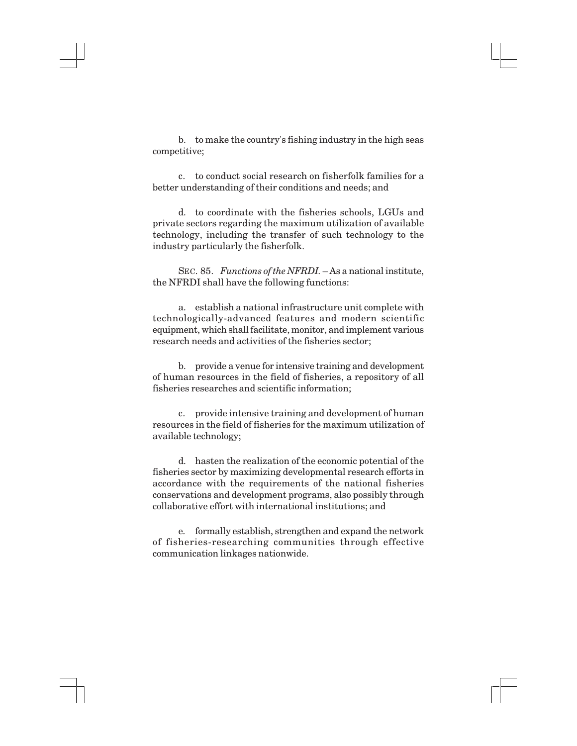b. to make the country's fishing industry in the high seas competitive;

c. to conduct social research on fisherfolk families for a better understanding of their conditions and needs; and

d. to coordinate with the fisheries schools, LGUs and private sectors regarding the maximum utilization of available technology, including the transfer of such technology to the industry particularly the fisherfolk.

SEC. 85. *Functions of the NFRDI.* – As a national institute, the NFRDI shall have the following functions:

a. establish a national infrastructure unit complete with technologically-advanced features and modern scientific equipment, which shall facilitate, monitor, and implement various research needs and activities of the fisheries sector;

b. provide a venue for intensive training and development of human resources in the field of fisheries, a repository of all fisheries researches and scientific information;

c. provide intensive training and development of human resources in the field of fisheries for the maximum utilization of available technology;

d. hasten the realization of the economic potential of the fisheries sector by maximizing developmental research efforts in accordance with the requirements of the national fisheries conservations and development programs, also possibly through collaborative effort with international institutions; and

e. formally establish, strengthen and expand the network of fisheries-researching communities through effective communication linkages nationwide.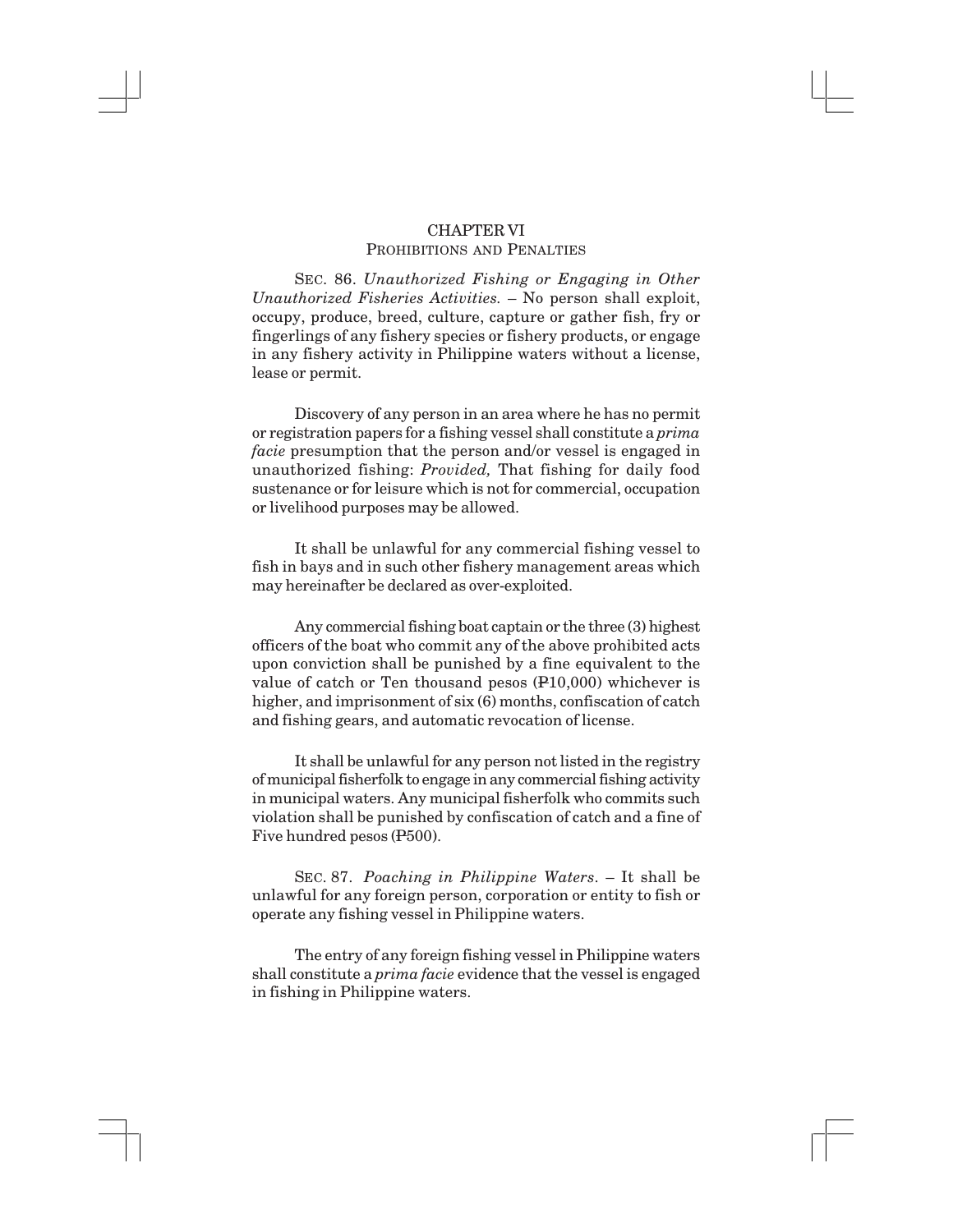## CHAPTER VI
### Prohibitions and Penalties

SEC. 86. *Unauthorized Fishing or Engaging in Other Unauthorized Fisheries Activities.* – No person shall exploit, occupy, produce, breed, culture, capture or gather fish, fry or fingerlings of any fishery species or fishery products, or engage in any fishery activity in Philippine waters without a license, lease or permit.

Discovery of any person in an area where he has no permit or registration papers for a fishing vessel shall constitute a *prima facie* presumption that the person and/or vessel is engaged in unauthorized fishing: *Provided,* That fishing for daily food sustenance or for leisure which is not for commercial, occupation or livelihood purposes may be allowed.

It shall be unlawful for any commercial fishing vessel to fish in bays and in such other fishery management areas which may hereinafter be declared as over-exploited.

Any commercial fishing boat captain or the three (3) highest officers of the boat who commit any of the above prohibited acts upon conviction shall be punished by a fine equivalent to the value of catch or Ten thousand pesos (₱10,000) whichever is higher, and imprisonment of six (6) months, confiscation of catch and fishing gears, and automatic revocation of license.

It shall be unlawful for any person not listed in the registry of municipal fisherfolk to engage in any commercial fishing activity in municipal waters. Any municipal fisherfolk who commits such violation shall be punished by confiscation of catch and a fine of Five hundred pesos (₱500).

SEC. 87. *Poaching in Philippine Waters*. – It shall be unlawful for any foreign person, corporation or entity to fish or operate any fishing vessel in Philippine waters.

The entry of any foreign fishing vessel in Philippine waters shall constitute a *prima facie* evidence that the vessel is engaged in fishing in Philippine waters.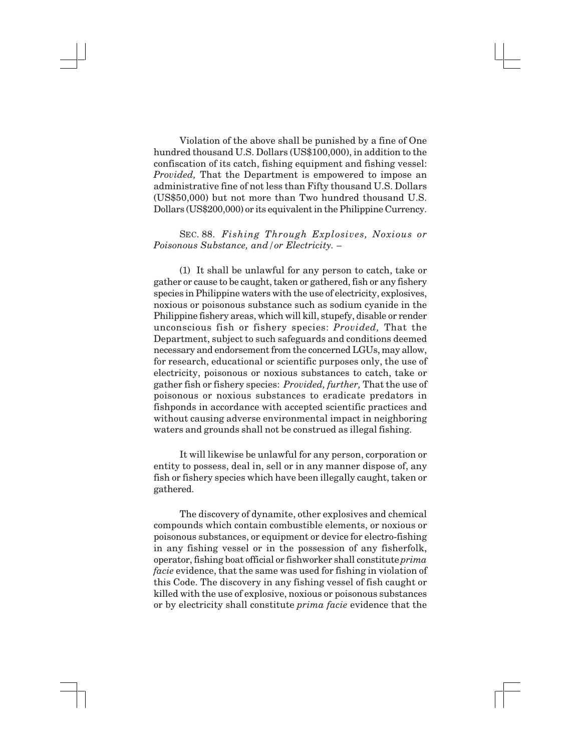Violation of the above shall be punished by a fine of One hundred thousand U.S. Dollars (US$100,000), in addition to the confiscation of its catch, fishing equipment and fishing vessel: *Provided,* That the Department is empowered to impose an administrative fine of not less than Fifty thousand U.S. Dollars (US$50,000) but not more than Two hundred thousand U.S. Dollars (US$200,000) or its equivalent in the Philippine Currency.

SEC. 88. *Fishing Through Explosives, Noxious or Poisonous Substance, and/or Electricity.* –

(1) It shall be unlawful for any person to catch, take or gather or cause to be caught, taken or gathered, fish or any fishery species in Philippine waters with the use of electricity, explosives, noxious or poisonous substance such as sodium cyanide in the Philippine fishery areas, which will kill, stupefy, disable or render unconscious fish or fishery species: *Provided,* That the Department, subject to such safeguards and conditions deemed necessary and endorsement from the concerned LGUs, may allow, for research, educational or scientific purposes only, the use of electricity, poisonous or noxious substances to catch, take or gather fish or fishery species: *Provided, further,* That the use of poisonous or noxious substances to eradicate predators in fishponds in accordance with accepted scientific practices and without causing adverse environmental impact in neighboring waters and grounds shall not be construed as illegal fishing.

It will likewise be unlawful for any person, corporation or entity to possess, deal in, sell or in any manner dispose of, any fish or fishery species which have been illegally caught, taken or gathered.

The discovery of dynamite, other explosives and chemical compounds which contain combustible elements, or noxious or poisonous substances, or equipment or device for electro-fishing in any fishing vessel or in the possession of any fisherfolk, operator, fishing boat official or fishworker shall constitute *prima facie* evidence, that the same was used for fishing in violation of this Code. The discovery in any fishing vessel of fish caught or killed with the use of explosive, noxious or poisonous substances or by electricity shall constitute *prima facie* evidence that the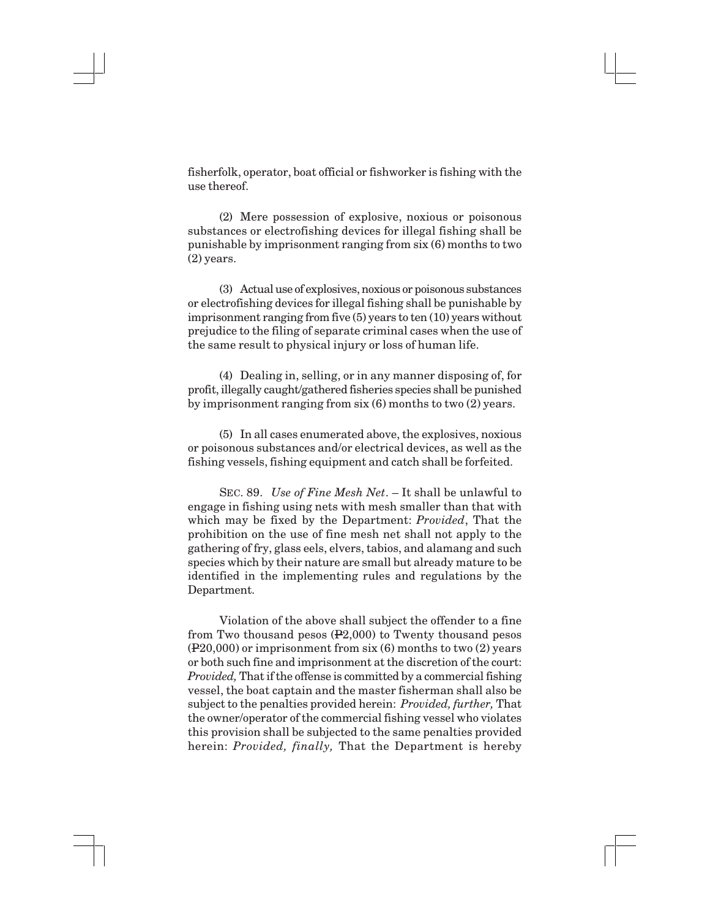fisherfolk, operator, boat official or fishworker is fishing with the use thereof.

(2) Mere possession of explosive, noxious or poisonous substances or electrofishing devices for illegal fishing shall be punishable by imprisonment ranging from six (6) months to two (2) years.

(3) Actual use of explosives, noxious or poisonous substances or electrofishing devices for illegal fishing shall be punishable by imprisonment ranging from five (5) years to ten (10) years without prejudice to the filing of separate criminal cases when the use of the same result to physical injury or loss of human life.

(4) Dealing in, selling, or in any manner disposing of, for profit, illegally caught/gathered fisheries species shall be punished by imprisonment ranging from six (6) months to two (2) years.

(5) In all cases enumerated above, the explosives, noxious or poisonous substances and/or electrical devices, as well as the fishing vessels, fishing equipment and catch shall be forfeited.

SEC. 89. *Use of Fine Mesh Net*. – It shall be unlawful to engage in fishing using nets with mesh smaller than that with which may be fixed by the Department: *Provided*, That the prohibition on the use of fine mesh net shall not apply to the gathering of fry, glass eels, elvers, tabios, and alamang and such species which by their nature are small but already mature to be identified in the implementing rules and regulations by the Department.

Violation of the above shall subject the offender to a fine from Two thousand pesos (₱2,000) to Twenty thousand pesos (₱20,000) or imprisonment from six (6) months to two (2) years or both such fine and imprisonment at the discretion of the court: *Provided,* That if the offense is committed by a commercial fishing vessel, the boat captain and the master fisherman shall also be subject to the penalties provided herein: *Provided, further,* That the owner/operator of the commercial fishing vessel who violates this provision shall be subjected to the same penalties provided herein: *Provided, finally,* That the Department is hereby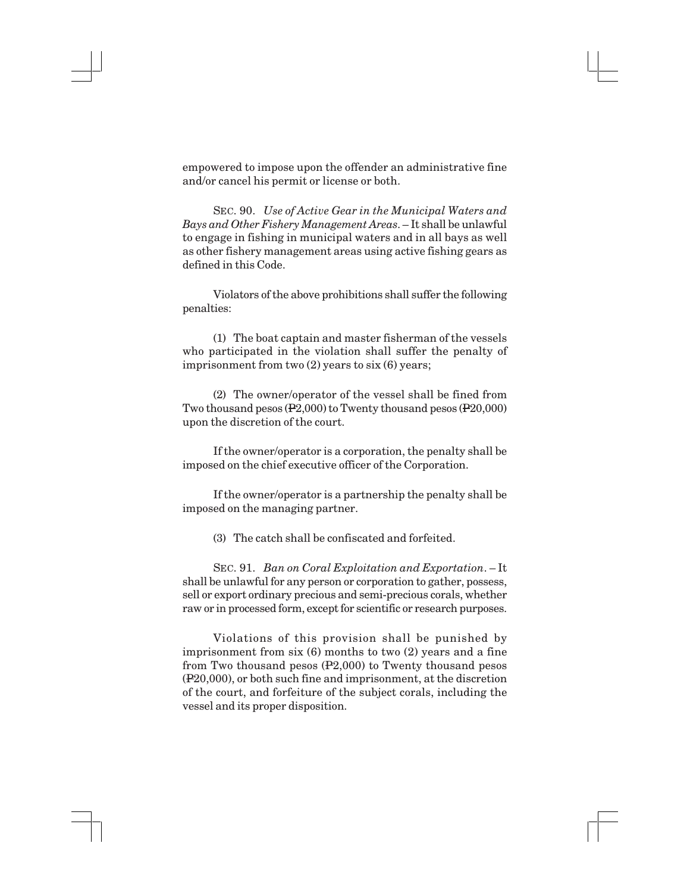empowered to impose upon the offender an administrative fine and/or cancel his permit or license or both.

SEC. 90. *Use of Active Gear in the Municipal Waters and Bays and Other Fishery Management Areas*. – It shall be unlawful to engage in fishing in municipal waters and in all bays as well as other fishery management areas using active fishing gears as defined in this Code.

Violators of the above prohibitions shall suffer the following penalties:

(1) The boat captain and master fisherman of the vessels who participated in the violation shall suffer the penalty of imprisonment from two (2) years to six (6) years;

(2) The owner/operator of the vessel shall be fined from Two thousand pesos (₱2,000) to Twenty thousand pesos (₱20,000) upon the discretion of the court.

If the owner/operator is a corporation, the penalty shall be imposed on the chief executive officer of the Corporation.

If the owner/operator is a partnership the penalty shall be imposed on the managing partner.

(3) The catch shall be confiscated and forfeited.

SEC. 91. *Ban on Coral Exploitation and Exportation*. – It shall be unlawful for any person or corporation to gather, possess, sell or export ordinary precious and semi-precious corals, whether raw or in processed form, except for scientific or research purposes.

Violations of this provision shall be punished by imprisonment from six (6) months to two (2) years and a fine from Two thousand pesos (₱2,000) to Twenty thousand pesos (₱20,000), or both such fine and imprisonment, at the discretion of the court, and forfeiture of the subject corals, including the vessel and its proper disposition.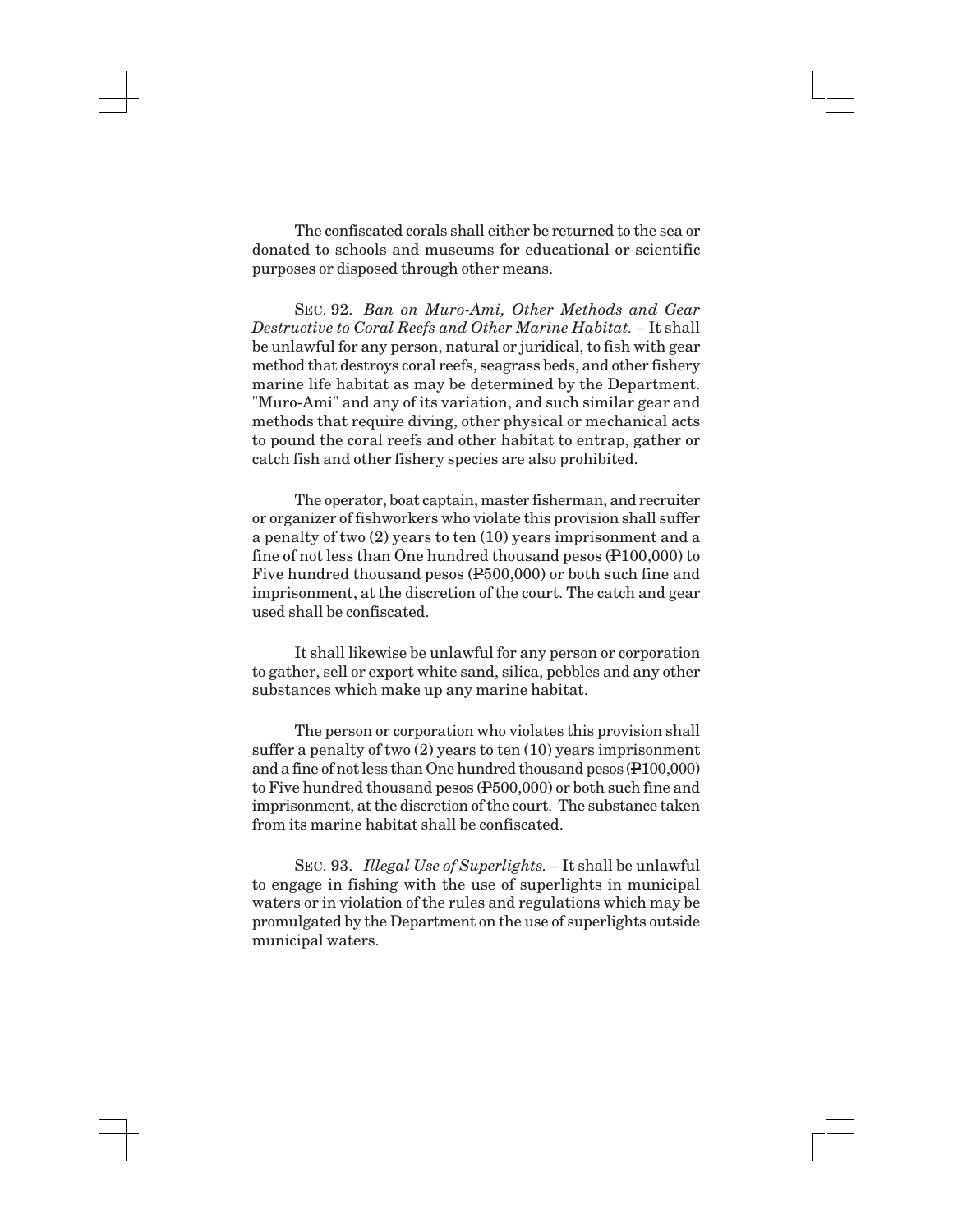The confiscated corals shall either be returned to the sea or donated to schools and museums for educational or scientific purposes or disposed through other means.

SEC. 92. *Ban on Muro-Ami, Other Methods and Gear Destructive to Coral Reefs and Other Marine Habitat.* – It shall be unlawful for any person, natural or juridical, to fish with gear method that destroys coral reefs, seagrass beds, and other fishery marine life habitat as may be determined by the Department. "Muro-Ami" and any of its variation, and such similar gear and methods that require diving, other physical or mechanical acts to pound the coral reefs and other habitat to entrap, gather or catch fish and other fishery species are also prohibited.

The operator, boat captain, master fisherman, and recruiter or organizer of fishworkers who violate this provision shall suffer a penalty of two (2) years to ten (10) years imprisonment and a fine of not less than One hundred thousand pesos (₱100,000) to Five hundred thousand pesos (₱500,000) or both such fine and imprisonment, at the discretion of the court. The catch and gear used shall be confiscated.

It shall likewise be unlawful for any person or corporation to gather, sell or export white sand, silica, pebbles and any other substances which make up any marine habitat.

The person or corporation who violates this provision shall suffer a penalty of two (2) years to ten (10) years imprisonment and a fine of not less than One hundred thousand pesos (₱100,000) to Five hundred thousand pesos (₱500,000) or both such fine and imprisonment, at the discretion of the court. The substance taken from its marine habitat shall be confiscated.

SEC. 93. *Illegal Use of Superlights.* – It shall be unlawful to engage in fishing with the use of superlights in municipal waters or in violation of the rules and regulations which may be promulgated by the Department on the use of superlights outside municipal waters.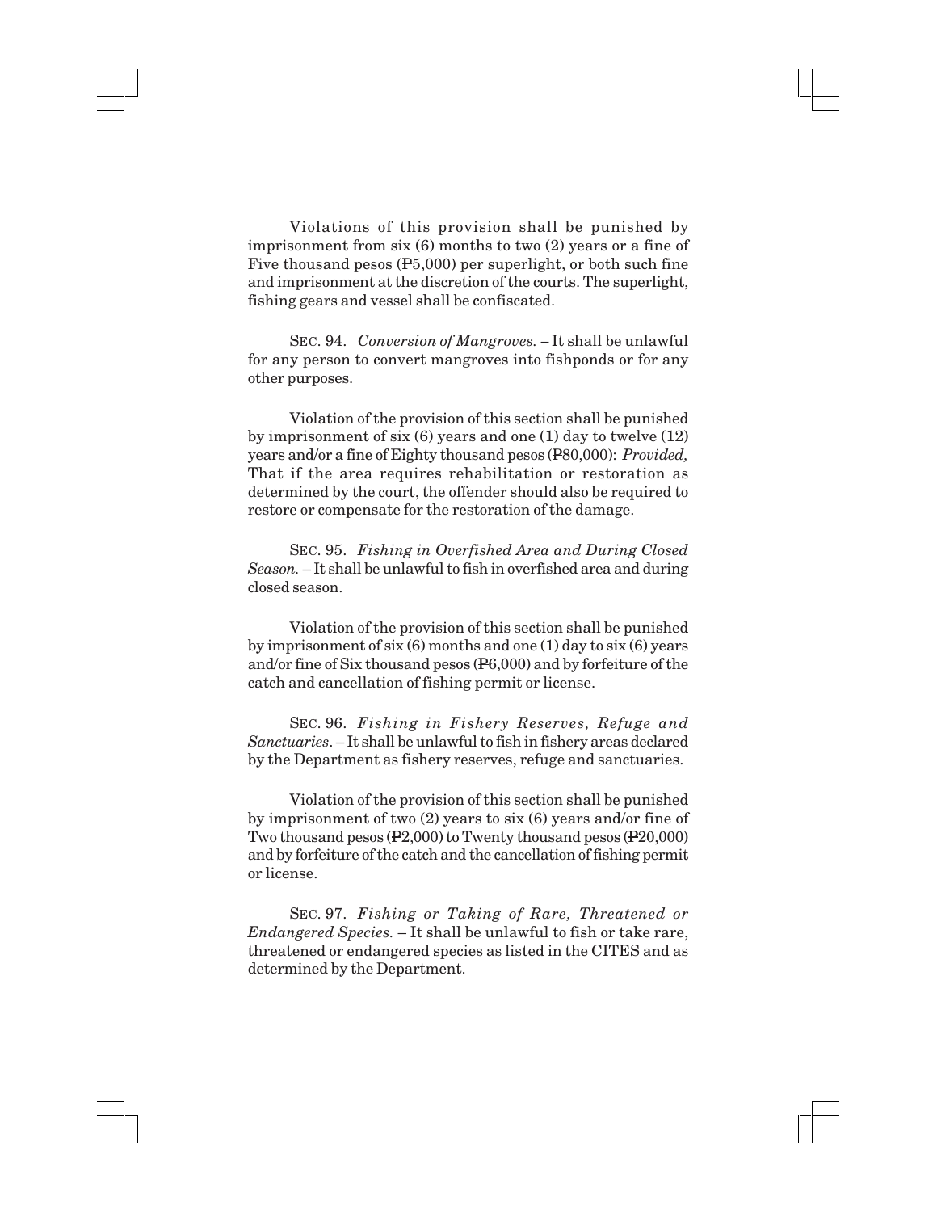Violations of this provision shall be punished by imprisonment from six (6) months to two (2) years or a fine of Five thousand pesos (₱5,000) per superlight, or both such fine and imprisonment at the discretion of the courts. The superlight, fishing gears and vessel shall be confiscated.

SEC. 94. *Conversion of Mangroves.* – It shall be unlawful for any person to convert mangroves into fishponds or for any other purposes.

Violation of the provision of this section shall be punished by imprisonment of six (6) years and one (1) day to twelve (12) years and/or a fine of Eighty thousand pesos (₱80,000): *Provided,* That if the area requires rehabilitation or restoration as determined by the court, the offender should also be required to restore or compensate for the restoration of the damage.

SEC. 95. *Fishing in Overfished Area and During Closed Season.* – It shall be unlawful to fish in overfished area and during closed season.

Violation of the provision of this section shall be punished by imprisonment of six (6) months and one (1) day to six (6) years and/or fine of Six thousand pesos (₱6,000) and by forfeiture of the catch and cancellation of fishing permit or license.

SEC. 96. *Fishing in Fishery Reserves, Refuge and Sanctuaries.* – It shall be unlawful to fish in fishery areas declared by the Department as fishery reserves, refuge and sanctuaries.

Violation of the provision of this section shall be punished by imprisonment of two (2) years to six (6) years and/or fine of Two thousand pesos (₱2,000) to Twenty thousand pesos (₱20,000) and by forfeiture of the catch and the cancellation of fishing permit or license.

SEC. 97. *Fishing or Taking of Rare, Threatened or Endangered Species.* – It shall be unlawful to fish or take rare, threatened or endangered species as listed in the CITES and as determined by the Department.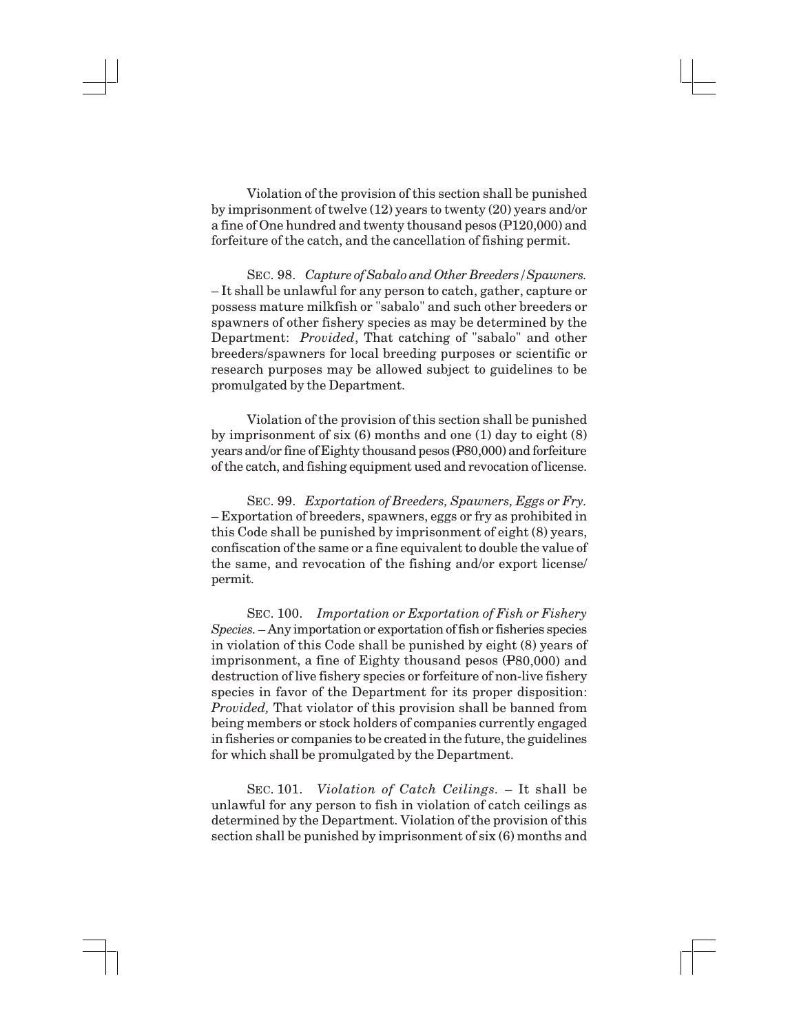Violation of the provision of this section shall be punished by imprisonment of twelve (12) years to twenty (20) years and/or a fine of One hundred and twenty thousand pesos (₱120,000) and forfeiture of the catch, and the cancellation of fishing permit.

SEC. 98. *Capture of Sabalo and Other Breeders/Spawners.* – It shall be unlawful for any person to catch, gather, capture or possess mature milkfish or "sabalo" and such other breeders or spawners of other fishery species as may be determined by the Department: *Provided*, That catching of "sabalo" and other breeders/spawners for local breeding purposes or scientific or research purposes may be allowed subject to guidelines to be promulgated by the Department.

Violation of the provision of this section shall be punished by imprisonment of six (6) months and one (1) day to eight (8) years and/or fine of Eighty thousand pesos (₱80,000) and forfeiture of the catch, and fishing equipment used and revocation of license.

SEC. 99. *Exportation of Breeders, Spawners, Eggs or Fry.* – Exportation of breeders, spawners, eggs or fry as prohibited in this Code shall be punished by imprisonment of eight (8) years, confiscation of the same or a fine equivalent to double the value of the same, and revocation of the fishing and/or export license/permit.

SEC. 100. *Importation or Exportation of Fish or Fishery Species.* – Any importation or exportation of fish or fisheries species in violation of this Code shall be punished by eight (8) years of imprisonment, a fine of Eighty thousand pesos (₱80,000) and destruction of live fishery species or forfeiture of non-live fishery species in favor of the Department for its proper disposition: *Provided,* That violator of this provision shall be banned from being members or stock holders of companies currently engaged in fisheries or companies to be created in the future, the guidelines for which shall be promulgated by the Department.

SEC. 101. *Violation of Catch Ceilings.* – It shall be unlawful for any person to fish in violation of catch ceilings as determined by the Department. Violation of the provision of this section shall be punished by imprisonment of six (6) months and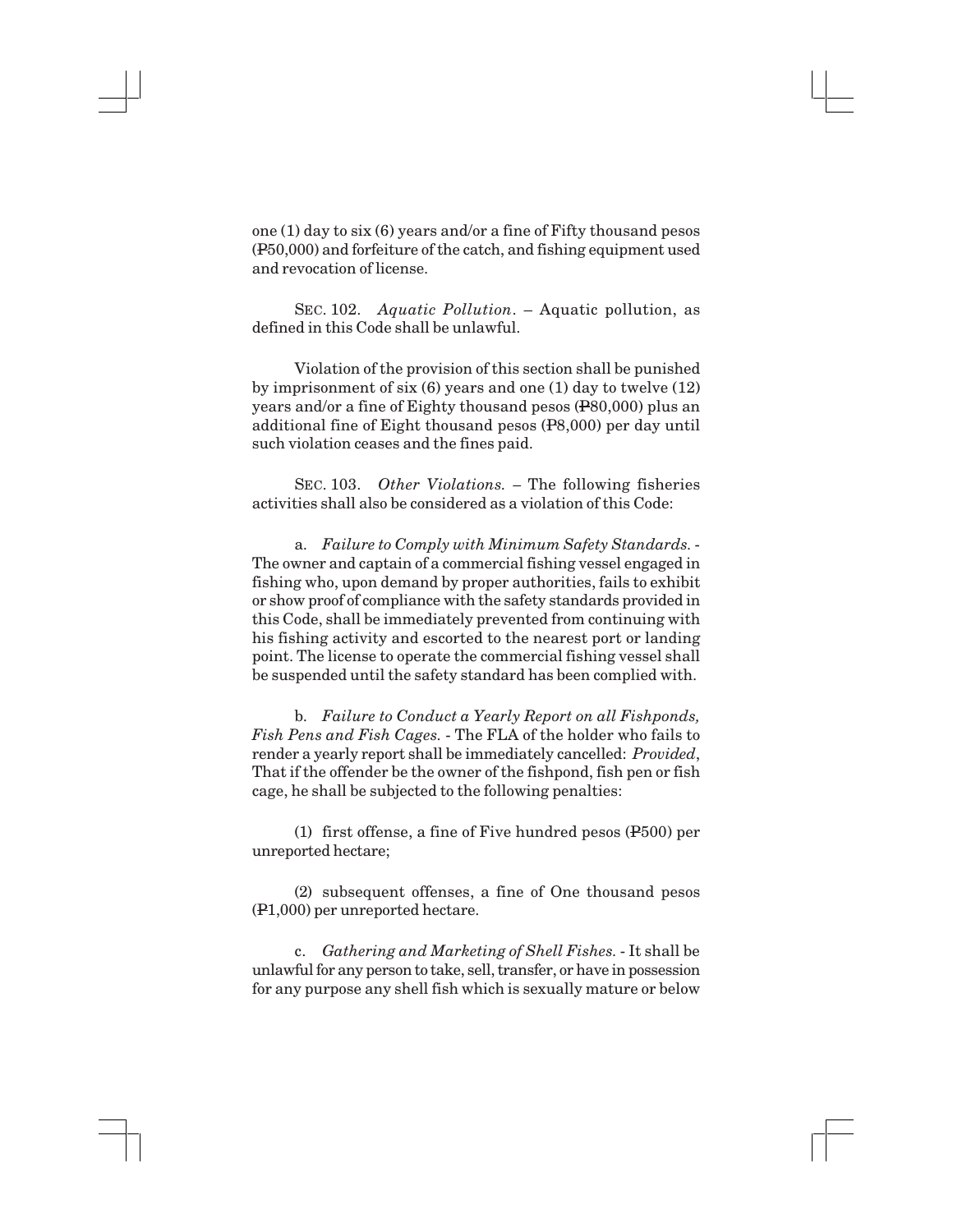one (1) day to six (6) years and/or a fine of Fifty thousand pesos (₱50,000) and forfeiture of the catch, and fishing equipment used and revocation of license.

SEC. 102. *Aquatic Pollution*. – Aquatic pollution, as defined in this Code shall be unlawful.

Violation of the provision of this section shall be punished by imprisonment of six (6) years and one (1) day to twelve (12) years and/or a fine of Eighty thousand pesos (₱80,000) plus an additional fine of Eight thousand pesos (₱8,000) per day until such violation ceases and the fines paid.

SEC. 103. *Other Violations.* – The following fisheries activities shall also be considered as a violation of this Code:

a. *Failure to Comply with Minimum Safety Standards.* - The owner and captain of a commercial fishing vessel engaged in fishing who, upon demand by proper authorities, fails to exhibit or show proof of compliance with the safety standards provided in this Code, shall be immediately prevented from continuing with his fishing activity and escorted to the nearest port or landing point. The license to operate the commercial fishing vessel shall be suspended until the safety standard has been complied with.

b. *Failure to Conduct a Yearly Report on all Fishponds, Fish Pens and Fish Cages.* - The FLA of the holder who fails to render a yearly report shall be immediately cancelled: *Provided*, That if the offender be the owner of the fishpond, fish pen or fish cage, he shall be subjected to the following penalties:

(1) first offense, a fine of Five hundred pesos (₱500) per unreported hectare;

(2) subsequent offenses, a fine of One thousand pesos (₱1,000) per unreported hectare.

c. *Gathering and Marketing of Shell Fishes.* - It shall be unlawful for any person to take, sell, transfer, or have in possession for any purpose any shell fish which is sexually mature or below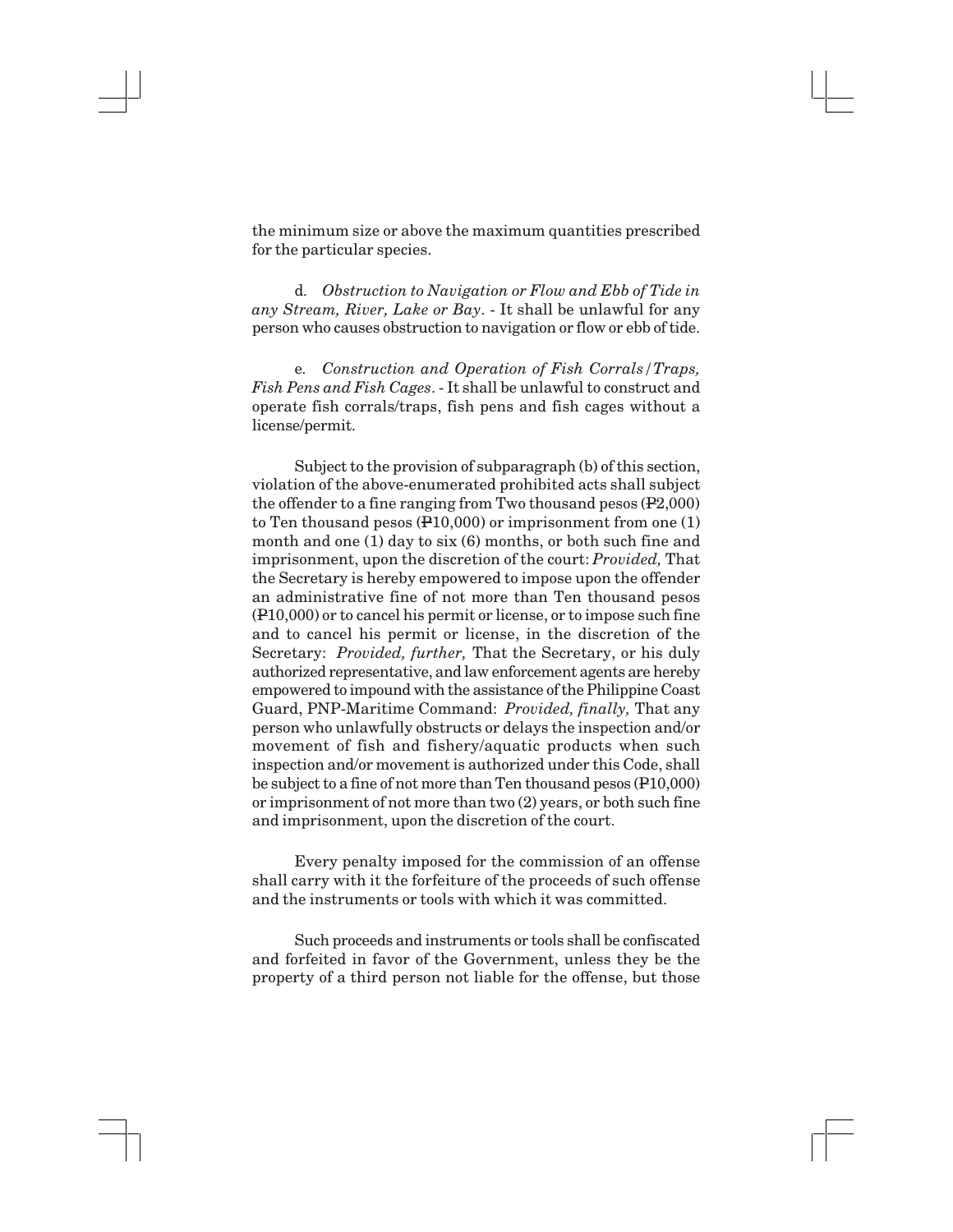the minimum size or above the maximum quantities prescribed for the particular species.

d. *Obstruction to Navigation or Flow and Ebb of Tide in any Stream, River, Lake or Bay*. - It shall be unlawful for any person who causes obstruction to navigation or flow or ebb of tide.

e. *Construction and Operation of Fish Corrals/Traps, Fish Pens and Fish Cages*. - It shall be unlawful to construct and operate fish corrals/traps, fish pens and fish cages without a license/permit.

Subject to the provision of subparagraph (b) of this section, violation of the above-enumerated prohibited acts shall subject the offender to a fine ranging from Two thousand pesos (₱2,000) to Ten thousand pesos (₱10,000) or imprisonment from one (1) month and one (1) day to six (6) months, or both such fine and imprisonment, upon the discretion of the court: *Provided,* That the Secretary is hereby empowered to impose upon the offender an administrative fine of not more than Ten thousand pesos (₱10,000) or to cancel his permit or license, or to impose such fine and to cancel his permit or license, in the discretion of the Secretary: *Provided, further,* That the Secretary, or his duly authorized representative, and law enforcement agents are hereby empowered to impound with the assistance of the Philippine Coast Guard, PNP-Maritime Command: *Provided, finally,* That any person who unlawfully obstructs or delays the inspection and/or movement of fish and fishery/aquatic products when such inspection and/or movement is authorized under this Code, shall be subject to a fine of not more than Ten thousand pesos (₱10,000) or imprisonment of not more than two (2) years, or both such fine and imprisonment, upon the discretion of the court.

Every penalty imposed for the commission of an offense shall carry with it the forfeiture of the proceeds of such offense and the instruments or tools with which it was committed.

Such proceeds and instruments or tools shall be confiscated and forfeited in favor of the Government, unless they be the property of a third person not liable for the offense, but those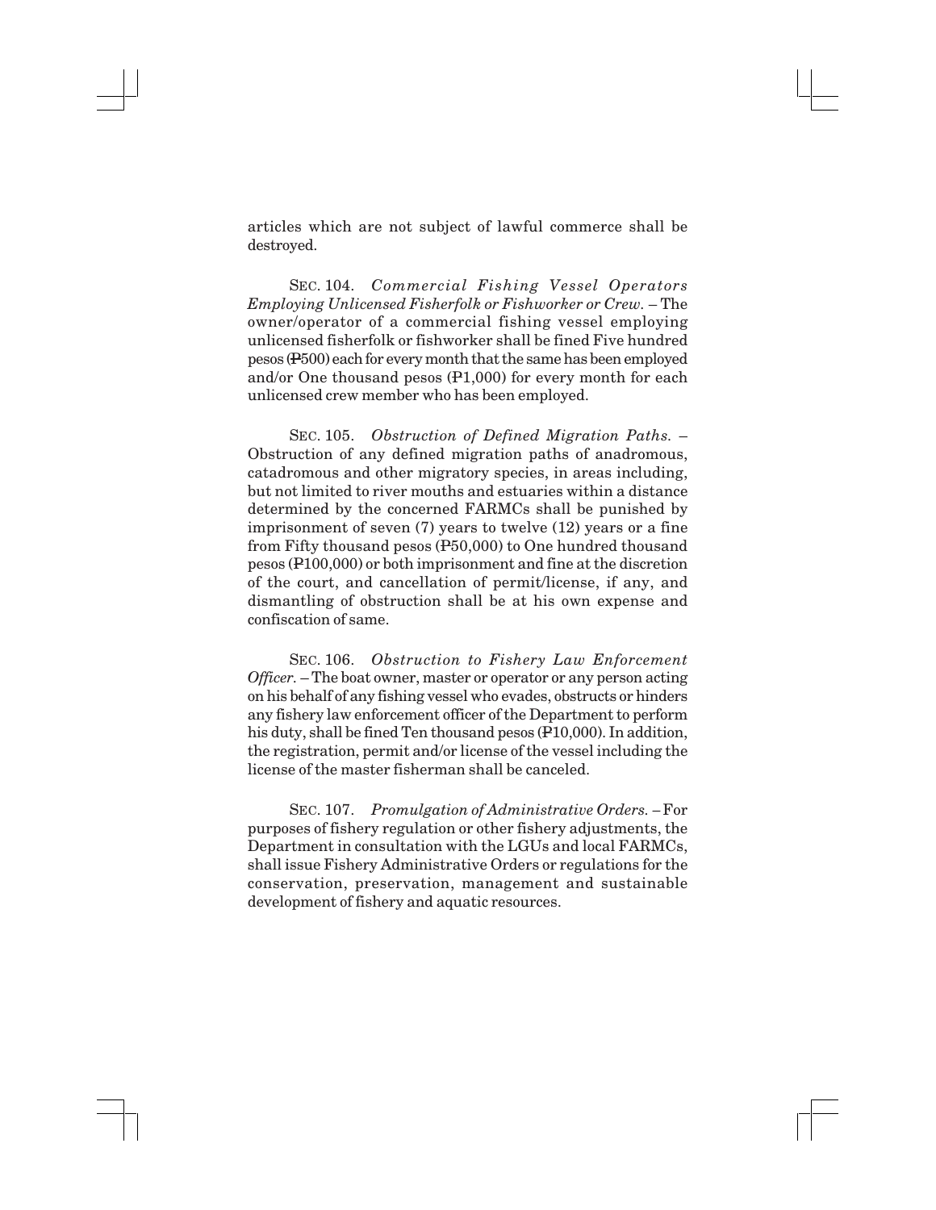articles which are not subject of lawful commerce shall be destroyed.

SEC. 104. *Commercial Fishing Vessel Operators Employing Unlicensed Fisherfolk or Fishworker or Crew.* – The owner/operator of a commercial fishing vessel employing unlicensed fisherfolk or fishworker shall be fined Five hundred pesos (₱500) each for every month that the same has been employed and/or One thousand pesos (₱1,000) for every month for each unlicensed crew member who has been employed.

SEC. 105. *Obstruction of Defined Migration Paths.* – Obstruction of any defined migration paths of anadromous, catadromous and other migratory species, in areas including, but not limited to river mouths and estuaries within a distance determined by the concerned FARMCs shall be punished by imprisonment of seven (7) years to twelve (12) years or a fine from Fifty thousand pesos (₱50,000) to One hundred thousand pesos (₱100,000) or both imprisonment and fine at the discretion of the court, and cancellation of permit/license, if any, and dismantling of obstruction shall be at his own expense and confiscation of same.

SEC. 106. *Obstruction to Fishery Law Enforcement Officer.* – The boat owner, master or operator or any person acting on his behalf of any fishing vessel who evades, obstructs or hinders any fishery law enforcement officer of the Department to perform his duty, shall be fined Ten thousand pesos (₱10,000). In addition, the registration, permit and/or license of the vessel including the license of the master fisherman shall be canceled.

SEC. 107. *Promulgation of Administrative Orders.* – For purposes of fishery regulation or other fishery adjustments, the Department in consultation with the LGUs and local FARMCs, shall issue Fishery Administrative Orders or regulations for the conservation, preservation, management and sustainable development of fishery and aquatic resources.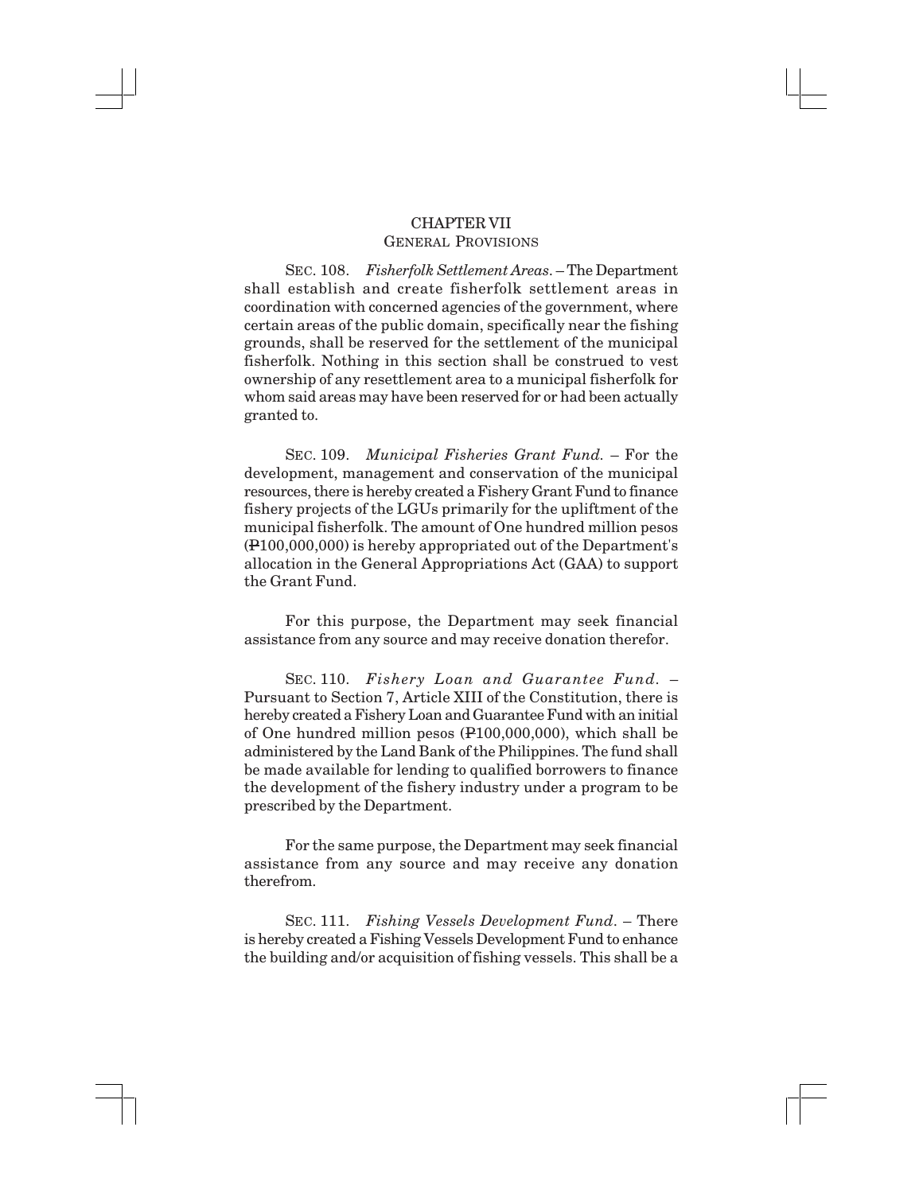## CHAPTER VII
### GENERAL PROVISIONS

SEC. 108. *Fisherfolk Settlement Areas*. – The Department shall establish and create fisherfolk settlement areas in coordination with concerned agencies of the government, where certain areas of the public domain, specifically near the fishing grounds, shall be reserved for the settlement of the municipal fisherfolk. Nothing in this section shall be construed to vest ownership of any resettlement area to a municipal fisherfolk for whom said areas may have been reserved for or had been actually granted to.

SEC. 109. *Municipal Fisheries Grant Fund.* – For the development, management and conservation of the municipal resources, there is hereby created a Fishery Grant Fund to finance fishery projects of the LGUs primarily for the upliftment of the municipal fisherfolk. The amount of One hundred million pesos (₱100,000,000) is hereby appropriated out of the Department's allocation in the General Appropriations Act (GAA) to support the Grant Fund.

For this purpose, the Department may seek financial assistance from any source and may receive donation therefor.

SEC. 110. *Fishery Loan and Guarantee Fund.* – Pursuant to Section 7, Article XIII of the Constitution, there is hereby created a Fishery Loan and Guarantee Fund with an initial of One hundred million pesos (₱100,000,000), which shall be administered by the Land Bank of the Philippines. The fund shall be made available for lending to qualified borrowers to finance the development of the fishery industry under a program to be prescribed by the Department.

For the same purpose, the Department may seek financial assistance from any source and may receive any donation therefrom.

SEC. 111. *Fishing Vessels Development Fund*. – There is hereby created a Fishing Vessels Development Fund to enhance the building and/or acquisition of fishing vessels. This shall be a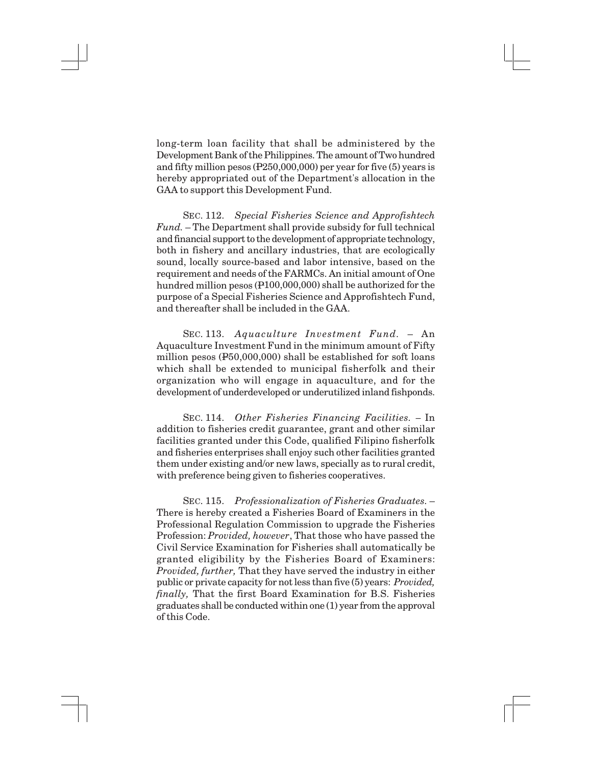long-term loan facility that shall be administered by the Development Bank of the Philippines. The amount of Two hundred and fifty million pesos (₱250,000,000) per year for five (5) years is hereby appropriated out of the Department's allocation in the GAA to support this Development Fund.

SEC. 112. *Special Fisheries Science and Approfishtech Fund.* – The Department shall provide subsidy for full technical and financial support to the development of appropriate technology, both in fishery and ancillary industries, that are ecologically sound, locally source-based and labor intensive, based on the requirement and needs of the FARMCs. An initial amount of One hundred million pesos (₱100,000,000) shall be authorized for the purpose of a Special Fisheries Science and Approfishtech Fund, and thereafter shall be included in the GAA.

SEC. 113. *Aquaculture Investment Fund.* – An Aquaculture Investment Fund in the minimum amount of Fifty million pesos (₱50,000,000) shall be established for soft loans which shall be extended to municipal fisherfolk and their organization who will engage in aquaculture, and for the development of underdeveloped or underutilized inland fishponds.

SEC. 114. *Other Fisheries Financing Facilities.* – In addition to fisheries credit guarantee, grant and other similar facilities granted under this Code, qualified Filipino fisherfolk and fisheries enterprises shall enjoy such other facilities granted them under existing and/or new laws, specially as to rural credit, with preference being given to fisheries cooperatives.

SEC. 115. *Professionalization of Fisheries Graduates.* – There is hereby created a Fisheries Board of Examiners in the Professional Regulation Commission to upgrade the Fisheries Profession: *Provided, however*, That those who have passed the Civil Service Examination for Fisheries shall automatically be granted eligibility by the Fisheries Board of Examiners: *Provided, further,* That they have served the industry in either public or private capacity for not less than five (5) years: *Provided, finally,* That the first Board Examination for B.S. Fisheries graduates shall be conducted within one (1) year from the approval of this Code.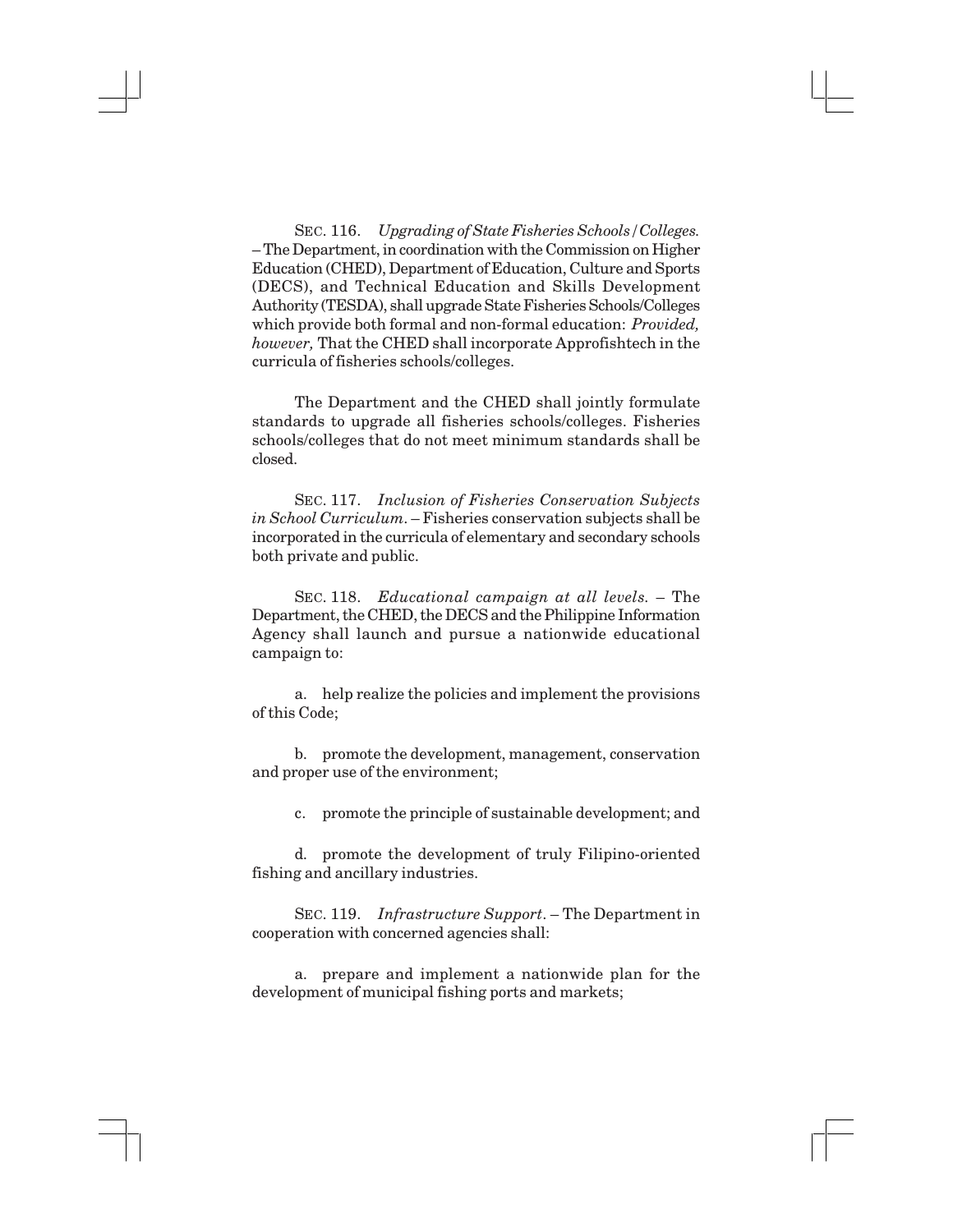SEC. 116. *Upgrading of State Fisheries Schools/Colleges.* – The Department, in coordination with the Commission on Higher Education (CHED), Department of Education, Culture and Sports (DECS), and Technical Education and Skills Development Authority (TESDA), shall upgrade State Fisheries Schools/Colleges which provide both formal and non-formal education: *Provided, however,* That the CHED shall incorporate Approfishtech in the curricula of fisheries schools/colleges.

The Department and the CHED shall jointly formulate standards to upgrade all fisheries schools/colleges. Fisheries schools/colleges that do not meet minimum standards shall be closed.

SEC. 117. *Inclusion of Fisheries Conservation Subjects in School Curriculum.* – Fisheries conservation subjects shall be incorporated in the curricula of elementary and secondary schools both private and public.

SEC. 118. *Educational campaign at all levels.* – The Department, the CHED, the DECS and the Philippine Information Agency shall launch and pursue a nationwide educational campaign to:

a. help realize the policies and implement the provisions of this Code;

b. promote the development, management, conservation and proper use of the environment;

c. promote the principle of sustainable development; and

d. promote the development of truly Filipino-oriented fishing and ancillary industries.

SEC. 119. *Infrastructure Support.* – The Department in cooperation with concerned agencies shall:

a. prepare and implement a nationwide plan for the development of municipal fishing ports and markets;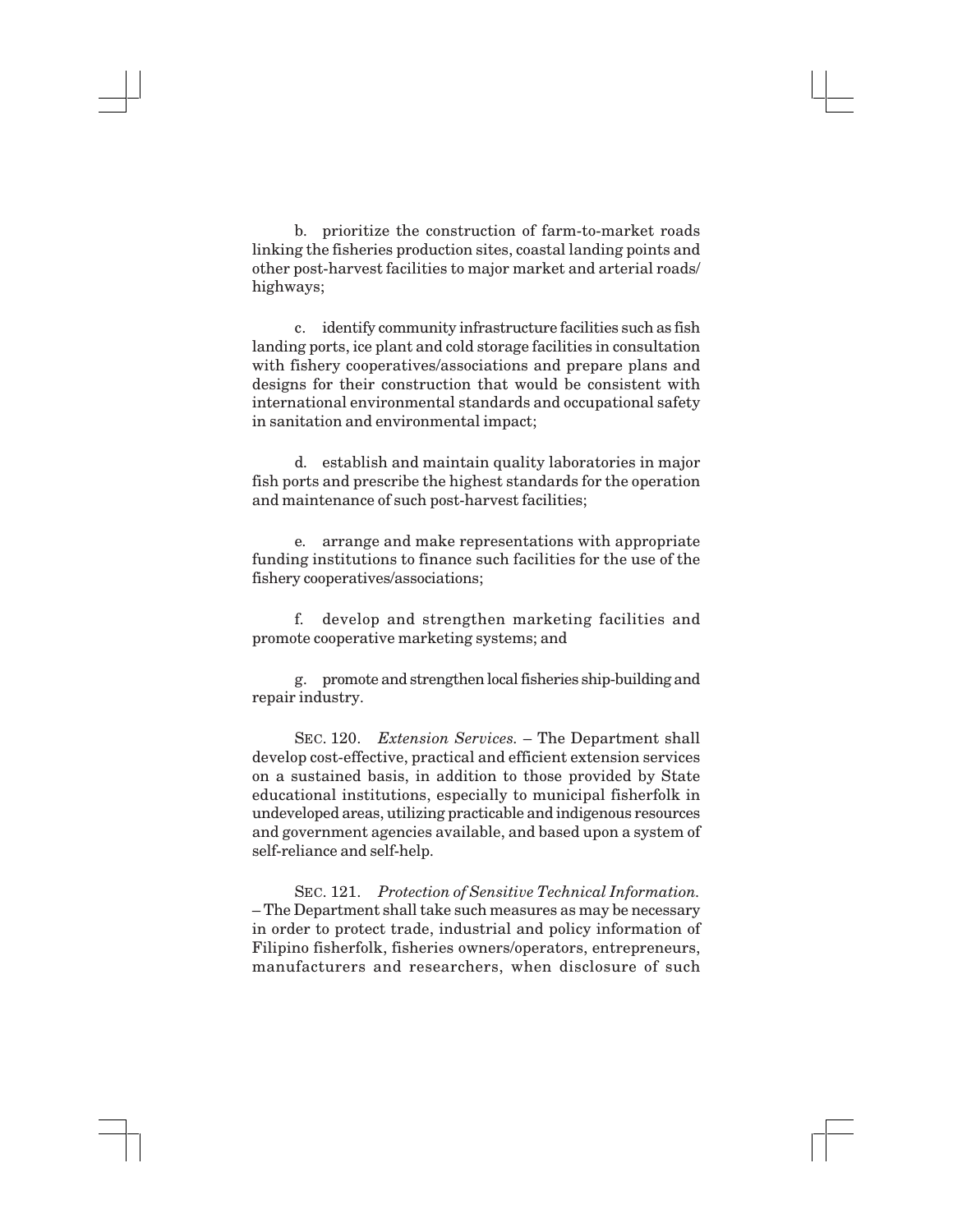b. prioritize the construction of farm-to-market roads linking the fisheries production sites, coastal landing points and other post-harvest facilities to major market and arterial roads/ highways;

c. identify community infrastructure facilities such as fish landing ports, ice plant and cold storage facilities in consultation with fishery cooperatives/associations and prepare plans and designs for their construction that would be consistent with international environmental standards and occupational safety in sanitation and environmental impact;

d. establish and maintain quality laboratories in major fish ports and prescribe the highest standards for the operation and maintenance of such post-harvest facilities;

e. arrange and make representations with appropriate funding institutions to finance such facilities for the use of the fishery cooperatives/associations;

f. develop and strengthen marketing facilities and promote cooperative marketing systems; and

g. promote and strengthen local fisheries ship-building and repair industry.

SEC. 120. *Extension Services.* – The Department shall develop cost-effective, practical and efficient extension services on a sustained basis, in addition to those provided by State educational institutions, especially to municipal fisherfolk in undeveloped areas, utilizing practicable and indigenous resources and government agencies available, and based upon a system of self-reliance and self-help.

SEC. 121. *Protection of Sensitive Technical Information.* – The Department shall take such measures as may be necessary in order to protect trade, industrial and policy information of Filipino fisherfolk, fisheries owners/operators, entrepreneurs, manufacturers and researchers, when disclosure of such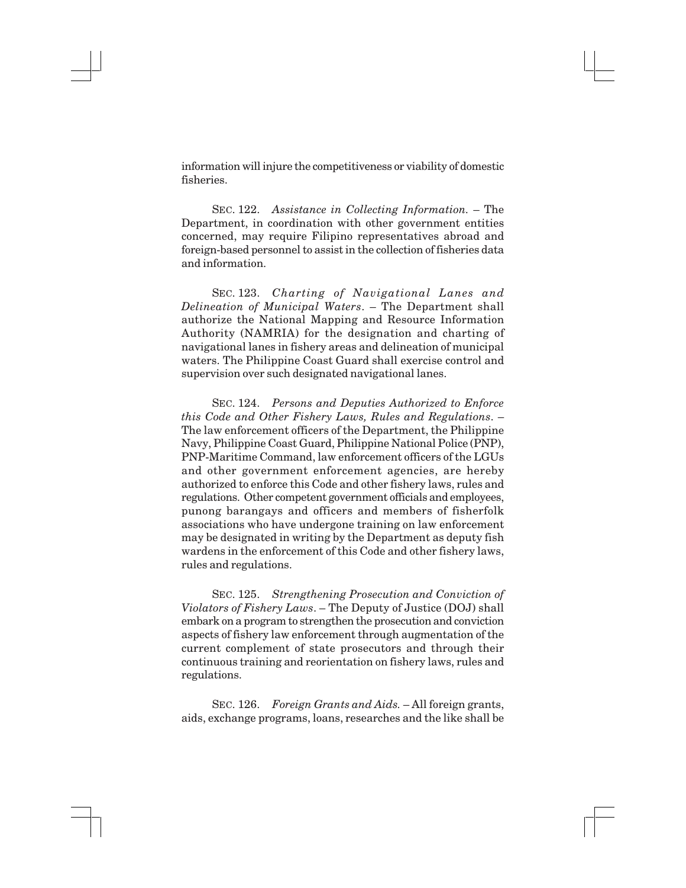information will injure the competitiveness or viability of domestic fisheries.

SEC. 122. *Assistance in Collecting Information.* – The Department, in coordination with other government entities concerned, may require Filipino representatives abroad and foreign-based personnel to assist in the collection of fisheries data and information.

SEC. 123. *Charting of Navigational Lanes and Delineation of Municipal Waters*. – The Department shall authorize the National Mapping and Resource Information Authority (NAMRIA) for the designation and charting of navigational lanes in fishery areas and delineation of municipal waters. The Philippine Coast Guard shall exercise control and supervision over such designated navigational lanes.

SEC. 124. *Persons and Deputies Authorized to Enforce this Code and Other Fishery Laws, Rules and Regulations*. – The law enforcement officers of the Department, the Philippine Navy, Philippine Coast Guard, Philippine National Police (PNP), PNP-Maritime Command, law enforcement officers of the LGUs and other government enforcement agencies, are hereby authorized to enforce this Code and other fishery laws, rules and regulations. Other competent government officials and employees, punong barangays and officers and members of fisherfolk associations who have undergone training on law enforcement may be designated in writing by the Department as deputy fish wardens in the enforcement of this Code and other fishery laws, rules and regulations.

SEC. 125. *Strengthening Prosecution and Conviction of Violators of Fishery Laws*. – The Deputy of Justice (DOJ) shall embark on a program to strengthen the prosecution and conviction aspects of fishery law enforcement through augmentation of the current complement of state prosecutors and through their continuous training and reorientation on fishery laws, rules and regulations.

SEC. 126. *Foreign Grants and Aids.* – All foreign grants, aids, exchange programs, loans, researches and the like shall be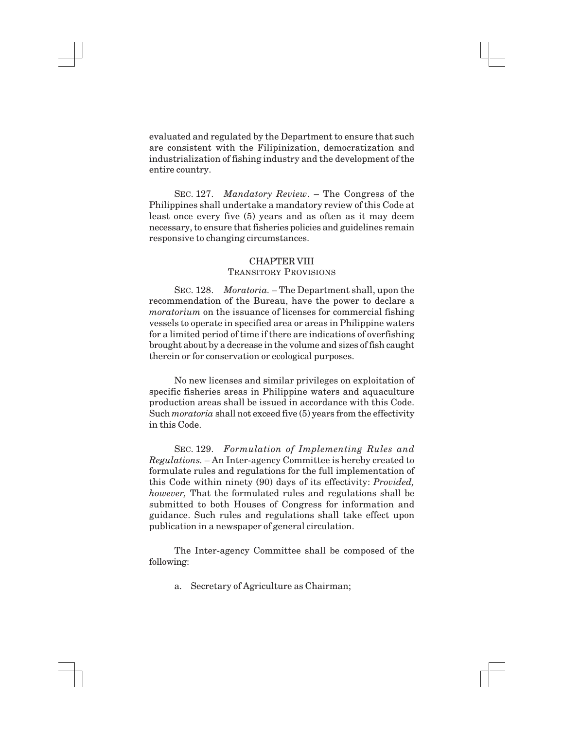evaluated and regulated by the Department to ensure that such are consistent with the Filipinization, democratization and industrialization of fishing industry and the development of the entire country.

SEC. 127. *Mandatory Review*. – The Congress of the Philippines shall undertake a mandatory review of this Code at least once every five (5) years and as often as it may deem necessary, to ensure that fisheries policies and guidelines remain responsive to changing circumstances.

## CHAPTER VIII
### TRANSITORY PROVISIONS

SEC. 128. *Moratoria.* – The Department shall, upon the recommendation of the Bureau, have the power to declare a *moratorium* on the issuance of licenses for commercial fishing vessels to operate in specified area or areas in Philippine waters for a limited period of time if there are indications of overfishing brought about by a decrease in the volume and sizes of fish caught therein or for conservation or ecological purposes.

No new licenses and similar privileges on exploitation of specific fisheries areas in Philippine waters and aquaculture production areas shall be issued in accordance with this Code. Such *moratoria* shall not exceed five (5) years from the effectivity in this Code.

SEC. 129. *Formulation of Implementing Rules and Regulations.* – An Inter-agency Committee is hereby created to formulate rules and regulations for the full implementation of this Code within ninety (90) days of its effectivity: *Provided, however,* That the formulated rules and regulations shall be submitted to both Houses of Congress for information and guidance. Such rules and regulations shall take effect upon publication in a newspaper of general circulation.

The Inter-agency Committee shall be composed of the following:

a. Secretary of Agriculture as Chairman;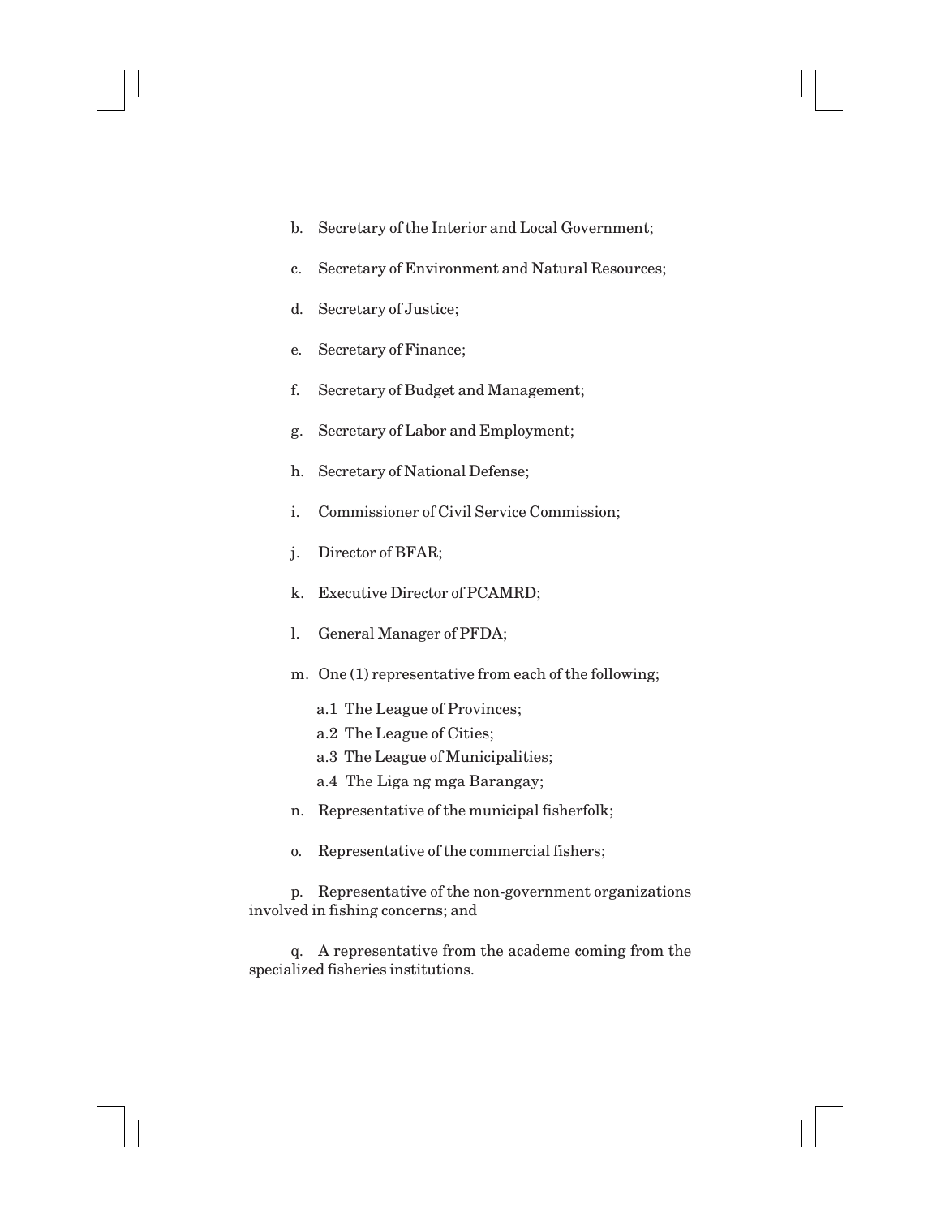b. Secretary of the Interior and Local Government;

c. Secretary of Environment and Natural Resources;

d. Secretary of Justice;

e. Secretary of Finance;

f. Secretary of Budget and Management;

g. Secretary of Labor and Employment;

h. Secretary of National Defense;

i. Commissioner of Civil Service Commission;

j. Director of BFAR;

k. Executive Director of PCAMRD;

l. General Manager of PFDA;

m. One (1) representative from each of the following;

a.1 The League of Provinces;
a.2 The League of Cities;
a.3 The League of Municipalities;
a.4 The Liga ng mga Barangay;

n. Representative of the municipal fisherfolk;

o. Representative of the commercial fishers;

p. Representative of the non-government organizations involved in fishing concerns; and

q. A representative from the academe coming from the specialized fisheries institutions.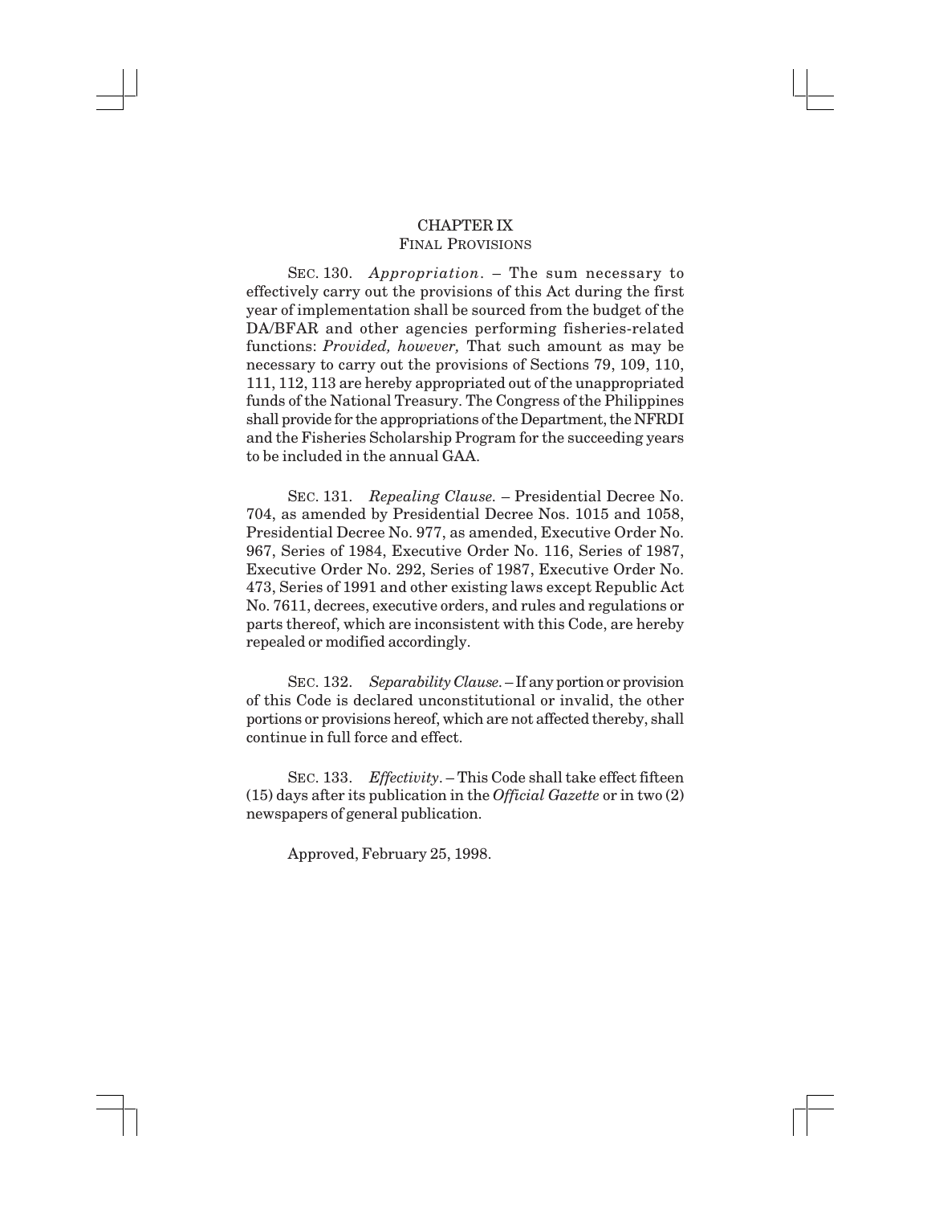## CHAPTER IX
### FINAL PROVISIONS

SEC. 130. *Appropriation*. – The sum necessary to effectively carry out the provisions of this Act during the first year of implementation shall be sourced from the budget of the DA/BFAR and other agencies performing fisheries-related functions: *Provided, however,* That such amount as may be necessary to carry out the provisions of Sections 79, 109, 110, 111, 112, 113 are hereby appropriated out of the unappropriated funds of the National Treasury. The Congress of the Philippines shall provide for the appropriations of the Department, the NFRDI and the Fisheries Scholarship Program for the succeeding years to be included in the annual GAA.

SEC. 131. *Repealing Clause.* – Presidential Decree No. 704, as amended by Presidential Decree Nos. 1015 and 1058, Presidential Decree No. 977, as amended, Executive Order No. 967, Series of 1984, Executive Order No. 116, Series of 1987, Executive Order No. 292, Series of 1987, Executive Order No. 473, Series of 1991 and other existing laws except Republic Act No. 7611, decrees, executive orders, and rules and regulations or parts thereof, which are inconsistent with this Code, are hereby repealed or modified accordingly.

SEC. 132. *Separability Clause.* – If any portion or provision of this Code is declared unconstitutional or invalid, the other portions or provisions hereof, which are not affected thereby, shall continue in full force and effect.

SEC. 133. *Effectivity*. – This Code shall take effect fifteen (15) days after its publication in the *Official Gazette* or in two (2) newspapers of general publication.

Approved, February 25, 1998.